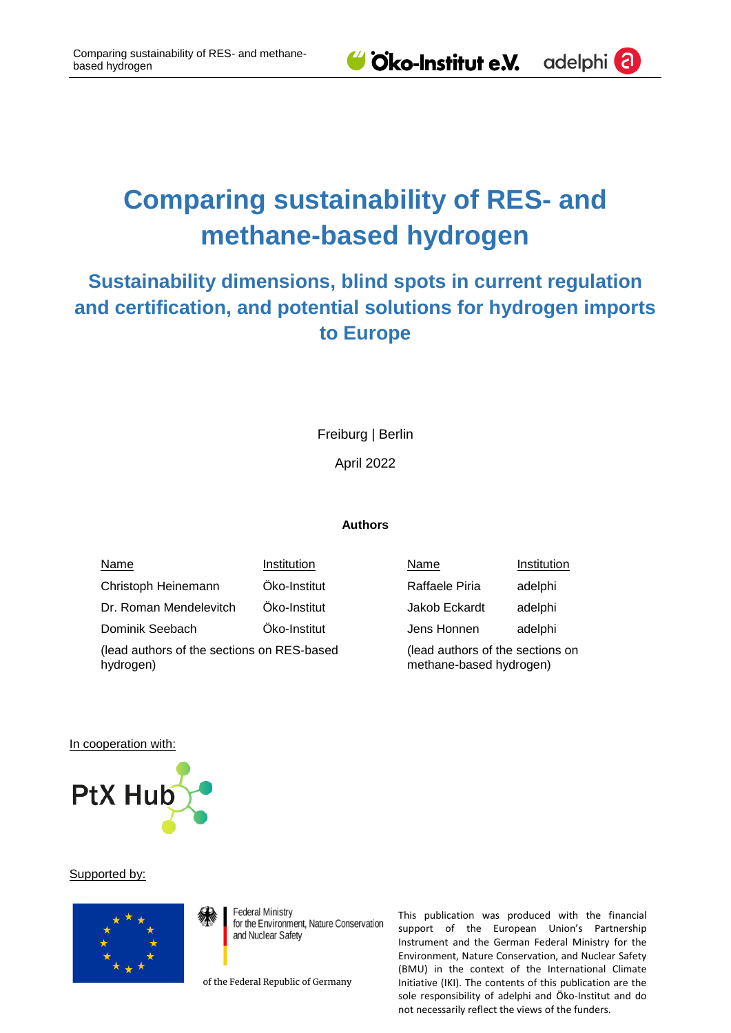# Comparing sustainability of RES- and methane-based hydrogen

## Sustainability dimensions, blind spots in current regulation and certification, and potential solutions for hydrogen imports to Europe

Freiburg | Berlin

April 2022

**Authors**

| Name | Institution | Name | Institution |
|---|---|---|---|
| Christoph Heinemann | Öko-Institut | Raffaele Piria | adelphi |
| Dr. Roman Mendelevitch | Öko-Institut | Jakob Eckardt | adelphi |
| Dominik Seebach | Öko-Institut | Jens Honnen | adelphi |
| (lead authors of the sections on RES-based hydrogen) | | (lead authors of the sections on methane-based hydrogen) | |

In cooperation with:

PtX Hub

Supported by:

Federal Ministry for the Environment, Nature Conservation and Nuclear Safety

of the Federal Republic of Germany

This publication was produced with the financial support of the European Union's Partnership Instrument and the German Federal Ministry for the Environment, Nature Conservation, and Nuclear Safety (BMU) in the context of the International Climate Initiative (IKI). The contents of this publication are the sole responsibility of adelphi and Öko-Institut and do not necessarily reflect the views of the funders.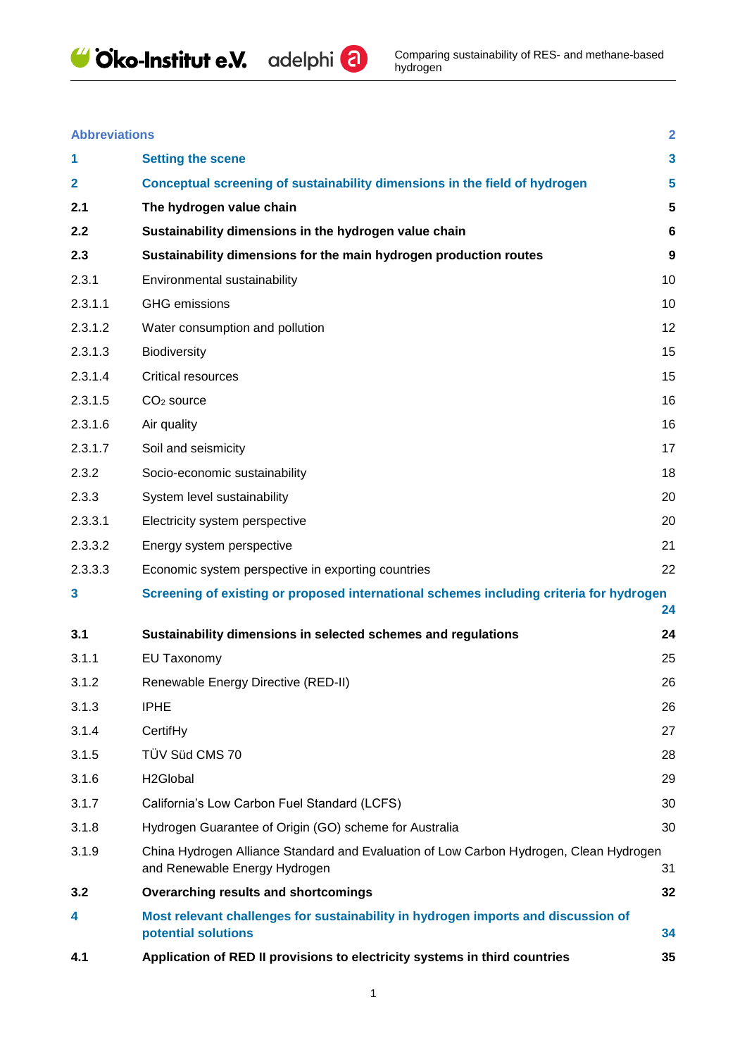| | | |
|---|---|---|
| **Abbreviations** | | **2** |
| **1** | **Setting the scene** | **3** |
| **2** | **Conceptual screening of sustainability dimensions in the field of hydrogen** | **5** |
| **2.1** | **The hydrogen value chain** | **5** |
| **2.2** | **Sustainability dimensions in the hydrogen value chain** | **6** |
| **2.3** | **Sustainability dimensions for the main hydrogen production routes** | **9** |
| 2.3.1 | Environmental sustainability | 10 |
| 2.3.1.1 | GHG emissions | 10 |
| 2.3.1.2 | Water consumption and pollution | 12 |
| 2.3.1.3 | Biodiversity | 15 |
| 2.3.1.4 | Critical resources | 15 |
| 2.3.1.5 | $CO_2$ source | 16 |
| 2.3.1.6 | Air quality | 16 |
| 2.3.1.7 | Soil and seismicity | 17 |
| 2.3.2 | Socio-economic sustainability | 18 |
| 2.3.3 | System level sustainability | 20 |
| 2.3.3.1 | Electricity system perspective | 20 |
| 2.3.3.2 | Energy system perspective | 21 |
| 2.3.3.3 | Economic system perspective in exporting countries | 22 |
| **3** | **Screening of existing or proposed international schemes including criteria for hydrogen** | **24** |
| **3.1** | **Sustainability dimensions in selected schemes and regulations** | **24** |
| 3.1.1 | EU Taxonomy | 25 |
| 3.1.2 | Renewable Energy Directive (RED-II) | 26 |
| 3.1.3 | IPHE | 26 |
| 3.1.4 | CertifHy | 27 |
| 3.1.5 | TÜV Süd CMS 70 | 28 |
| 3.1.6 | H2Global | 29 |
| 3.1.7 | California's Low Carbon Fuel Standard (LCFS) | 30 |
| 3.1.8 | Hydrogen Guarantee of Origin (GO) scheme for Australia | 30 |
| 3.1.9 | China Hydrogen Alliance Standard and Evaluation of Low Carbon Hydrogen, Clean Hydrogen and Renewable Energy Hydrogen | 31 |
| **3.2** | **Overarching results and shortcomings** | **32** |
| **4** | **Most relevant challenges for sustainability in hydrogen imports and discussion of potential solutions** | **34** |
| **4.1** | **Application of RED II provisions to electricity systems in third countries** | **35** |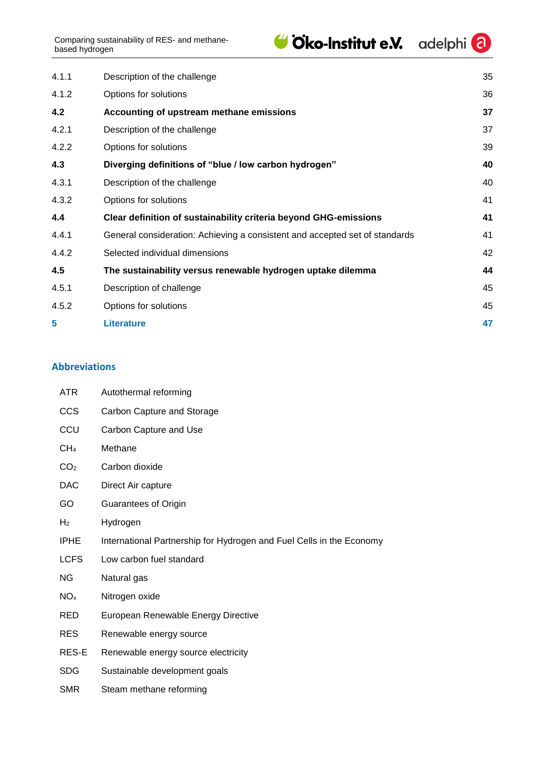| | | |
|---|---|---|
| 4.1.1 | Description of the challenge | 35 |
| 4.1.2 | Options for solutions | 36 |
| **4.2** | **Accounting of upstream methane emissions** | **37** |
| 4.2.1 | Description of the challenge | 37 |
| 4.2.2 | Options for solutions | 39 |
| **4.3** | **Diverging definitions of "blue / low carbon hydrogen"** | **40** |
| 4.3.1 | Description of the challenge | 40 |
| 4.3.2 | Options for solutions | 41 |
| **4.4** | **Clear definition of sustainability criteria beyond GHG-emissions** | **41** |
| 4.4.1 | General consideration: Achieving a consistent and accepted set of standards | 41 |
| 4.4.2 | Selected individual dimensions | 42 |
| **4.5** | **The sustainability versus renewable hydrogen uptake dilemma** | **44** |
| 4.5.1 | Description of challenge | 45 |
| 4.5.2 | Options for solutions | 45 |
| **5** | **Literature** | **47** |

## Abbreviations

| | |
|---|---|
| ATR | Autothermal reforming |
| CCS | Carbon Capture and Storage |
| CCU | Carbon Capture and Use |
| $CH_4$ | Methane |
| $CO_2$ | Carbon dioxide |
| DAC | Direct Air capture |
| GO | Guarantees of Origin |
| $H_2$ | Hydrogen |
| IPHE | International Partnership for Hydrogen and Fuel Cells in the Economy |
| LCFS | Low carbon fuel standard |
| NG | Natural gas |
| $NO_x$ | Nitrogen oxide |
| RED | European Renewable Energy Directive |
| RES | Renewable energy source |
| RES-E | Renewable energy source electricity |
| SDG | Sustainable development goals |
| SMR | Steam methane reforming |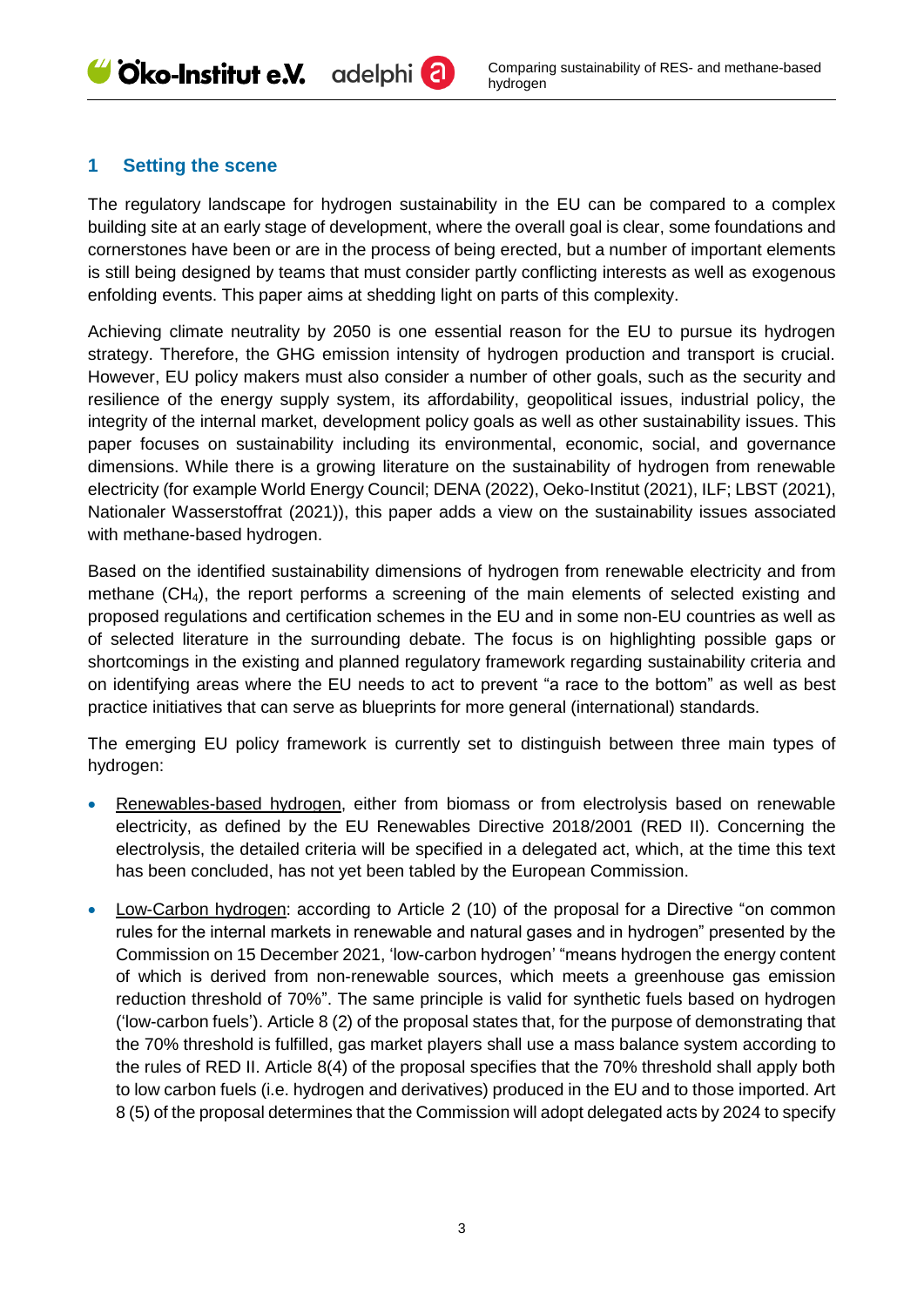# 1 Setting the scene

The regulatory landscape for hydrogen sustainability in the EU can be compared to a complex building site at an early stage of development, where the overall goal is clear, some foundations and cornerstones have been or are in the process of being erected, but a number of important elements is still being designed by teams that must consider partly conflicting interests as well as exogenous enfolding events. This paper aims at shedding light on parts of this complexity.

Achieving climate neutrality by 2050 is one essential reason for the EU to pursue its hydrogen strategy. Therefore, the GHG emission intensity of hydrogen production and transport is crucial. However, EU policy makers must also consider a number of other goals, such as the security and resilience of the energy supply system, its affordability, geopolitical issues, industrial policy, the integrity of the internal market, development policy goals as well as other sustainability issues. This paper focuses on sustainability including its environmental, economic, social, and governance dimensions. While there is a growing literature on the sustainability of hydrogen from renewable electricity (for example World Energy Council; DENA (2022), Oeko-Institut (2021), ILF; LBST (2021), Nationaler Wasserstoffrat (2021)), this paper adds a view on the sustainability issues associated with methane-based hydrogen.

Based on the identified sustainability dimensions of hydrogen from renewable electricity and from methane ($CH_4$), the report performs a screening of the main elements of selected existing and proposed regulations and certification schemes in the EU and in some non-EU countries as well as of selected literature in the surrounding debate. The focus is on highlighting possible gaps or shortcomings in the existing and planned regulatory framework regarding sustainability criteria and on identifying areas where the EU needs to act to prevent "a race to the bottom" as well as best practice initiatives that can serve as blueprints for more general (international) standards.

The emerging EU policy framework is currently set to distinguish between three main types of hydrogen:

- Renewables-based hydrogen, either from biomass or from electrolysis based on renewable electricity, as defined by the EU Renewables Directive 2018/2001 (RED II). Concerning the electrolysis, the detailed criteria will be specified in a delegated act, which, at the time this text has been concluded, has not yet been tabled by the European Commission.
- Low-Carbon hydrogen: according to Article 2 (10) of the proposal for a Directive "on common rules for the internal markets in renewable and natural gases and in hydrogen" presented by the Commission on 15 December 2021, 'low-carbon hydrogen' "means hydrogen the energy content of which is derived from non-renewable sources, which meets a greenhouse gas emission reduction threshold of 70%". The same principle is valid for synthetic fuels based on hydrogen ('low-carbon fuels'). Article 8 (2) of the proposal states that, for the purpose of demonstrating that the 70% threshold is fulfilled, gas market players shall use a mass balance system according to the rules of RED II. Article 8(4) of the proposal specifies that the 70% threshold shall apply both to low carbon fuels (i.e. hydrogen and derivatives) produced in the EU and to those imported. Art 8 (5) of the proposal determines that the Commission will adopt delegated acts by 2024 to specify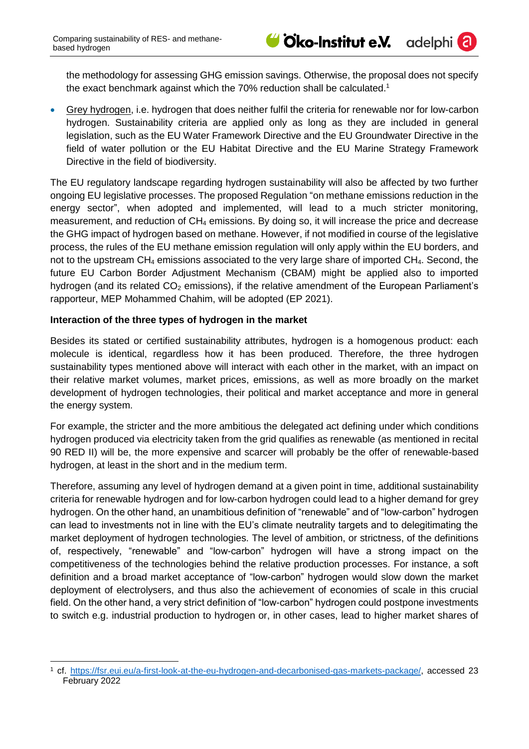the methodology for assessing GHG emission savings. Otherwise, the proposal does not specify the exact benchmark against which the 70% reduction shall be calculated.[1]

- Grey hydrogen, i.e. hydrogen that does neither fulfil the criteria for renewable nor for low-carbon hydrogen. Sustainability criteria are applied only as long as they are included in general legislation, such as the EU Water Framework Directive and the EU Groundwater Directive in the field of water pollution or the EU Habitat Directive and the EU Marine Strategy Framework Directive in the field of biodiversity.

The EU regulatory landscape regarding hydrogen sustainability will also be affected by two further ongoing EU legislative processes. The proposed Regulation "on methane emissions reduction in the energy sector", when adopted and implemented, will lead to a much stricter monitoring, measurement, and reduction of $CH_4$ emissions. By doing so, it will increase the price and decrease the GHG impact of hydrogen based on methane. However, if not modified in course of the legislative process, the rules of the EU methane emission regulation will only apply within the EU borders, and not to the upstream $CH_4$ emissions associated to the very large share of imported $CH_4$. Second, the future EU Carbon Border Adjustment Mechanism (CBAM) might be applied also to imported hydrogen (and its related $CO_2$ emissions), if the relative amendment of the European Parliament's rapporteur, MEP Mohammed Chahim, will be adopted (EP 2021).

**Interaction of the three types of hydrogen in the market**

Besides its stated or certified sustainability attributes, hydrogen is a homogenous product: each molecule is identical, regardless how it has been produced. Therefore, the three hydrogen sustainability types mentioned above will interact with each other in the market, with an impact on their relative market volumes, market prices, emissions, as well as more broadly on the market development of hydrogen technologies, their political and market acceptance and more in general the energy system.

For example, the stricter and the more ambitious the delegated act defining under which conditions hydrogen produced via electricity taken from the grid qualifies as renewable (as mentioned in recital 90 RED II) will be, the more expensive and scarcer will probably be the offer of renewable-based hydrogen, at least in the short and in the medium term.

Therefore, assuming any level of hydrogen demand at a given point in time, additional sustainability criteria for renewable hydrogen and for low-carbon hydrogen could lead to a higher demand for grey hydrogen. On the other hand, an unambitious definition of "renewable" and of "low-carbon" hydrogen can lead to investments not in line with the EU's climate neutrality targets and to delegitimating the market deployment of hydrogen technologies. The level of ambition, or strictness, of the definitions of, respectively, "renewable" and "low-carbon" hydrogen will have a strong impact on the competitiveness of the technologies behind the relative production processes. For instance, a soft definition and a broad market acceptance of "low-carbon" hydrogen would slow down the market deployment of electrolysers, and thus also the achievement of economies of scale in this crucial field. On the other hand, a very strict definition of "low-carbon" hydrogen could postpone investments to switch e.g. industrial production to hydrogen or, in other cases, lead to higher market shares of

[1] cf. https://fsr.eui.eu/a-first-look-at-the-eu-hydrogen-and-decarbonised-gas-markets-package/, accessed 23 February 2022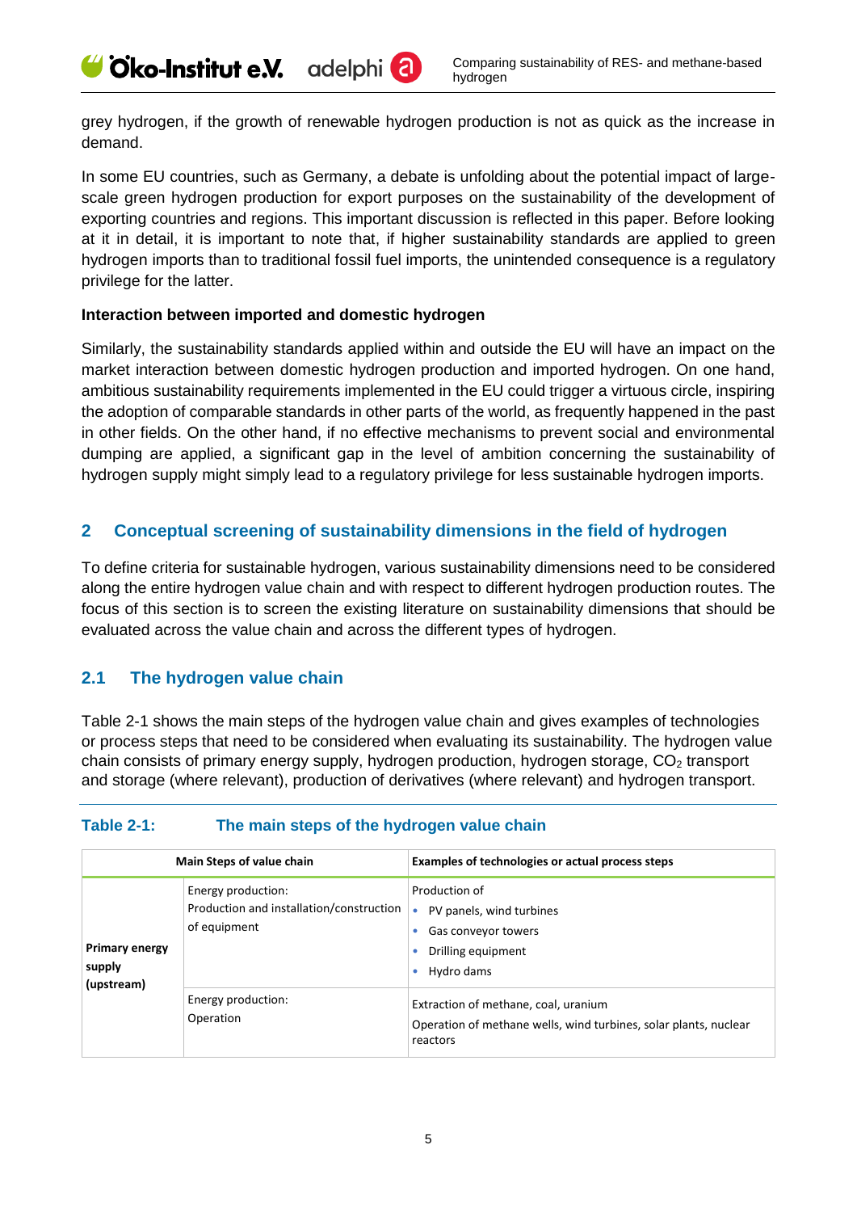grey hydrogen, if the growth of renewable hydrogen production is not as quick as the increase in demand.

In some EU countries, such as Germany, a debate is unfolding about the potential impact of large-scale green hydrogen production for export purposes on the sustainability of the development of exporting countries and regions. This important discussion is reflected in this paper. Before looking at it in detail, it is important to note that, if higher sustainability standards are applied to green hydrogen imports than to traditional fossil fuel imports, the unintended consequence is a regulatory privilege for the latter.

**Interaction between imported and domestic hydrogen**

Similarly, the sustainability standards applied within and outside the EU will have an impact on the market interaction between domestic hydrogen production and imported hydrogen. On one hand, ambitious sustainability requirements implemented in the EU could trigger a virtuous circle, inspiring the adoption of comparable standards in other parts of the world, as frequently happened in the past in other fields. On the other hand, if no effective mechanisms to prevent social and environmental dumping are applied, a significant gap in the level of ambition concerning the sustainability of hydrogen supply might simply lead to a regulatory privilege for less sustainable hydrogen imports.

# 2 Conceptual screening of sustainability dimensions in the field of hydrogen

To define criteria for sustainable hydrogen, various sustainability dimensions need to be considered along the entire hydrogen value chain and with respect to different hydrogen production routes. The focus of this section is to screen the existing literature on sustainability dimensions that should be evaluated across the value chain and across the different types of hydrogen.

## 2.1 The hydrogen value chain

Table 2-1 shows the main steps of the hydrogen value chain and gives examples of technologies or process steps that need to be considered when evaluating its sustainability. The hydrogen value chain consists of primary energy supply, hydrogen production, hydrogen storage, $CO_2$ transport and storage (where relevant), production of derivatives (where relevant) and hydrogen transport.

**Table 2-1: The main steps of the hydrogen value chain**

| Main Steps of value chain | | Examples of technologies or actual process steps |
|---|---|---|
| **Primary energy supply (upstream)** | Energy production: Production and installation/construction of equipment | Production of<br>• PV panels, wind turbines<br>• Gas conveyor towers<br>• Drilling equipment<br>• Hydro dams |
| | Energy production: Operation | Extraction of methane, coal, uranium<br>Operation of methane wells, wind turbines, solar plants, nuclear reactors |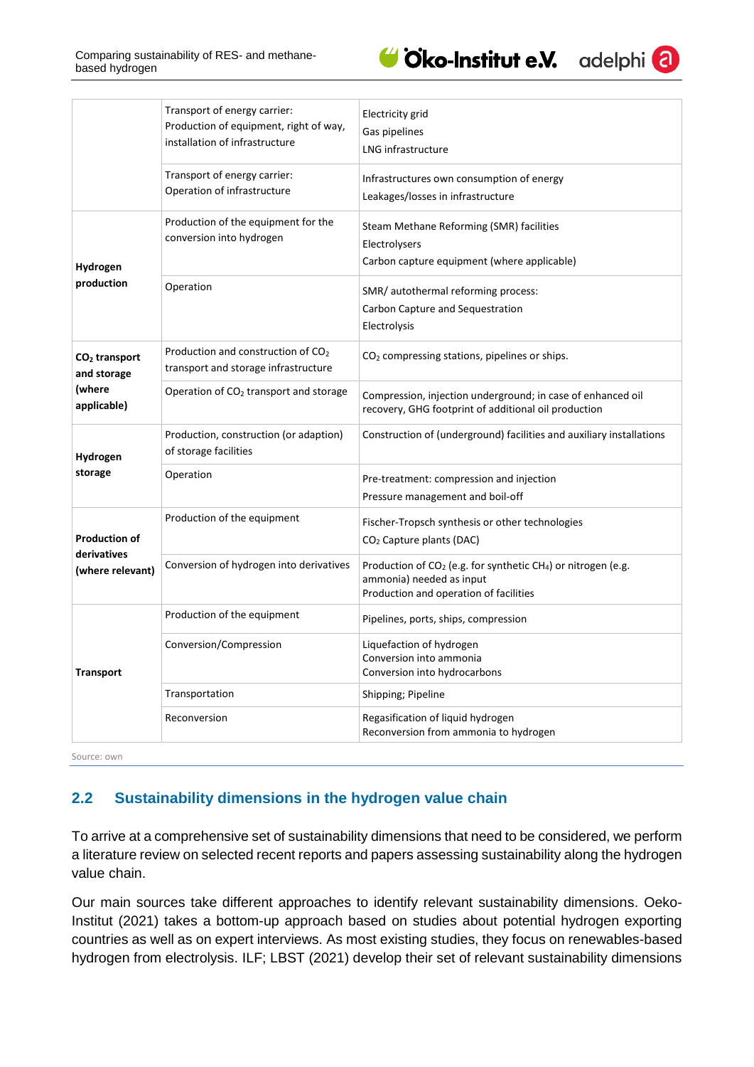| | | |
|---|---|---|
| | Transport of energy carrier: Production of equipment, right of way, installation of infrastructure | Electricity grid<br>Gas pipelines<br>LNG infrastructure |
| | Transport of energy carrier: Operation of infrastructure | Infrastructures own consumption of energy<br>Leakages/losses in infrastructure |
| **Hydrogen production** | Production of the equipment for the conversion into hydrogen | Steam Methane Reforming (SMR) facilities<br>Electrolysers<br>Carbon capture equipment (where applicable) |
| | Operation | SMR/ autothermal reforming process:<br>Carbon Capture and Sequestration<br>Electrolysis |
| **$CO_2$ transport and storage (where applicable)** | Production and construction of $CO_2$ transport and storage infrastructure | $CO_2$ compressing stations, pipelines or ships. |
| | Operation of $CO_2$ transport and storage | Compression, injection underground; in case of enhanced oil recovery, GHG footprint of additional oil production |
| **Hydrogen storage** | Production, construction (or adaption) of storage facilities | Construction of (underground) facilities and auxiliary installations |
| | Operation | Pre-treatment: compression and injection<br>Pressure management and boil-off |
| **Production of derivatives (where relevant)** | Production of the equipment | Fischer-Tropsch synthesis or other technologies<br>$CO_2$ Capture plants (DAC) |
| | Conversion of hydrogen into derivatives | Production of $CO_2$ (e.g. for synthetic $CH_4$) or nitrogen (e.g. ammonia) needed as input<br>Production and operation of facilities |
| **Transport** | Production of the equipment | Pipelines, ports, ships, compression |
| | Conversion/Compression | Liquefaction of hydrogen<br>Conversion into ammonia<br>Conversion into hydrocarbons |
| | Transportation | Shipping; Pipeline |
| | Reconversion | Regasification of liquid hydrogen<br>Reconversion from ammonia to hydrogen |

Source: own

## 2.2 Sustainability dimensions in the hydrogen value chain

To arrive at a comprehensive set of sustainability dimensions that need to be considered, we perform a literature review on selected recent reports and papers assessing sustainability along the hydrogen value chain.

Our main sources take different approaches to identify relevant sustainability dimensions. Oeko-Institut (2021) takes a bottom-up approach based on studies about potential hydrogen exporting countries as well as on expert interviews. As most existing studies, they focus on renewables-based hydrogen from electrolysis. ILF; LBST (2021) develop their set of relevant sustainability dimensions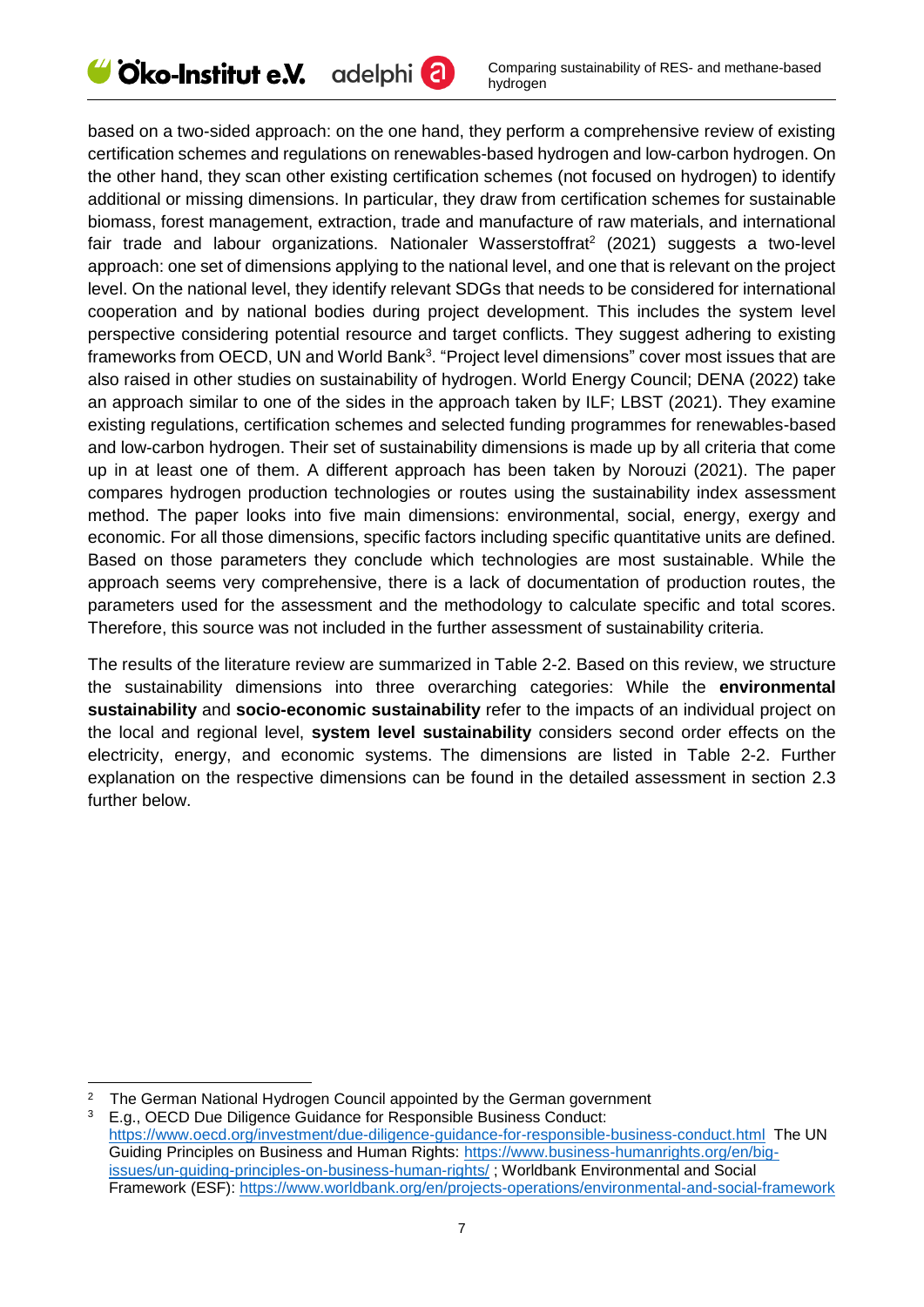based on a two-sided approach: on the one hand, they perform a comprehensive review of existing certification schemes and regulations on renewables-based hydrogen and low-carbon hydrogen. On the other hand, they scan other existing certification schemes (not focused on hydrogen) to identify additional or missing dimensions. In particular, they draw from certification schemes for sustainable biomass, forest management, extraction, trade and manufacture of raw materials, and international fair trade and labour organizations. Nationaler Wasserstoffrat[2] (2021) suggests a two-level approach: one set of dimensions applying to the national level, and one that is relevant on the project level. On the national level, they identify relevant SDGs that needs to be considered for international cooperation and by national bodies during project development. This includes the system level perspective considering potential resource and target conflicts. They suggest adhering to existing frameworks from OECD, UN and World Bank[3]. "Project level dimensions" cover most issues that are also raised in other studies on sustainability of hydrogen. World Energy Council; DENA (2022) take an approach similar to one of the sides in the approach taken by ILF; LBST (2021). They examine existing regulations, certification schemes and selected funding programmes for renewables-based and low-carbon hydrogen. Their set of sustainability dimensions is made up by all criteria that come up in at least one of them. A different approach has been taken by Norouzi (2021). The paper compares hydrogen production technologies or routes using the sustainability index assessment method. The paper looks into five main dimensions: environmental, social, energy, exergy and economic. For all those dimensions, specific factors including specific quantitative units are defined. Based on those parameters they conclude which technologies are most sustainable. While the approach seems very comprehensive, there is a lack of documentation of production routes, the parameters used for the assessment and the methodology to calculate specific and total scores. Therefore, this source was not included in the further assessment of sustainability criteria.

The results of the literature review are summarized in Table 2-2. Based on this review, we structure the sustainability dimensions into three overarching categories: While the **environmental sustainability** and **socio-economic sustainability** refer to the impacts of an individual project on the local and regional level, **system level sustainability** considers second order effects on the electricity, energy, and economic systems. The dimensions are listed in Table 2-2. Further explanation on the respective dimensions can be found in the detailed assessment in section 2.3 further below.

---

[2] The German National Hydrogen Council appointed by the German government

[3] E.g., OECD Due Diligence Guidance for Responsible Business Conduct: https://www.oecd.org/investment/due-diligence-guidance-for-responsible-business-conduct.html The UN Guiding Principles on Business and Human Rights: https://www.business-humanrights.org/en/big-issues/un-guiding-principles-on-business-human-rights/ ; Worldbank Environmental and Social Framework (ESF): https://www.worldbank.org/en/projects-operations/environmental-and-social-framework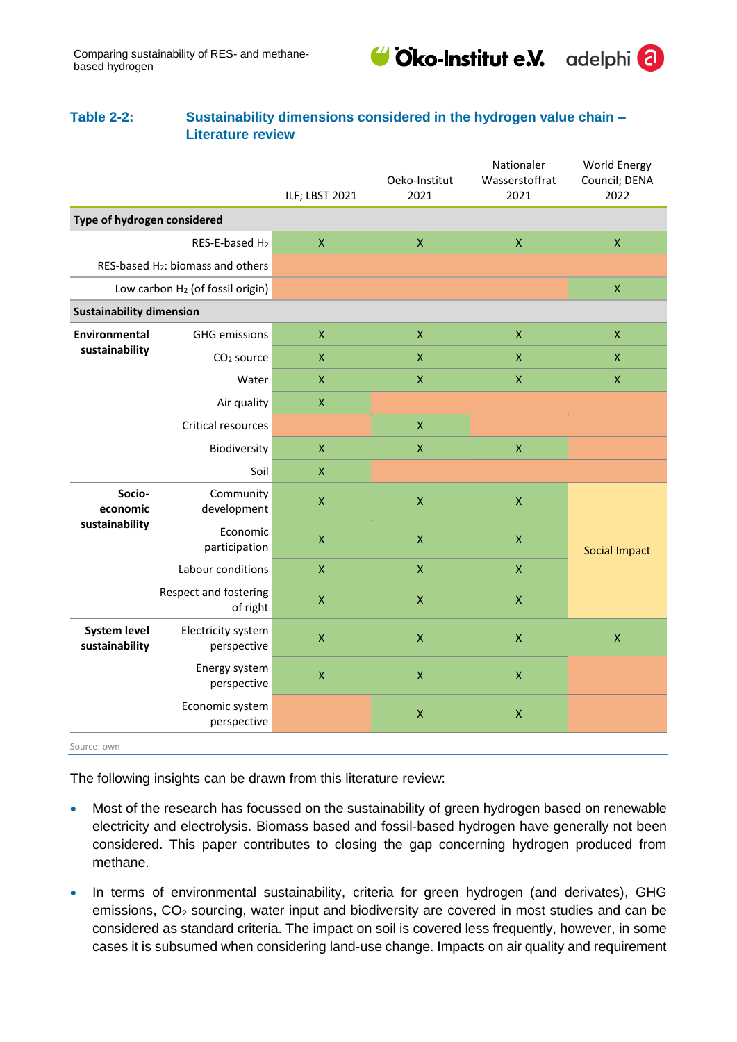**Table 2-2: Sustainability dimensions considered in the hydrogen value chain – Literature review**

| | | ILF; LBST 2021 | Oeko-Institut 2021 | Nationaler Wasserstoffrat 2021 | World Energy Council; DENA 2022 |
|---|---|---|---|---|---|
| **Type of hydrogen considered** | | | | | |
| | RES-E-based $H_2$ | X | X | X | X |
| | RES-based $H_2$: biomass and others | | | | |
| | Low carbon $H_2$ (of fossil origin) | | | | X |
| **Sustainability dimension** | | | | | |
| **Environmental sustainability** | GHG emissions | X | X | X | X |
| | $CO_2$ source | X | X | X | X |
| | Water | X | X | X | X |
| | Air quality | X | | | |
| | Critical resources | | X | | |
| | Biodiversity | X | X | X | |
| | Soil | X | | | |
| **Socio-economic sustainability** | Community development | X | X | X | Social Impact |
| | Economic participation | X | X | X | |
| | Labour conditions | X | X | X | |
| | Respect and fostering of right | X | X | X | |
| **System level sustainability** | Electricity system perspective | X | X | X | X |
| | Energy system perspective | X | X | X | |
| | Economic system perspective | | X | X | |

Source: own

The following insights can be drawn from this literature review:

- Most of the research has focussed on the sustainability of green hydrogen based on renewable electricity and electrolysis. Biomass based and fossil-based hydrogen have generally not been considered. This paper contributes to closing the gap concerning hydrogen produced from methane.
- In terms of environmental sustainability, criteria for green hydrogen (and derivates), GHG emissions, $CO_2$ sourcing, water input and biodiversity are covered in most studies and can be considered as standard criteria. The impact on soil is covered less frequently, however, in some cases it is subsumed when considering land-use change. Impacts on air quality and requirement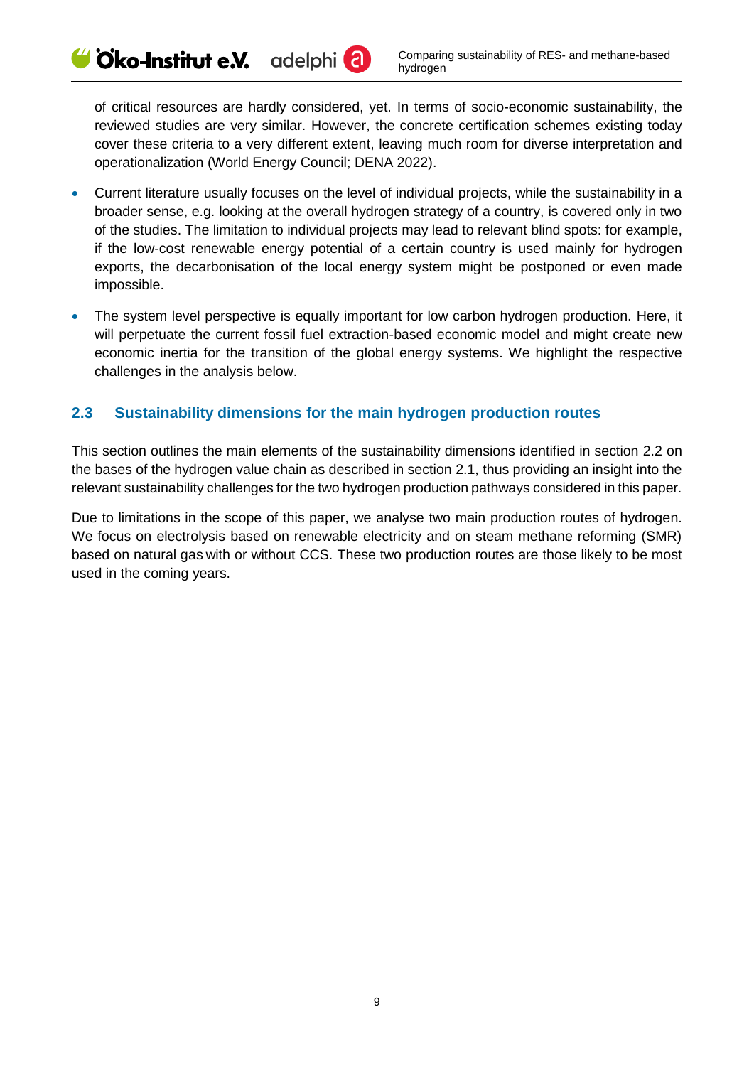of critical resources are hardly considered, yet. In terms of socio-economic sustainability, the reviewed studies are very similar. However, the concrete certification schemes existing today cover these criteria to a very different extent, leaving much room for diverse interpretation and operationalization (World Energy Council; DENA 2022).

- Current literature usually focuses on the level of individual projects, while the sustainability in a broader sense, e.g. looking at the overall hydrogen strategy of a country, is covered only in two of the studies. The limitation to individual projects may lead to relevant blind spots: for example, if the low-cost renewable energy potential of a certain country is used mainly for hydrogen exports, the decarbonisation of the local energy system might be postponed or even made impossible.
- The system level perspective is equally important for low carbon hydrogen production. Here, it will perpetuate the current fossil fuel extraction-based economic model and might create new economic inertia for the transition of the global energy systems. We highlight the respective challenges in the analysis below.

## 2.3 Sustainability dimensions for the main hydrogen production routes

This section outlines the main elements of the sustainability dimensions identified in section 2.2 on the bases of the hydrogen value chain as described in section 2.1, thus providing an insight into the relevant sustainability challenges for the two hydrogen production pathways considered in this paper.

Due to limitations in the scope of this paper, we analyse two main production routes of hydrogen. We focus on electrolysis based on renewable electricity and on steam methane reforming (SMR) based on natural gas with or without CCS. These two production routes are those likely to be most used in the coming years.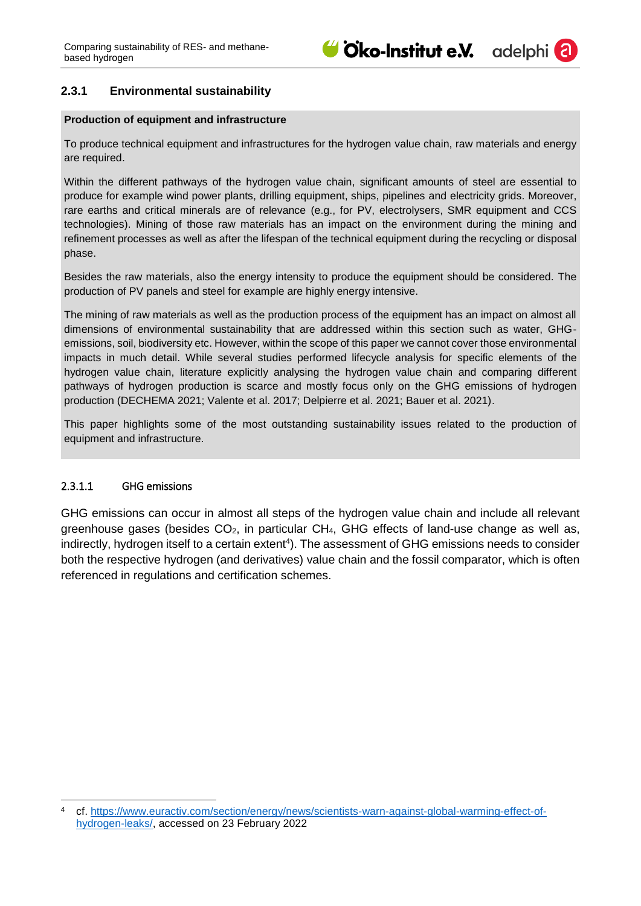### 2.3.1 Environmental sustainability

**Production of equipment and infrastructure**

To produce technical equipment and infrastructures for the hydrogen value chain, raw materials and energy are required.

Within the different pathways of the hydrogen value chain, significant amounts of steel are essential to produce for example wind power plants, drilling equipment, ships, pipelines and electricity grids. Moreover, rare earths and critical minerals are of relevance (e.g., for PV, electrolysers, SMR equipment and CCS technologies). Mining of those raw materials has an impact on the environment during the mining and refinement processes as well as after the lifespan of the technical equipment during the recycling or disposal phase.

Besides the raw materials, also the energy intensity to produce the equipment should be considered. The production of PV panels and steel for example are highly energy intensive.

The mining of raw materials as well as the production process of the equipment has an impact on almost all dimensions of environmental sustainability that are addressed within this section such as water, GHG-emissions, soil, biodiversity etc. However, within the scope of this paper we cannot cover those environmental impacts in much detail. While several studies performed lifecycle analysis for specific elements of the hydrogen value chain, literature explicitly analysing the hydrogen value chain and comparing different pathways of hydrogen production is scarce and mostly focus only on the GHG emissions of hydrogen production (DECHEMA 2021; Valente et al. 2017; Delpierre et al. 2021; Bauer et al. 2021).

This paper highlights some of the most outstanding sustainability issues related to the production of equipment and infrastructure.

#### 2.3.1.1 GHG emissions

GHG emissions can occur in almost all steps of the hydrogen value chain and include all relevant greenhouse gases (besides $CO_2$, in particular $CH_4$, GHG effects of land-use change as well as, indirectly, hydrogen itself to a certain extent[4]). The assessment of GHG emissions needs to consider both the respective hydrogen (and derivatives) value chain and the fossil comparator, which is often referenced in regulations and certification schemes.

[4] cf. https://www.euractiv.com/section/energy/news/scientists-warn-against-global-warming-effect-of-hydrogen-leaks/, accessed on 23 February 2022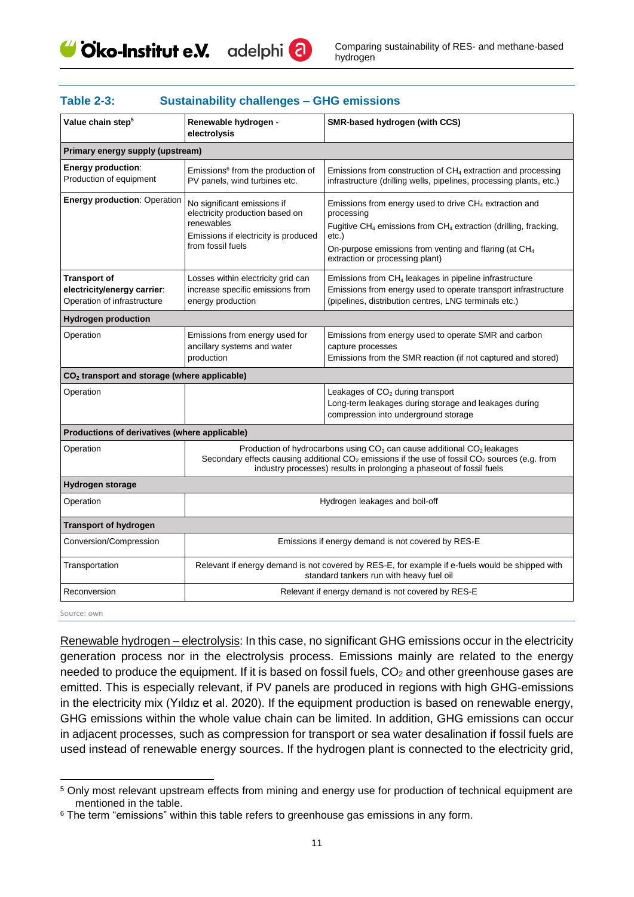**Table 2-3: Sustainability challenges – GHG emissions**

| Value chain step[5] | Renewable hydrogen - electrolysis | SMR-based hydrogen (with CCS) |
|---|---|---|
| **Primary energy supply (upstream)** | | |
| **Energy production**: Production of equipment | Emissions[6] from the production of PV panels, wind turbines etc. | Emissions from construction of $CH_4$ extraction and processing infrastructure (drilling wells, pipelines, processing plants, etc.) |
| **Energy production**: Operation | No significant emissions if electricity production based on renewables<br>Emissions if electricity is produced from fossil fuels | Emissions from energy used to drive $CH_4$ extraction and processing<br>Fugitive $CH_4$ emissions from $CH_4$ extraction (drilling, fracking, etc.)<br>On-purpose emissions from venting and flaring (at $CH_4$ extraction or processing plant) |
| **Transport of electricity/energy carrier**: Operation of infrastructure | Losses within electricity grid can increase specific emissions from energy production | Emissions from $CH_4$ leakages in pipeline infrastructure<br>Emissions from energy used to operate transport infrastructure (pipelines, distribution centres, LNG terminals etc.) |
| **Hydrogen production** | | |
| Operation | Emissions from energy used for ancillary systems and water production | Emissions from energy used to operate SMR and carbon capture processes<br>Emissions from the SMR reaction (if not captured and stored) |
| **$CO_2$ transport and storage (where applicable)** | | |
| Operation | | Leakages of $CO_2$ during transport<br>Long-term leakages during storage and leakages during compression into underground storage |
| **Productions of derivatives (where applicable)** | | |
| Operation | Production of hydrocarbons using $CO_2$ can cause additional $CO_2$ leakages<br>Secondary effects causing additional $CO_2$ emissions if the use of fossil $CO_2$ sources (e.g. from industry processes) results in prolonging a phaseout of fossil fuels | |
| **Hydrogen storage** | | |
| Operation | Hydrogen leakages and boil-off | |
| **Transport of hydrogen** | | |
| Conversion/Compression | Emissions if energy demand is not covered by RES-E | |
| Transportation | Relevant if energy demand is not covered by RES-E, for example if e-fuels would be shipped with standard tankers run with heavy fuel oil | |
| Reconversion | Relevant if energy demand is not covered by RES-E | |

Source: own

Renewable hydrogen – electrolysis: In this case, no significant GHG emissions occur in the electricity generation process nor in the electrolysis process. Emissions mainly are related to the energy needed to produce the equipment. If it is based on fossil fuels, $CO_2$ and other greenhouse gases are emitted. This is especially relevant, if PV panels are produced in regions with high GHG-emissions in the electricity mix (Yıldız et al. 2020). If the equipment production is based on renewable energy, GHG emissions within the whole value chain can be limited. In addition, GHG emissions can occur in adjacent processes, such as compression for transport or sea water desalination if fossil fuels are used instead of renewable energy sources. If the hydrogen plant is connected to the electricity grid,

[5] Only most relevant upstream effects from mining and energy use for production of technical equipment are mentioned in the table.

[6] The term "emissions" within this table refers to greenhouse gas emissions in any form.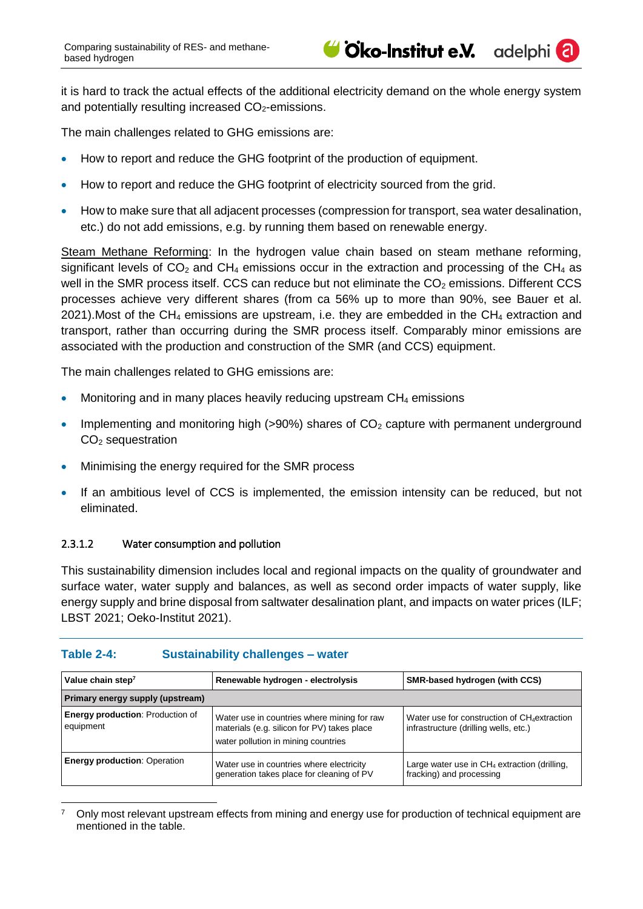it is hard to track the actual effects of the additional electricity demand on the whole energy system and potentially resulting increased $CO_2$-emissions.

The main challenges related to GHG emissions are:

- How to report and reduce the GHG footprint of the production of equipment.
- How to report and reduce the GHG footprint of electricity sourced from the grid.
- How to make sure that all adjacent processes (compression for transport, sea water desalination, etc.) do not add emissions, e.g. by running them based on renewable energy.

Steam Methane Reforming: In the hydrogen value chain based on steam methane reforming, significant levels of $CO_2$ and $CH_4$ emissions occur in the extraction and processing of the $CH_4$ as well in the SMR process itself. CCS can reduce but not eliminate the $CO_2$ emissions. Different CCS processes achieve very different shares (from ca 56% up to more than 90%, see Bauer et al. 2021).Most of the $CH_4$ emissions are upstream, i.e. they are embedded in the $CH_4$ extraction and transport, rather than occurring during the SMR process itself. Comparably minor emissions are associated with the production and construction of the SMR (and CCS) equipment.

The main challenges related to GHG emissions are:

- Monitoring and in many places heavily reducing upstream $CH_4$ emissions
- Implementing and monitoring high (>90%) shares of $CO_2$ capture with permanent underground $CO_2$ sequestration
- Minimising the energy required for the SMR process
- If an ambitious level of CCS is implemented, the emission intensity can be reduced, but not eliminated.

#### 2.3.1.2 Water consumption and pollution

This sustainability dimension includes local and regional impacts on the quality of groundwater and surface water, water supply and balances, as well as second order impacts of water supply, like energy supply and brine disposal from saltwater desalination plant, and impacts on water prices (ILF; LBST 2021; Oeko-Institut 2021).

**Table 2-4: Sustainability challenges – water**

| Value chain step[7] | Renewable hydrogen - electrolysis | SMR-based hydrogen (with CCS) |
|---|---|---|
| **Primary energy supply (upstream)** | | |
| **Energy production**: Production of equipment | Water use in countries where mining for raw materials (e.g. silicon for PV) takes place water pollution in mining countries | Water use for construction of $CH_4$extraction infrastructure (drilling wells, etc.) |
| **Energy production**: Operation | Water use in countries where electricity generation takes place for cleaning of PV | Large water use in $CH_4$ extraction (drilling, fracking) and processing |

[7] Only most relevant upstream effects from mining and energy use for production of technical equipment are mentioned in the table.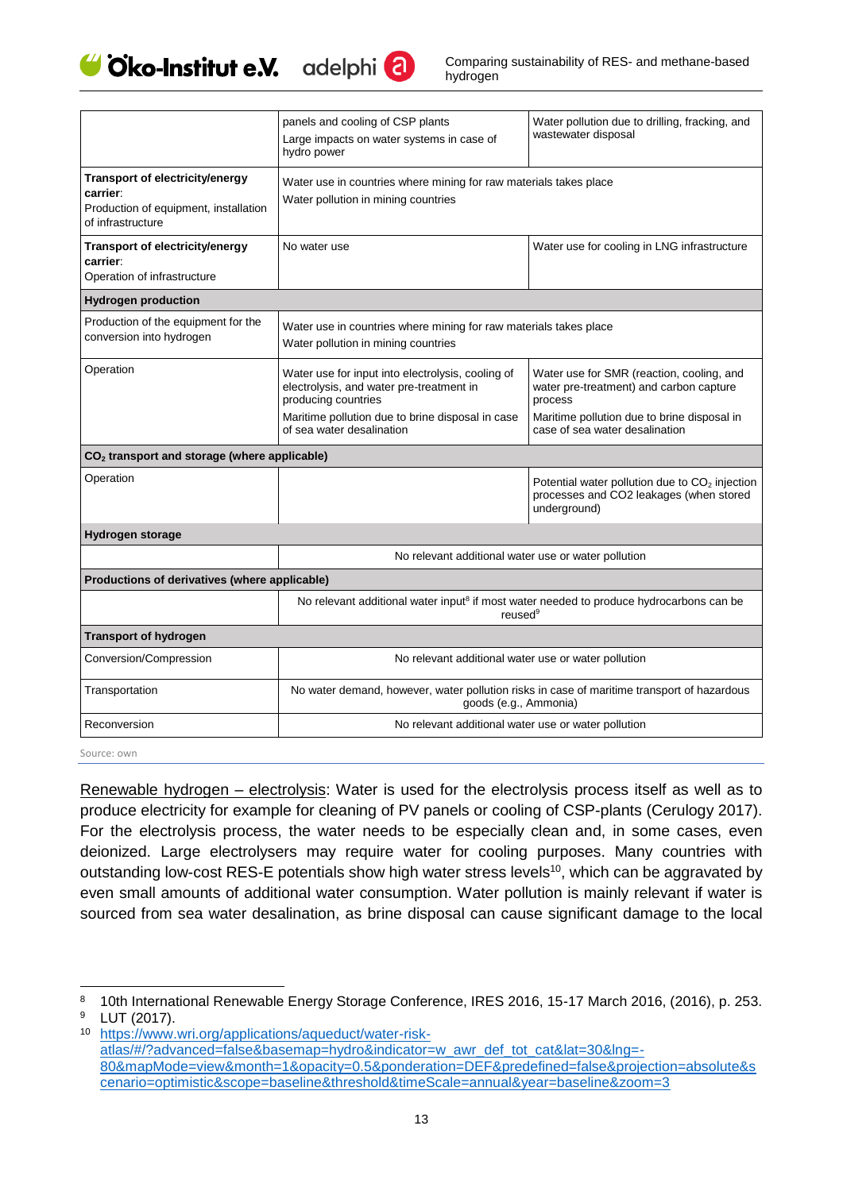| | | |
|---|---|---|
| | panels and cooling of CSP plants<br>Large impacts on water systems in case of hydro power | Water pollution due to drilling, fracking, and wastewater disposal |
| **Transport of electricity/energy carrier**:<br>Production of equipment, installation of infrastructure | Water use in countries where mining for raw materials takes place<br>Water pollution in mining countries | |
| **Transport of electricity/energy carrier**:<br>Operation of infrastructure | No water use | Water use for cooling in LNG infrastructure |
| **Hydrogen production** | | |
| Production of the equipment for the conversion into hydrogen | Water use in countries where mining for raw materials takes place<br>Water pollution in mining countries | |
| Operation | Water use for input into electrolysis, cooling of electrolysis, and water pre-treatment in producing countries<br>Maritime pollution due to brine disposal in case of sea water desalination | Water use for SMR (reaction, cooling, and water pre-treatment) and carbon capture process<br>Maritime pollution due to brine disposal in case of sea water desalination |
| **$CO_2$ transport and storage (where applicable)** | | |
| Operation | | Potential water pollution due to $CO_2$ injection processes and CO2 leakages (when stored underground) |
| **Hydrogen storage** | | |
| | No relevant additional water use or water pollution | |
| **Productions of derivatives (where applicable)** | | |
| | No relevant additional water input[8] if most water needed to produce hydrocarbons can be reused[9] | |
| **Transport of hydrogen** | | |
| Conversion/Compression | No relevant additional water use or water pollution | |
| Transportation | No water demand, however, water pollution risks in case of maritime transport of hazardous goods (e.g., Ammonia) | |
| Reconversion | No relevant additional water use or water pollution | |

Source: own

Renewable hydrogen – electrolysis: Water is used for the electrolysis process itself as well as to produce electricity for example for cleaning of PV panels or cooling of CSP-plants (Cerulogy 2017). For the electrolysis process, the water needs to be especially clean and, in some cases, even deionized. Large electrolysers may require water for cooling purposes. Many countries with outstanding low-cost RES-E potentials show high water stress levels[10], which can be aggravated by even small amounts of additional water consumption. Water pollution is mainly relevant if water is sourced from sea water desalination, as brine disposal can cause significant damage to the local

[8] 10th International Renewable Energy Storage Conference, IRES 2016, 15-17 March 2016, (2016), p. 253.

[9] LUT (2017).

[10] https://www.wri.org/applications/aqueduct/water-risk-atlas/#/?advanced=false&basemap=hydro&indicator=w_awr_def_tot_cat&lat=30&lng=-80&mapMode=view&month=1&opacity=0.5&ponderation=DEF&predefined=false&projection=absolute&scenario=optimistic&scope=baseline&threshold&timeScale=annual&year=baseline&zoom=3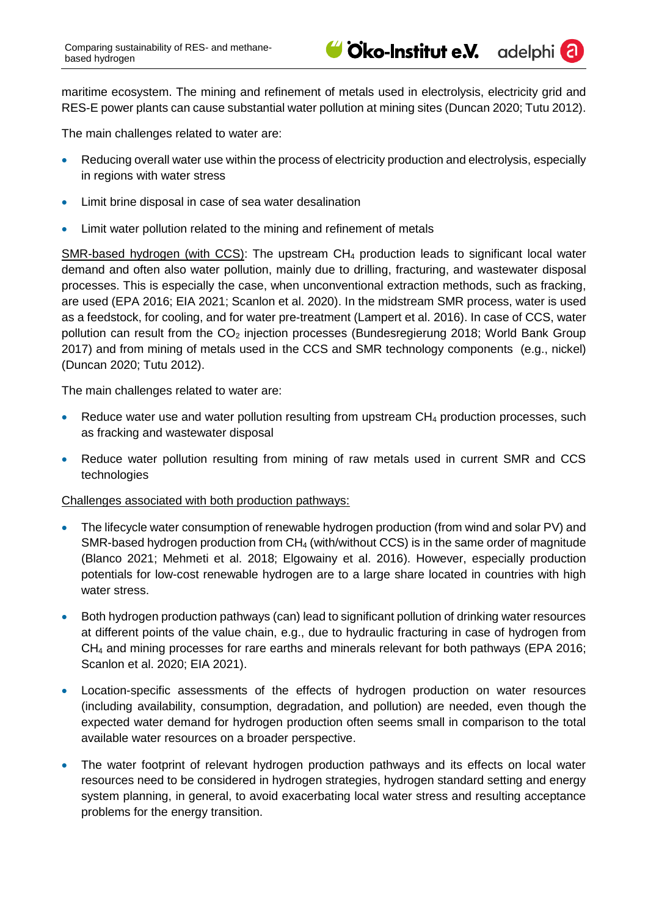maritime ecosystem. The mining and refinement of metals used in electrolysis, electricity grid and RES-E power plants can cause substantial water pollution at mining sites (Duncan 2020; Tutu 2012).

The main challenges related to water are:

- Reducing overall water use within the process of electricity production and electrolysis, especially in regions with water stress
- Limit brine disposal in case of sea water desalination
- Limit water pollution related to the mining and refinement of metals

SMR-based hydrogen (with CCS): The upstream $CH_4$ production leads to significant local water demand and often also water pollution, mainly due to drilling, fracturing, and wastewater disposal processes. This is especially the case, when unconventional extraction methods, such as fracking, are used (EPA 2016; EIA 2021; Scanlon et al. 2020). In the midstream SMR process, water is used as a feedstock, for cooling, and for water pre-treatment (Lampert et al. 2016). In case of CCS, water pollution can result from the $CO_2$ injection processes (Bundesregierung 2018; World Bank Group 2017) and from mining of metals used in the CCS and SMR technology components (e.g., nickel) (Duncan 2020; Tutu 2012).

The main challenges related to water are:

- Reduce water use and water pollution resulting from upstream $CH_4$ production processes, such as fracking and wastewater disposal
- Reduce water pollution resulting from mining of raw metals used in current SMR and CCS technologies

Challenges associated with both production pathways:

- The lifecycle water consumption of renewable hydrogen production (from wind and solar PV) and SMR-based hydrogen production from $CH_4$ (with/without CCS) is in the same order of magnitude (Blanco 2021; Mehmeti et al. 2018; Elgowainy et al. 2016). However, especially production potentials for low-cost renewable hydrogen are to a large share located in countries with high water stress.
- Both hydrogen production pathways (can) lead to significant pollution of drinking water resources at different points of the value chain, e.g., due to hydraulic fracturing in case of hydrogen from $CH_4$ and mining processes for rare earths and minerals relevant for both pathways (EPA 2016; Scanlon et al. 2020; EIA 2021).
- Location-specific assessments of the effects of hydrogen production on water resources (including availability, consumption, degradation, and pollution) are needed, even though the expected water demand for hydrogen production often seems small in comparison to the total available water resources on a broader perspective.
- The water footprint of relevant hydrogen production pathways and its effects on local water resources need to be considered in hydrogen strategies, hydrogen standard setting and energy system planning, in general, to avoid exacerbating local water stress and resulting acceptance problems for the energy transition.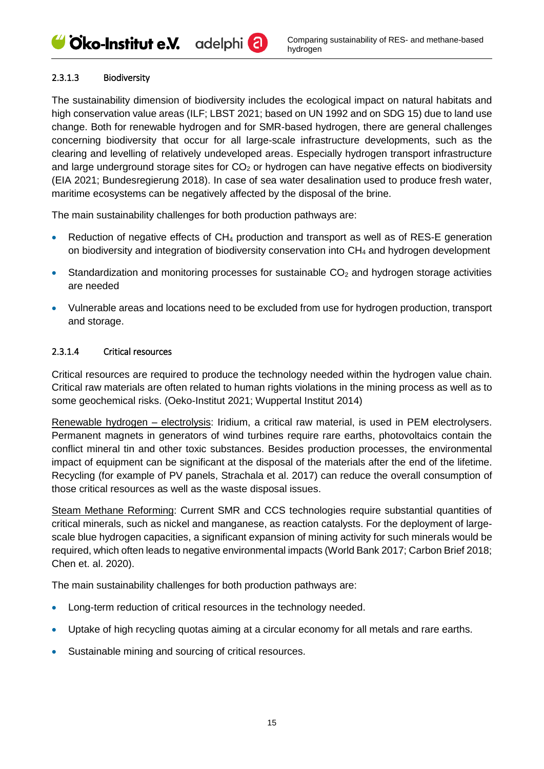#### 2.3.1.3 Biodiversity

The sustainability dimension of biodiversity includes the ecological impact on natural habitats and high conservation value areas (ILF; LBST 2021; based on UN 1992 and on SDG 15) due to land use change. Both for renewable hydrogen and for SMR-based hydrogen, there are general challenges concerning biodiversity that occur for all large-scale infrastructure developments, such as the clearing and levelling of relatively undeveloped areas. Especially hydrogen transport infrastructure and large underground storage sites for $CO_2$ or hydrogen can have negative effects on biodiversity (EIA 2021; Bundesregierung 2018). In case of sea water desalination used to produce fresh water, maritime ecosystems can be negatively affected by the disposal of the brine.

The main sustainability challenges for both production pathways are:

- Reduction of negative effects of $CH_4$ production and transport as well as of RES-E generation on biodiversity and integration of biodiversity conservation into $CH_4$ and hydrogen development
- Standardization and monitoring processes for sustainable $CO_2$ and hydrogen storage activities are needed
- Vulnerable areas and locations need to be excluded from use for hydrogen production, transport and storage.

#### 2.3.1.4 Critical resources

Critical resources are required to produce the technology needed within the hydrogen value chain. Critical raw materials are often related to human rights violations in the mining process as well as to some geochemical risks. (Oeko-Institut 2021; Wuppertal Institut 2014)

Renewable hydrogen – electrolysis: Iridium, a critical raw material, is used in PEM electrolysers. Permanent magnets in generators of wind turbines require rare earths, photovoltaics contain the conflict mineral tin and other toxic substances. Besides production processes, the environmental impact of equipment can be significant at the disposal of the materials after the end of the lifetime. Recycling (for example of PV panels, Strachala et al. 2017) can reduce the overall consumption of those critical resources as well as the waste disposal issues.

Steam Methane Reforming: Current SMR and CCS technologies require substantial quantities of critical minerals, such as nickel and manganese, as reaction catalysts. For the deployment of large-scale blue hydrogen capacities, a significant expansion of mining activity for such minerals would be required, which often leads to negative environmental impacts (World Bank 2017; Carbon Brief 2018; Chen et. al. 2020).

The main sustainability challenges for both production pathways are:

- Long-term reduction of critical resources in the technology needed.
- Uptake of high recycling quotas aiming at a circular economy for all metals and rare earths.
- Sustainable mining and sourcing of critical resources.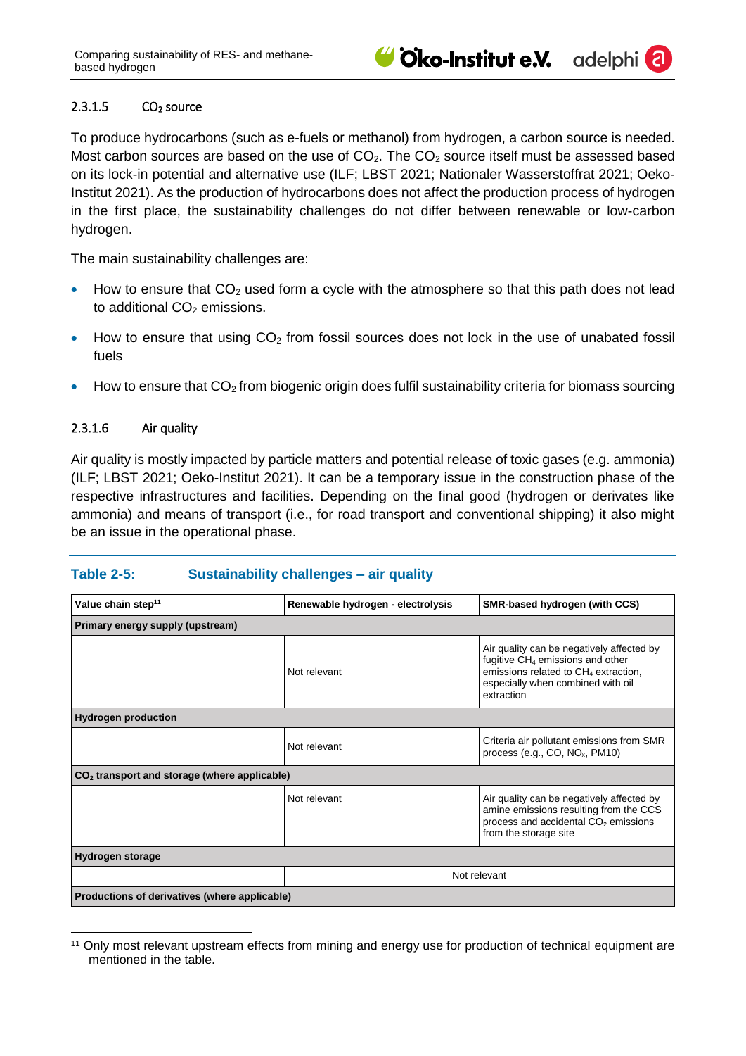#### 2.3.1.5 $CO_2$ source

To produce hydrocarbons (such as e-fuels or methanol) from hydrogen, a carbon source is needed. Most carbon sources are based on the use of $CO_2$. The $CO_2$ source itself must be assessed based on its lock-in potential and alternative use (ILF; LBST 2021; Nationaler Wasserstoffrat 2021; Oeko-Institut 2021). As the production of hydrocarbons does not affect the production process of hydrogen in the first place, the sustainability challenges do not differ between renewable or low-carbon hydrogen.

The main sustainability challenges are:

- How to ensure that $CO_2$ used form a cycle with the atmosphere so that this path does not lead to additional $CO_2$ emissions.
- How to ensure that using $CO_2$ from fossil sources does not lock in the use of unabated fossil fuels
- How to ensure that $CO_2$ from biogenic origin does fulfil sustainability criteria for biomass sourcing

#### 2.3.1.6 Air quality

Air quality is mostly impacted by particle matters and potential release of toxic gases (e.g. ammonia) (ILF; LBST 2021; Oeko-Institut 2021). It can be a temporary issue in the construction phase of the respective infrastructures and facilities. Depending on the final good (hydrogen or derivates like ammonia) and means of transport (i.e., for road transport and conventional shipping) it also might be an issue in the operational phase.

**Table 2-5: Sustainability challenges – air quality**

| Value chain step[11] | Renewable hydrogen - electrolysis | SMR-based hydrogen (with CCS) |
|---|---|---|
| **Primary energy supply (upstream)** | | |
| | Not relevant | Air quality can be negatively affected by fugitive $CH_4$ emissions and other emissions related to $CH_4$ extraction, especially when combined with oil extraction |
| **Hydrogen production** | | |
| | Not relevant | Criteria air pollutant emissions from SMR process (e.g., CO, $NO_x$, PM10) |
| **$CO_2$ transport and storage (where applicable)** | | |
| | Not relevant | Air quality can be negatively affected by amine emissions resulting from the CCS process and accidental $CO_2$ emissions from the storage site |
| **Hydrogen storage** | | |
| | Not relevant | |
| **Productions of derivatives (where applicable)** | | |

[11] Only most relevant upstream effects from mining and energy use for production of technical equipment are mentioned in the table.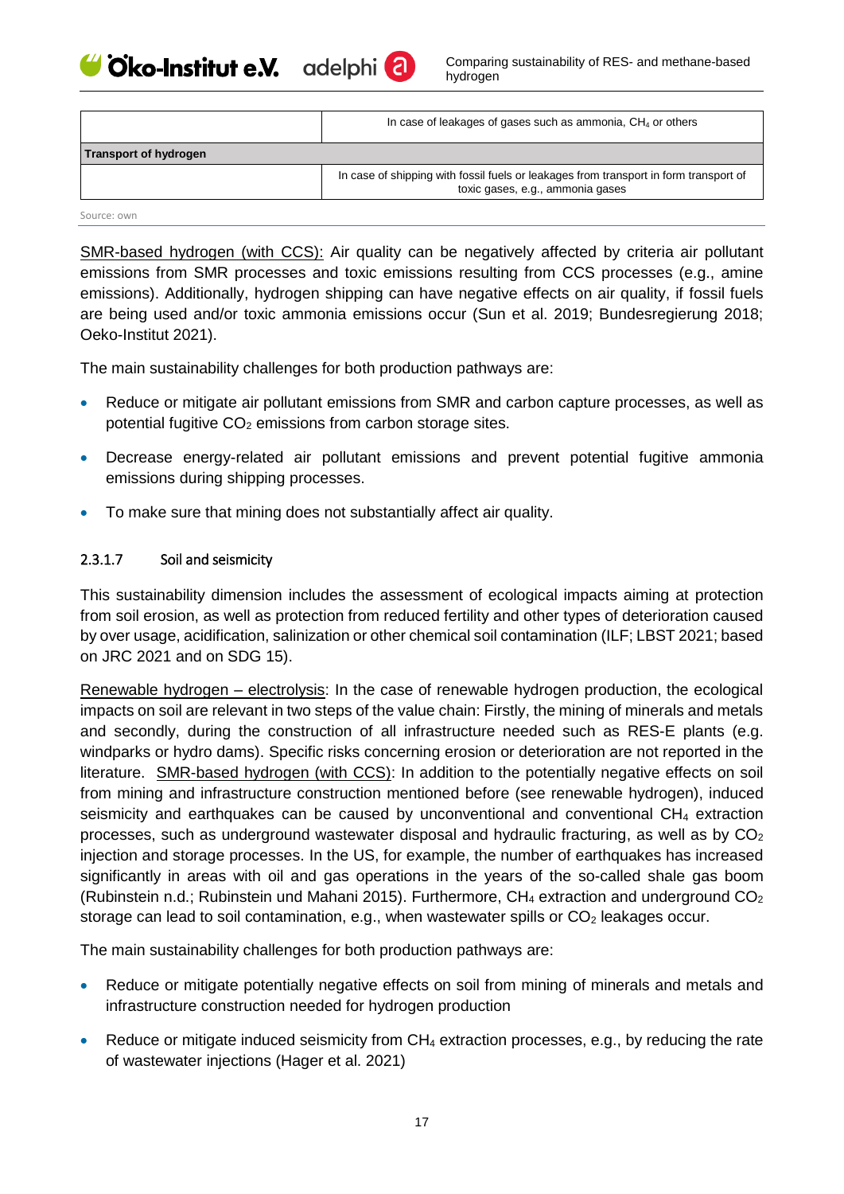| | |
|---|---|
| | In case of leakages of gases such as ammonia, $CH_4$ or others |
| **Transport of hydrogen** | |
| | In case of shipping with fossil fuels or leakages from transport in form transport of toxic gases, e.g., ammonia gases |

Source: own

SMR-based hydrogen (with CCS): Air quality can be negatively affected by criteria air pollutant emissions from SMR processes and toxic emissions resulting from CCS processes (e.g., amine emissions). Additionally, hydrogen shipping can have negative effects on air quality, if fossil fuels are being used and/or toxic ammonia emissions occur (Sun et al. 2019; Bundesregierung 2018; Oeko-Institut 2021).

The main sustainability challenges for both production pathways are:

- Reduce or mitigate air pollutant emissions from SMR and carbon capture processes, as well as potential fugitive $CO_2$ emissions from carbon storage sites.
- Decrease energy-related air pollutant emissions and prevent potential fugitive ammonia emissions during shipping processes.
- To make sure that mining does not substantially affect air quality.

#### 2.3.1.7 Soil and seismicity

This sustainability dimension includes the assessment of ecological impacts aiming at protection from soil erosion, as well as protection from reduced fertility and other types of deterioration caused by over usage, acidification, salinization or other chemical soil contamination (ILF; LBST 2021; based on JRC 2021 and on SDG 15).

Renewable hydrogen – electrolysis: In the case of renewable hydrogen production, the ecological impacts on soil are relevant in two steps of the value chain: Firstly, the mining of minerals and metals and secondly, during the construction of all infrastructure needed such as RES-E plants (e.g. windparks or hydro dams). Specific risks concerning erosion or deterioration are not reported in the literature. SMR-based hydrogen (with CCS): In addition to the potentially negative effects on soil from mining and infrastructure construction mentioned before (see renewable hydrogen), induced seismicity and earthquakes can be caused by unconventional and conventional $CH_4$ extraction processes, such as underground wastewater disposal and hydraulic fracturing, as well as by $CO_2$ injection and storage processes. In the US, for example, the number of earthquakes has increased significantly in areas with oil and gas operations in the years of the so-called shale gas boom (Rubinstein n.d.; Rubinstein und Mahani 2015). Furthermore, $CH_4$ extraction and underground $CO_2$ storage can lead to soil contamination, e.g., when wastewater spills or $CO_2$ leakages occur.

The main sustainability challenges for both production pathways are:

- Reduce or mitigate potentially negative effects on soil from mining of minerals and metals and infrastructure construction needed for hydrogen production
- Reduce or mitigate induced seismicity from $CH_4$ extraction processes, e.g., by reducing the rate of wastewater injections (Hager et al. 2021)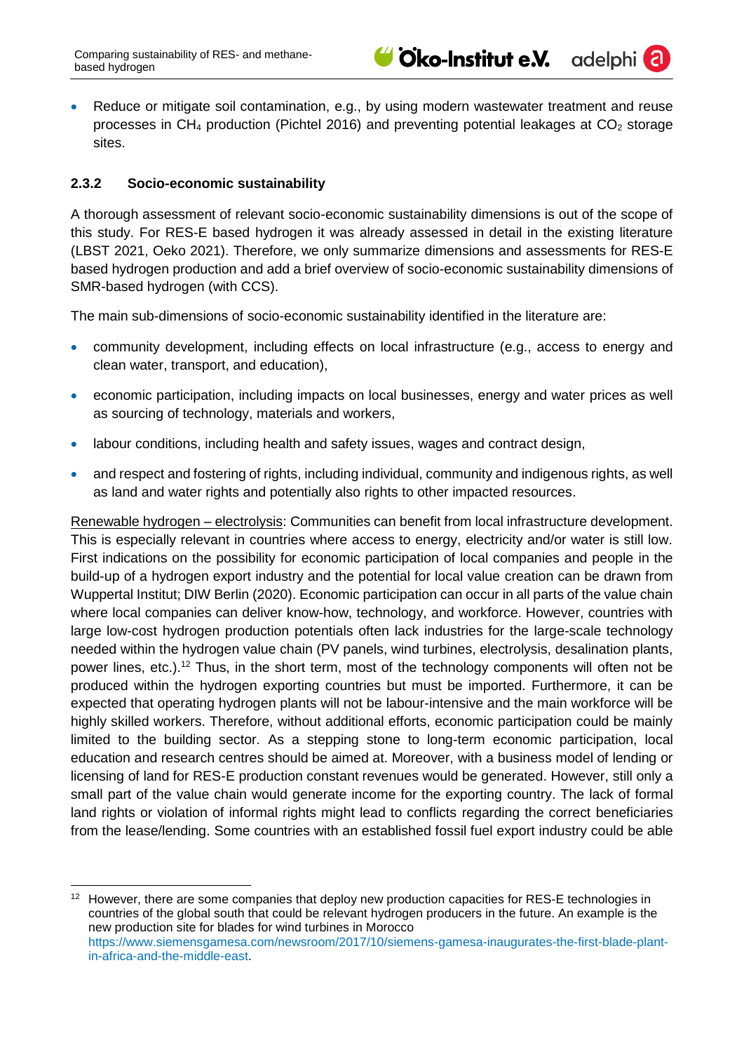- Reduce or mitigate soil contamination, e.g., by using modern wastewater treatment and reuse processes in $CH_4$ production (Pichtel 2016) and preventing potential leakages at $CO_2$ storage sites.

### 2.3.2 Socio-economic sustainability

A thorough assessment of relevant socio-economic sustainability dimensions is out of the scope of this study. For RES-E based hydrogen it was already assessed in detail in the existing literature (LBST 2021, Oeko 2021). Therefore, we only summarize dimensions and assessments for RES-E based hydrogen production and add a brief overview of socio-economic sustainability dimensions of SMR-based hydrogen (with CCS).

The main sub-dimensions of socio-economic sustainability identified in the literature are:

- community development, including effects on local infrastructure (e.g., access to energy and clean water, transport, and education),
- economic participation, including impacts on local businesses, energy and water prices as well as sourcing of technology, materials and workers,
- labour conditions, including health and safety issues, wages and contract design,
- and respect and fostering of rights, including individual, community and indigenous rights, as well as land and water rights and potentially also rights to other impacted resources.

Renewable hydrogen – electrolysis: Communities can benefit from local infrastructure development. This is especially relevant in countries where access to energy, electricity and/or water is still low. First indications on the possibility for economic participation of local companies and people in the build-up of a hydrogen export industry and the potential for local value creation can be drawn from Wuppertal Institut; DIW Berlin (2020). Economic participation can occur in all parts of the value chain where local companies can deliver know-how, technology, and workforce. However, countries with large low-cost hydrogen production potentials often lack industries for the large-scale technology needed within the hydrogen value chain (PV panels, wind turbines, electrolysis, desalination plants, power lines, etc.).[12] Thus, in the short term, most of the technology components will often not be produced within the hydrogen exporting countries but must be imported. Furthermore, it can be expected that operating hydrogen plants will not be labour-intensive and the main workforce will be highly skilled workers. Therefore, without additional efforts, economic participation could be mainly limited to the building sector. As a stepping stone to long-term economic participation, local education and research centres should be aimed at. Moreover, with a business model of lending or licensing of land for RES-E production constant revenues would be generated. However, still only a small part of the value chain would generate income for the exporting country. The lack of formal land rights or violation of informal rights might lead to conflicts regarding the correct beneficiaries from the lease/lending. Some countries with an established fossil fuel export industry could be able

---

[12] However, there are some companies that deploy new production capacities for RES-E technologies in countries of the global south that could be relevant hydrogen producers in the future. An example is the new production site for blades for wind turbines in Morocco https://www.siemensgamesa.com/newsroom/2017/10/siemens-gamesa-inaugurates-the-first-blade-plant-in-africa-and-the-middle-east.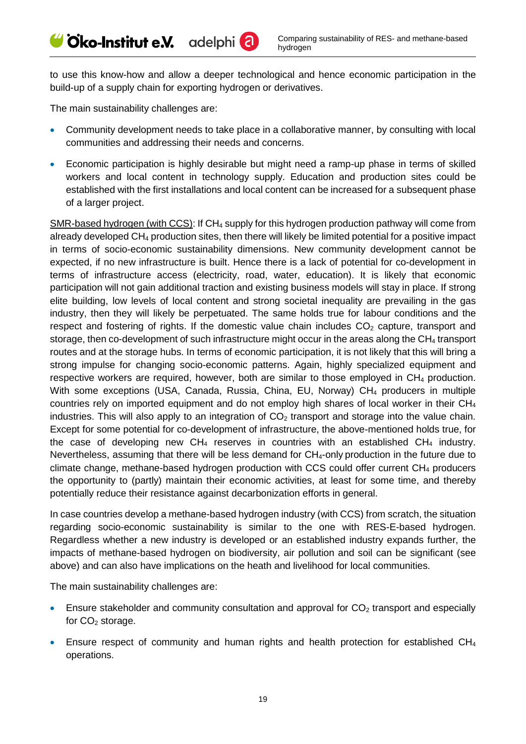to use this know-how and allow a deeper technological and hence economic participation in the build-up of a supply chain for exporting hydrogen or derivatives.

The main sustainability challenges are:

- Community development needs to take place in a collaborative manner, by consulting with local communities and addressing their needs and concerns.
- Economic participation is highly desirable but might need a ramp-up phase in terms of skilled workers and local content in technology supply. Education and production sites could be established with the first installations and local content can be increased for a subsequent phase of a larger project.

SMR-based hydrogen (with CCS): If $CH_4$ supply for this hydrogen production pathway will come from already developed $CH_4$ production sites, then there will likely be limited potential for a positive impact in terms of socio-economic sustainability dimensions. New community development cannot be expected, if no new infrastructure is built. Hence there is a lack of potential for co-development in terms of infrastructure access (electricity, road, water, education). It is likely that economic participation will not gain additional traction and existing business models will stay in place. If strong elite building, low levels of local content and strong societal inequality are prevailing in the gas industry, then they will likely be perpetuated. The same holds true for labour conditions and the respect and fostering of rights. If the domestic value chain includes $CO_2$ capture, transport and storage, then co-development of such infrastructure might occur in the areas along the $CH_4$ transport routes and at the storage hubs. In terms of economic participation, it is not likely that this will bring a strong impulse for changing socio-economic patterns. Again, highly specialized equipment and respective workers are required, however, both are similar to those employed in $CH_4$ production. With some exceptions (USA, Canada, Russia, China, EU, Norway) $CH_4$ producers in multiple countries rely on imported equipment and do not employ high shares of local worker in their $CH_4$ industries. This will also apply to an integration of $CO_2$ transport and storage into the value chain. Except for some potential for co-development of infrastructure, the above-mentioned holds true, for the case of developing new $CH_4$ reserves in countries with an established $CH_4$ industry. Nevertheless, assuming that there will be less demand for $CH_4$-only production in the future due to climate change, methane-based hydrogen production with CCS could offer current $CH_4$ producers the opportunity to (partly) maintain their economic activities, at least for some time, and thereby potentially reduce their resistance against decarbonization efforts in general.

In case countries develop a methane-based hydrogen industry (with CCS) from scratch, the situation regarding socio-economic sustainability is similar to the one with RES-E-based hydrogen. Regardless whether a new industry is developed or an established industry expands further, the impacts of methane-based hydrogen on biodiversity, air pollution and soil can be significant (see above) and can also have implications on the heath and livelihood for local communities.

The main sustainability challenges are:

- Ensure stakeholder and community consultation and approval for $CO_2$ transport and especially for $CO_2$ storage.
- Ensure respect of community and human rights and health protection for established $CH_4$ operations.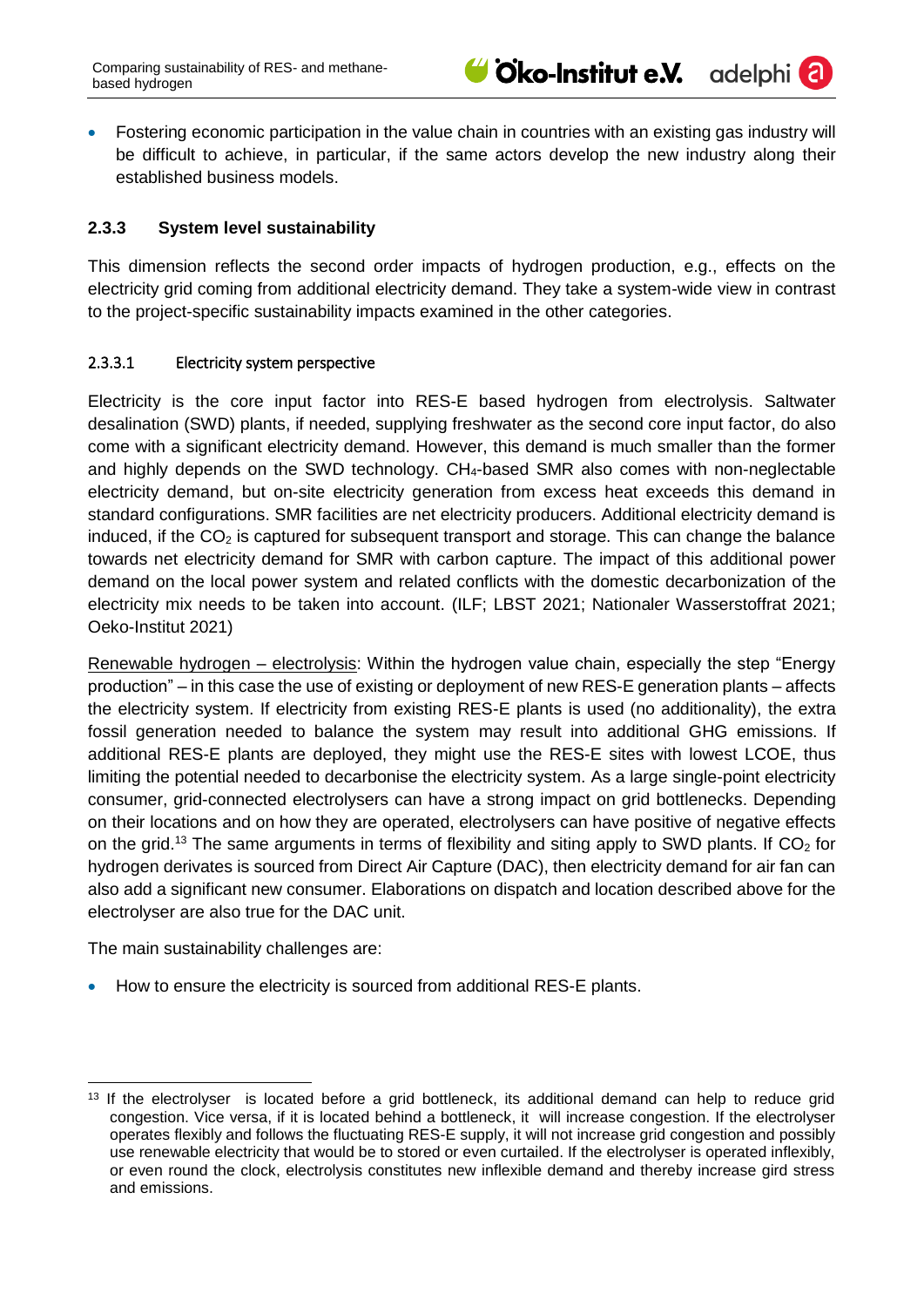- Fostering economic participation in the value chain in countries with an existing gas industry will be difficult to achieve, in particular, if the same actors develop the new industry along their established business models.

### 2.3.3 System level sustainability

This dimension reflects the second order impacts of hydrogen production, e.g., effects on the electricity grid coming from additional electricity demand. They take a system-wide view in contrast to the project-specific sustainability impacts examined in the other categories.

#### 2.3.3.1 Electricity system perspective

Electricity is the core input factor into RES-E based hydrogen from electrolysis. Saltwater desalination (SWD) plants, if needed, supplying freshwater as the second core input factor, do also come with a significant electricity demand. However, this demand is much smaller than the former and highly depends on the SWD technology. $CH_4$-based SMR also comes with non-neglectable electricity demand, but on-site electricity generation from excess heat exceeds this demand in standard configurations. SMR facilities are net electricity producers. Additional electricity demand is induced, if the $CO_2$ is captured for subsequent transport and storage. This can change the balance towards net electricity demand for SMR with carbon capture. The impact of this additional power demand on the local power system and related conflicts with the domestic decarbonization of the electricity mix needs to be taken into account. (ILF; LBST 2021; Nationaler Wasserstoffrat 2021; Oeko-Institut 2021)

<u>Renewable hydrogen – electrolysis</u>: Within the hydrogen value chain, especially the step "Energy production" – in this case the use of existing or deployment of new RES-E generation plants – affects the electricity system. If electricity from existing RES-E plants is used (no additionality), the extra fossil generation needed to balance the system may result into additional GHG emissions. If additional RES-E plants are deployed, they might use the RES-E sites with lowest LCOE, thus limiting the potential needed to decarbonise the electricity system. As a large single-point electricity consumer, grid-connected electrolysers can have a strong impact on grid bottlenecks. Depending on their locations and on how they are operated, electrolysers can have positive of negative effects on the grid.[13] The same arguments in terms of flexibility and siting apply to SWD plants. If $CO_2$ for hydrogen derivates is sourced from Direct Air Capture (DAC), then electricity demand for air fan can also add a significant new consumer. Elaborations on dispatch and location described above for the electrolyser are also true for the DAC unit.

The main sustainability challenges are:

- How to ensure the electricity is sourced from additional RES-E plants.

[13] If the electrolyser is located before a grid bottleneck, its additional demand can help to reduce grid congestion. Vice versa, if it is located behind a bottleneck, it will increase congestion. If the electrolyser operates flexibly and follows the fluctuating RES-E supply, it will not increase grid congestion and possibly use renewable electricity that would be to stored or even curtailed. If the electrolyser is operated inflexibly, or even round the clock, electrolysis constitutes new inflexible demand and thereby increase gird stress and emissions.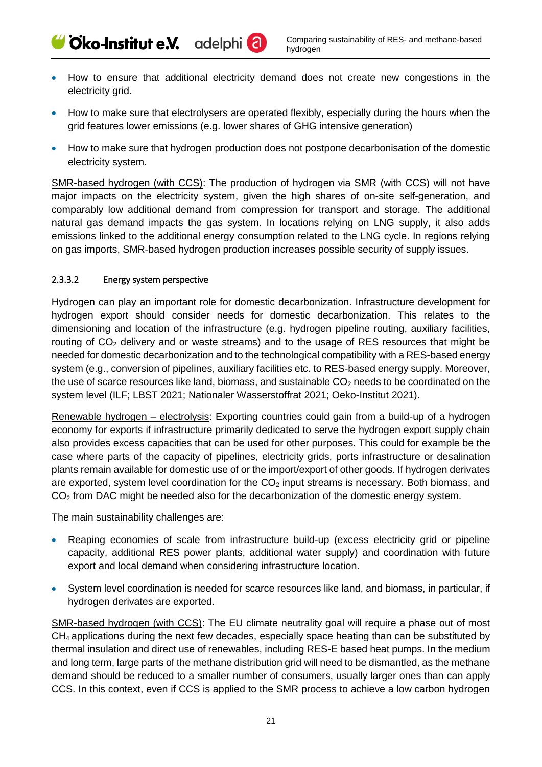- How to ensure that additional electricity demand does not create new congestions in the electricity grid.
- How to make sure that electrolysers are operated flexibly, especially during the hours when the grid features lower emissions (e.g. lower shares of GHG intensive generation)
- How to make sure that hydrogen production does not postpone decarbonisation of the domestic electricity system.

SMR-based hydrogen (with CCS): The production of hydrogen via SMR (with CCS) will not have major impacts on the electricity system, given the high shares of on-site self-generation, and comparably low additional demand from compression for transport and storage. The additional natural gas demand impacts the gas system. In locations relying on LNG supply, it also adds emissions linked to the additional energy consumption related to the LNG cycle. In regions relying on gas imports, SMR-based hydrogen production increases possible security of supply issues.

#### 2.3.3.2 Energy system perspective

Hydrogen can play an important role for domestic decarbonization. Infrastructure development for hydrogen export should consider needs for domestic decarbonization. This relates to the dimensioning and location of the infrastructure (e.g. hydrogen pipeline routing, auxiliary facilities, routing of $CO_2$ delivery and or waste streams) and to the usage of RES resources that might be needed for domestic decarbonization and to the technological compatibility with a RES-based energy system (e.g., conversion of pipelines, auxiliary facilities etc. to RES-based energy supply. Moreover, the use of scarce resources like land, biomass, and sustainable $CO_2$ needs to be coordinated on the system level (ILF; LBST 2021; Nationaler Wasserstoffrat 2021; Oeko-Institut 2021).

Renewable hydrogen – electrolysis: Exporting countries could gain from a build-up of a hydrogen economy for exports if infrastructure primarily dedicated to serve the hydrogen export supply chain also provides excess capacities that can be used for other purposes. This could for example be the case where parts of the capacity of pipelines, electricity grids, ports infrastructure or desalination plants remain available for domestic use of or the import/export of other goods. If hydrogen derivates are exported, system level coordination for the $CO_2$ input streams is necessary. Both biomass, and $CO_2$ from DAC might be needed also for the decarbonization of the domestic energy system.

The main sustainability challenges are:

- Reaping economies of scale from infrastructure build-up (excess electricity grid or pipeline capacity, additional RES power plants, additional water supply) and coordination with future export and local demand when considering infrastructure location.
- System level coordination is needed for scarce resources like land, and biomass, in particular, if hydrogen derivates are exported.

SMR-based hydrogen (with CCS): The EU climate neutrality goal will require a phase out of most $CH_4$ applications during the next few decades, especially space heating than can be substituted by thermal insulation and direct use of renewables, including RES-E based heat pumps. In the medium and long term, large parts of the methane distribution grid will need to be dismantled, as the methane demand should be reduced to a smaller number of consumers, usually larger ones than can apply CCS. In this context, even if CCS is applied to the SMR process to achieve a low carbon hydrogen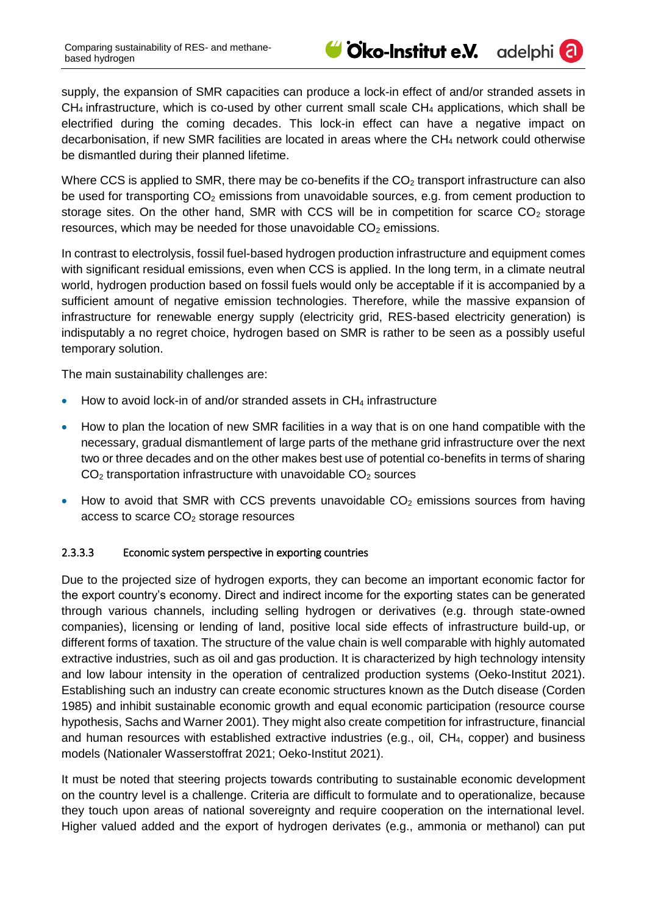supply, the expansion of SMR capacities can produce a lock-in effect of and/or stranded assets in $CH_4$ infrastructure, which is co-used by other current small scale $CH_4$ applications, which shall be electrified during the coming decades. This lock-in effect can have a negative impact on decarbonisation, if new SMR facilities are located in areas where the $CH_4$ network could otherwise be dismantled during their planned lifetime.

Where CCS is applied to SMR, there may be co-benefits if the $CO_2$ transport infrastructure can also be used for transporting $CO_2$ emissions from unavoidable sources, e.g. from cement production to storage sites. On the other hand, SMR with CCS will be in competition for scarce $CO_2$ storage resources, which may be needed for those unavoidable $CO_2$ emissions.

In contrast to electrolysis, fossil fuel-based hydrogen production infrastructure and equipment comes with significant residual emissions, even when CCS is applied. In the long term, in a climate neutral world, hydrogen production based on fossil fuels would only be acceptable if it is accompanied by a sufficient amount of negative emission technologies. Therefore, while the massive expansion of infrastructure for renewable energy supply (electricity grid, RES-based electricity generation) is indisputably a no regret choice, hydrogen based on SMR is rather to be seen as a possibly useful temporary solution.

The main sustainability challenges are:

- How to avoid lock-in of and/or stranded assets in $CH_4$ infrastructure
- How to plan the location of new SMR facilities in a way that is on one hand compatible with the necessary, gradual dismantlement of large parts of the methane grid infrastructure over the next two or three decades and on the other makes best use of potential co-benefits in terms of sharing $CO_2$ transportation infrastructure with unavoidable $CO_2$ sources
- How to avoid that SMR with CCS prevents unavoidable $CO_2$ emissions sources from having access to scarce $CO_2$ storage resources

#### 2.3.3.3 Economic system perspective in exporting countries

Due to the projected size of hydrogen exports, they can become an important economic factor for the export country's economy. Direct and indirect income for the exporting states can be generated through various channels, including selling hydrogen or derivatives (e.g. through state-owned companies), licensing or lending of land, positive local side effects of infrastructure build-up, or different forms of taxation. The structure of the value chain is well comparable with highly automated extractive industries, such as oil and gas production. It is characterized by high technology intensity and low labour intensity in the operation of centralized production systems (Oeko-Institut 2021). Establishing such an industry can create economic structures known as the Dutch disease (Corden 1985) and inhibit sustainable economic growth and equal economic participation (resource course hypothesis, Sachs and Warner 2001). They might also create competition for infrastructure, financial and human resources with established extractive industries (e.g., oil, $CH_4$, copper) and business models (Nationaler Wasserstoffrat 2021; Oeko-Institut 2021).

It must be noted that steering projects towards contributing to sustainable economic development on the country level is a challenge. Criteria are difficult to formulate and to operationalize, because they touch upon areas of national sovereignty and require cooperation on the international level. Higher valued added and the export of hydrogen derivates (e.g., ammonia or methanol) can put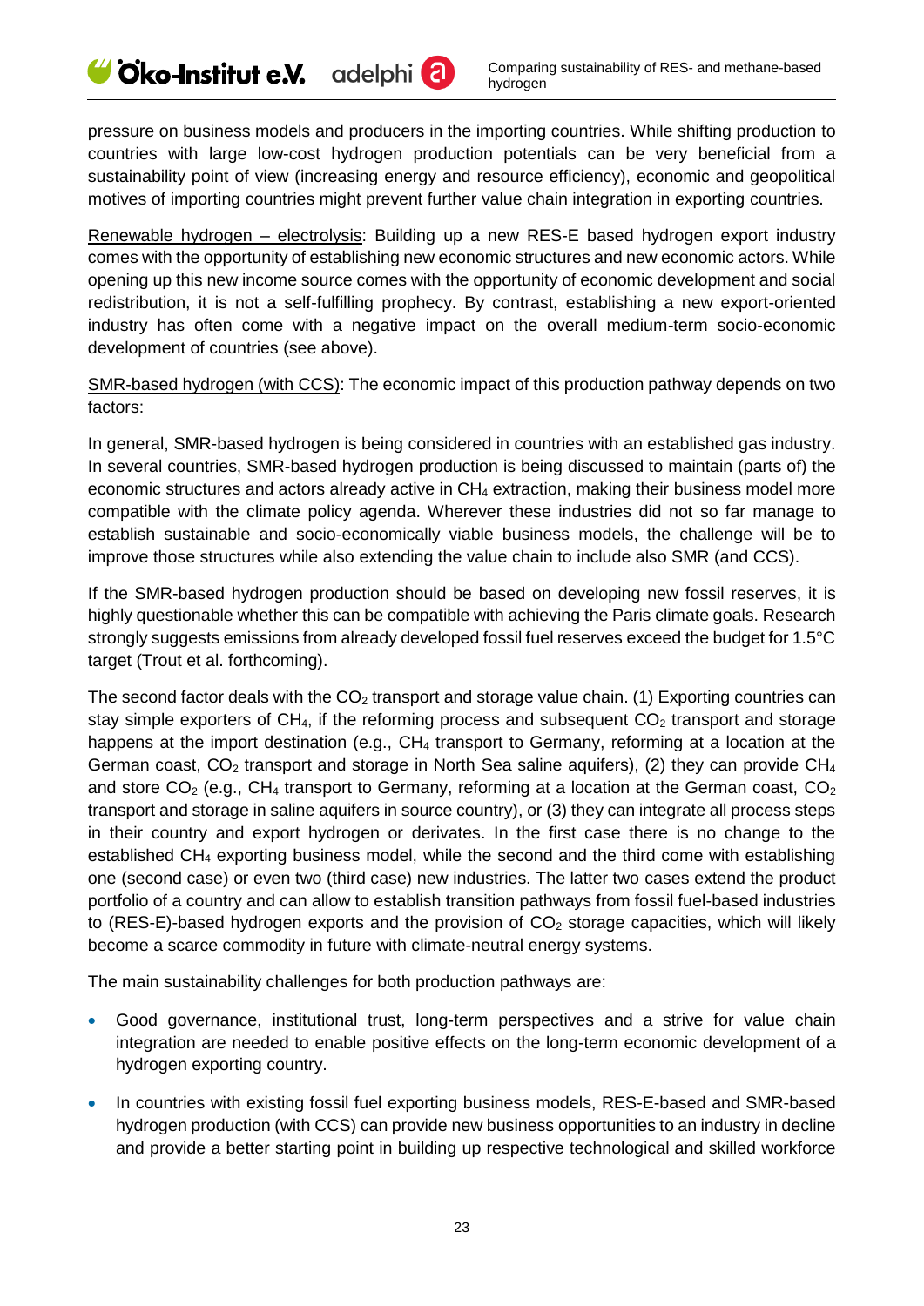pressure on business models and producers in the importing countries. While shifting production to countries with large low-cost hydrogen production potentials can be very beneficial from a sustainability point of view (increasing energy and resource efficiency), economic and geopolitical motives of importing countries might prevent further value chain integration in exporting countries.

Renewable hydrogen – electrolysis: Building up a new RES-E based hydrogen export industry comes with the opportunity of establishing new economic structures and new economic actors. While opening up this new income source comes with the opportunity of economic development and social redistribution, it is not a self-fulfilling prophecy. By contrast, establishing a new export-oriented industry has often come with a negative impact on the overall medium-term socio-economic development of countries (see above).

SMR-based hydrogen (with CCS): The economic impact of this production pathway depends on two factors:

In general, SMR-based hydrogen is being considered in countries with an established gas industry. In several countries, SMR-based hydrogen production is being discussed to maintain (parts of) the economic structures and actors already active in $CH_4$ extraction, making their business model more compatible with the climate policy agenda. Wherever these industries did not so far manage to establish sustainable and socio-economically viable business models, the challenge will be to improve those structures while also extending the value chain to include also SMR (and CCS).

If the SMR-based hydrogen production should be based on developing new fossil reserves, it is highly questionable whether this can be compatible with achieving the Paris climate goals. Research strongly suggests emissions from already developed fossil fuel reserves exceed the budget for 1.5°C target (Trout et al. forthcoming).

The second factor deals with the $CO_2$ transport and storage value chain. (1) Exporting countries can stay simple exporters of $CH_4$, if the reforming process and subsequent $CO_2$ transport and storage happens at the import destination (e.g., $CH_4$ transport to Germany, reforming at a location at the German coast, $CO_2$ transport and storage in North Sea saline aquifers), (2) they can provide $CH_4$ and store $CO_2$ (e.g., $CH_4$ transport to Germany, reforming at a location at the German coast, $CO_2$ transport and storage in saline aquifers in source country), or (3) they can integrate all process steps in their country and export hydrogen or derivates. In the first case there is no change to the established $CH_4$ exporting business model, while the second and the third come with establishing one (second case) or even two (third case) new industries. The latter two cases extend the product portfolio of a country and can allow to establish transition pathways from fossil fuel-based industries to (RES-E)-based hydrogen exports and the provision of $CO_2$ storage capacities, which will likely become a scarce commodity in future with climate-neutral energy systems.

The main sustainability challenges for both production pathways are:

- Good governance, institutional trust, long-term perspectives and a strive for value chain integration are needed to enable positive effects on the long-term economic development of a hydrogen exporting country.
- In countries with existing fossil fuel exporting business models, RES-E-based and SMR-based hydrogen production (with CCS) can provide new business opportunities to an industry in decline and provide a better starting point in building up respective technological and skilled workforce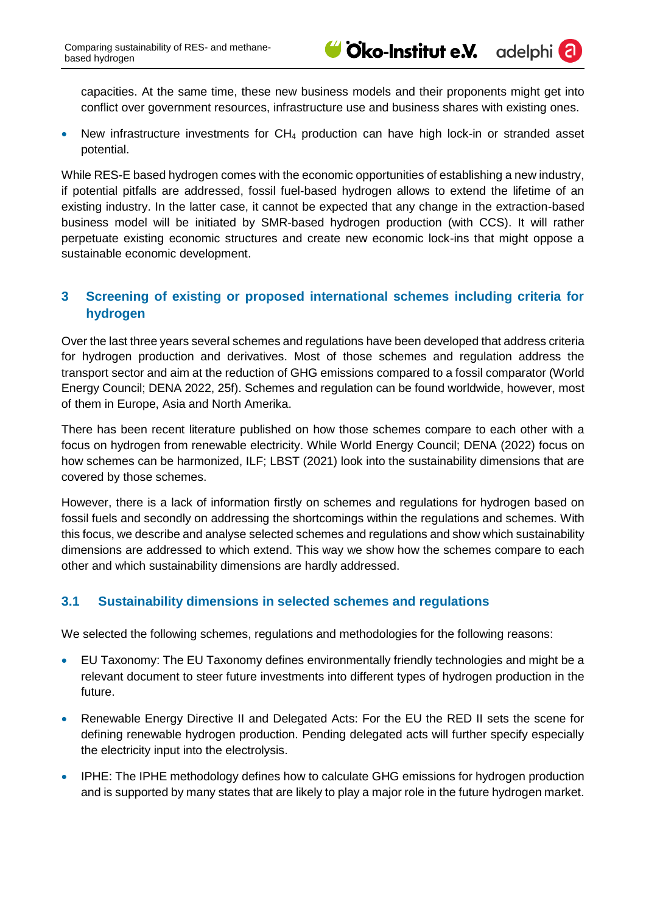capacities. At the same time, these new business models and their proponents might get into conflict over government resources, infrastructure use and business shares with existing ones.

- New infrastructure investments for $CH_4$ production can have high lock-in or stranded asset potential.

While RES-E based hydrogen comes with the economic opportunities of establishing a new industry, if potential pitfalls are addressed, fossil fuel-based hydrogen allows to extend the lifetime of an existing industry. In the latter case, it cannot be expected that any change in the extraction-based business model will be initiated by SMR-based hydrogen production (with CCS). It will rather perpetuate existing economic structures and create new economic lock-ins that might oppose a sustainable economic development.

# 3 Screening of existing or proposed international schemes including criteria for hydrogen

Over the last three years several schemes and regulations have been developed that address criteria for hydrogen production and derivatives. Most of those schemes and regulation address the transport sector and aim at the reduction of GHG emissions compared to a fossil comparator (World Energy Council; DENA 2022, 25f). Schemes and regulation can be found worldwide, however, most of them in Europe, Asia and North Amerika.

There has been recent literature published on how those schemes compare to each other with a focus on hydrogen from renewable electricity. While World Energy Council; DENA (2022) focus on how schemes can be harmonized, ILF; LBST (2021) look into the sustainability dimensions that are covered by those schemes.

However, there is a lack of information firstly on schemes and regulations for hydrogen based on fossil fuels and secondly on addressing the shortcomings within the regulations and schemes. With this focus, we describe and analyse selected schemes and regulations and show which sustainability dimensions are addressed to which extend. This way we show how the schemes compare to each other and which sustainability dimensions are hardly addressed.

## 3.1 Sustainability dimensions in selected schemes and regulations

We selected the following schemes, regulations and methodologies for the following reasons:

- EU Taxonomy: The EU Taxonomy defines environmentally friendly technologies and might be a relevant document to steer future investments into different types of hydrogen production in the future.
- Renewable Energy Directive II and Delegated Acts: For the EU the RED II sets the scene for defining renewable hydrogen production. Pending delegated acts will further specify especially the electricity input into the electrolysis.
- IPHE: The IPHE methodology defines how to calculate GHG emissions for hydrogen production and is supported by many states that are likely to play a major role in the future hydrogen market.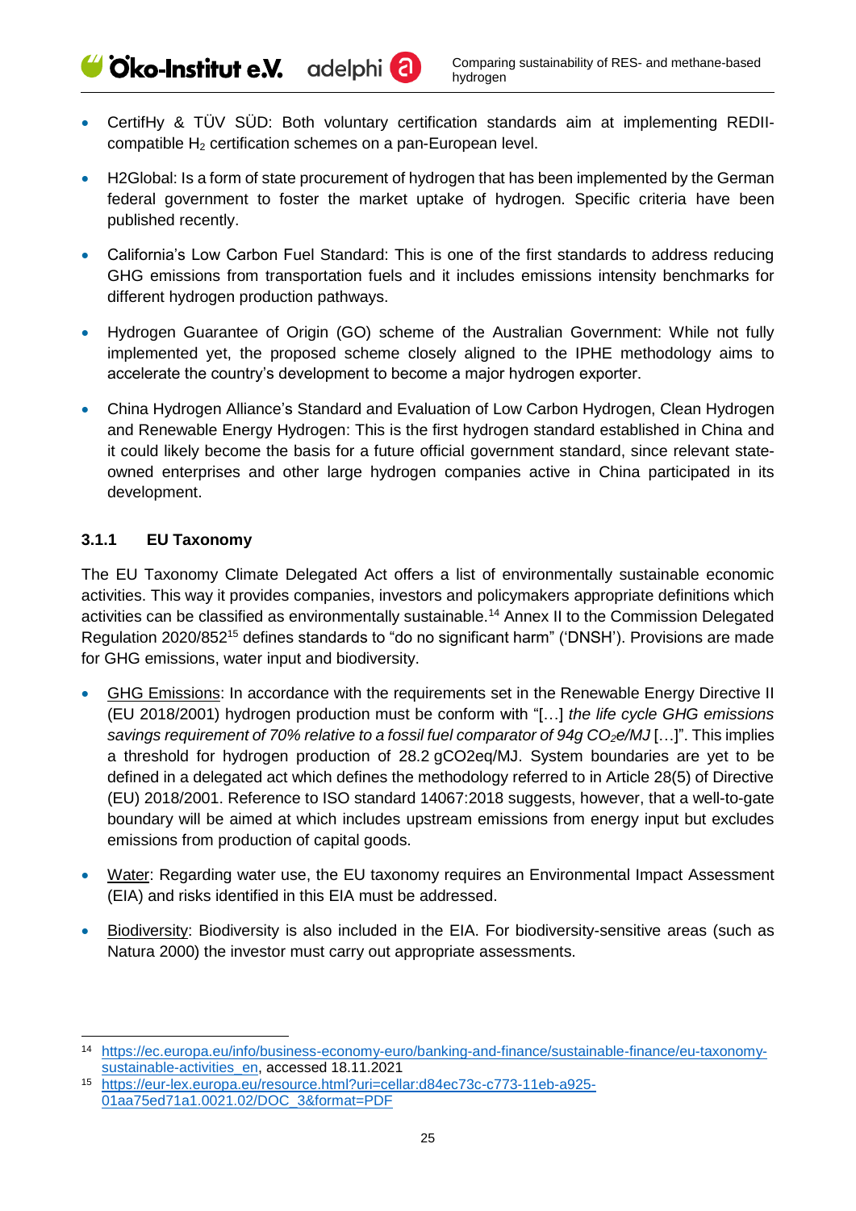- CertifHy & TÜV SÜD: Both voluntary certification standards aim at implementing REDII-compatible $H_2$ certification schemes on a pan-European level.
- H2Global: Is a form of state procurement of hydrogen that has been implemented by the German federal government to foster the market uptake of hydrogen. Specific criteria have been published recently.
- California's Low Carbon Fuel Standard: This is one of the first standards to address reducing GHG emissions from transportation fuels and it includes emissions intensity benchmarks for different hydrogen production pathways.
- Hydrogen Guarantee of Origin (GO) scheme of the Australian Government: While not fully implemented yet, the proposed scheme closely aligned to the IPHE methodology aims to accelerate the country's development to become a major hydrogen exporter.
- China Hydrogen Alliance's Standard and Evaluation of Low Carbon Hydrogen, Clean Hydrogen and Renewable Energy Hydrogen: This is the first hydrogen standard established in China and it could likely become the basis for a future official government standard, since relevant state-owned enterprises and other large hydrogen companies active in China participated in its development.

### 3.1.1 EU Taxonomy

The EU Taxonomy Climate Delegated Act offers a list of environmentally sustainable economic activities. This way it provides companies, investors and policymakers appropriate definitions which activities can be classified as environmentally sustainable.[14] Annex II to the Commission Delegated Regulation 2020/852[15] defines standards to "do no significant harm" ('DNSH'). Provisions are made for GHG emissions, water input and biodiversity.

- GHG Emissions: In accordance with the requirements set in the Renewable Energy Directive II (EU 2018/2001) hydrogen production must be conform with "[…] *the life cycle GHG emissions savings requirement of 70% relative to a fossil fuel comparator of 94g $CO_2$e/MJ* […]". This implies a threshold for hydrogen production of 28.2 gCO2eq/MJ. System boundaries are yet to be defined in a delegated act which defines the methodology referred to in Article 28(5) of Directive (EU) 2018/2001. Reference to ISO standard 14067:2018 suggests, however, that a well-to-gate boundary will be aimed at which includes upstream emissions from energy input but excludes emissions from production of capital goods.
- Water: Regarding water use, the EU taxonomy requires an Environmental Impact Assessment (EIA) and risks identified in this EIA must be addressed.
- Biodiversity: Biodiversity is also included in the EIA. For biodiversity-sensitive areas (such as Natura 2000) the investor must carry out appropriate assessments.

---

[14] https://ec.europa.eu/info/business-economy-euro/banking-and-finance/sustainable-finance/eu-taxonomy-sustainable-activities_en, accessed 18.11.2021

[15] https://eur-lex.europa.eu/resource.html?uri=cellar:d84ec73c-c773-11eb-a925-01aa75ed71a1.0021.02/DOC_3&format=PDF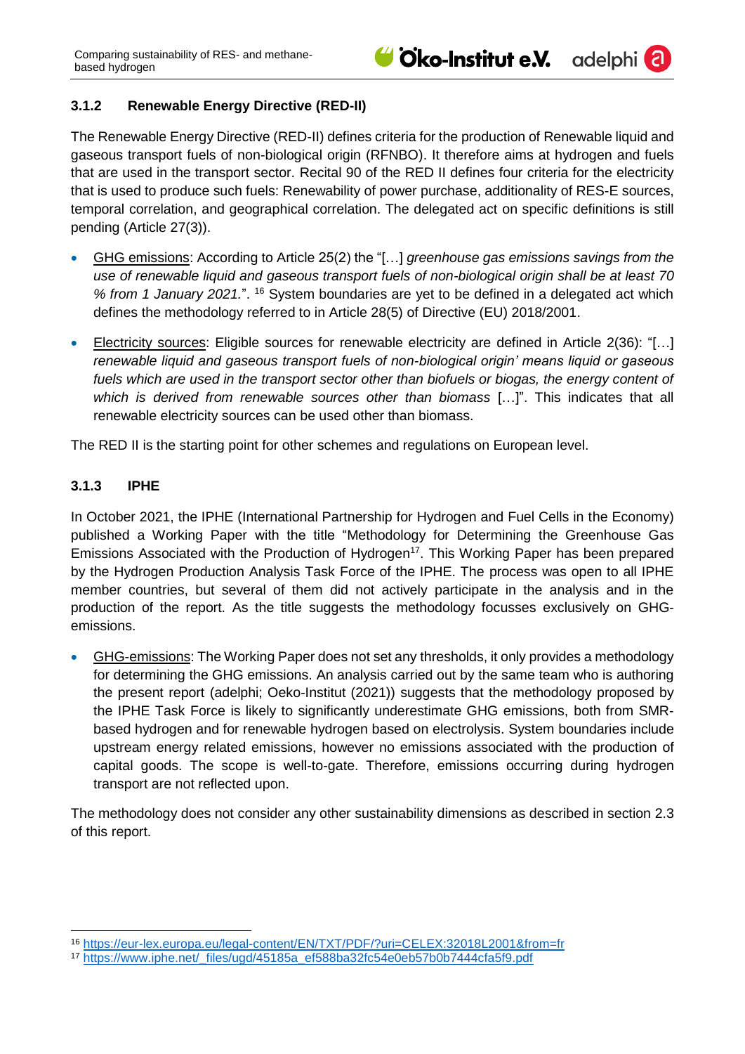### 3.1.2 Renewable Energy Directive (RED-II)

The Renewable Energy Directive (RED-II) defines criteria for the production of Renewable liquid and gaseous transport fuels of non-biological origin (RFNBO). It therefore aims at hydrogen and fuels that are used in the transport sector. Recital 90 of the RED II defines four criteria for the electricity that is used to produce such fuels: Renewability of power purchase, additionality of RES-E sources, temporal correlation, and geographical correlation. The delegated act on specific definitions is still pending (Article 27(3)).

- GHG emissions: According to Article 25(2) the "[…] *greenhouse gas emissions savings from the use of renewable liquid and gaseous transport fuels of non-biological origin shall be at least 70 % from 1 January 2021.*". [16] System boundaries are yet to be defined in a delegated act which defines the methodology referred to in Article 28(5) of Directive (EU) 2018/2001.
- Electricity sources: Eligible sources for renewable electricity are defined in Article 2(36): "[…] *renewable liquid and gaseous transport fuels of non-biological origin' means liquid or gaseous fuels which are used in the transport sector other than biofuels or biogas, the energy content of which is derived from renewable sources other than biomass* […]". This indicates that all renewable electricity sources can be used other than biomass.

The RED II is the starting point for other schemes and regulations on European level.

### 3.1.3 IPHE

In October 2021, the IPHE (International Partnership for Hydrogen and Fuel Cells in the Economy) published a Working Paper with the title "Methodology for Determining the Greenhouse Gas Emissions Associated with the Production of Hydrogen[17]. This Working Paper has been prepared by the Hydrogen Production Analysis Task Force of the IPHE. The process was open to all IPHE member countries, but several of them did not actively participate in the analysis and in the production of the report. As the title suggests the methodology focusses exclusively on GHG-emissions.

- GHG-emissions: The Working Paper does not set any thresholds, it only provides a methodology for determining the GHG emissions. An analysis carried out by the same team who is authoring the present report (adelphi; Oeko-Institut (2021)) suggests that the methodology proposed by the IPHE Task Force is likely to significantly underestimate GHG emissions, both from SMR-based hydrogen and for renewable hydrogen based on electrolysis. System boundaries include upstream energy related emissions, however no emissions associated with the production of capital goods. The scope is well-to-gate. Therefore, emissions occurring during hydrogen transport are not reflected upon.

The methodology does not consider any other sustainability dimensions as described in section 2.3 of this report.

[16] https://eur-lex.europa.eu/legal-content/EN/TXT/PDF/?uri=CELEX:32018L2001&from=fr

[17] https://www.iphe.net/_files/ugd/45185a_ef588ba32fc54e0eb57b0b7444cfa5f9.pdf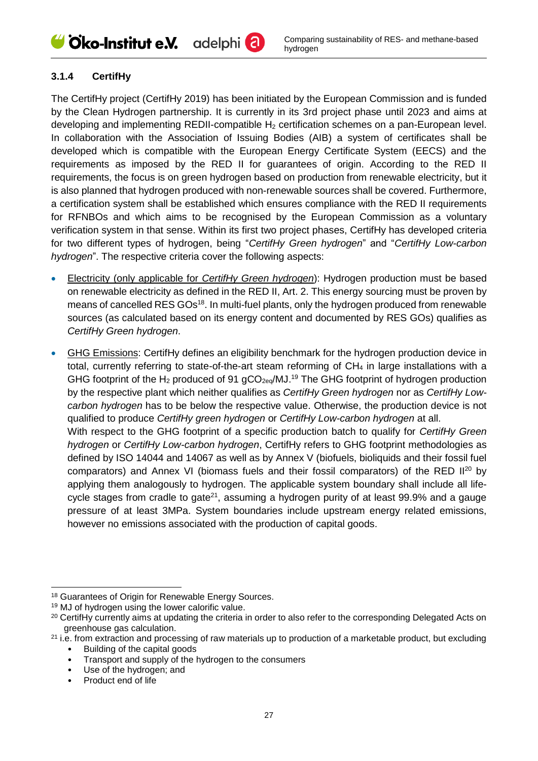### 3.1.4 CertifHy

The CertifHy project (CertifHy 2019) has been initiated by the European Commission and is funded by the Clean Hydrogen partnership. It is currently in its 3rd project phase until 2023 and aims at developing and implementing REDII-compatible $H_2$ certification schemes on a pan-European level. In collaboration with the Association of Issuing Bodies (AIB) a system of certificates shall be developed which is compatible with the European Energy Certificate System (EECS) and the requirements as imposed by the RED II for guarantees of origin. According to the RED II requirements, the focus is on green hydrogen based on production from renewable electricity, but it is also planned that hydrogen produced with non-renewable sources shall be covered. Furthermore, a certification system shall be established which ensures compliance with the RED II requirements for RFNBOs and which aims to be recognised by the European Commission as a voluntary verification system in that sense. Within its first two project phases, CertifHy has developed criteria for two different types of hydrogen, being "*CertifHy Green hydrogen*" and "*CertifHy Low-carbon hydrogen*". The respective criteria cover the following aspects:

- Electricity (only applicable for *CertifHy Green hydrogen*): Hydrogen production must be based on renewable electricity as defined in the RED II, Art. 2. This energy sourcing must be proven by means of cancelled RES GOs[18]. In multi-fuel plants, only the hydrogen produced from renewable sources (as calculated based on its energy content and documented by RES GOs) qualifies as *CertifHy Green hydrogen*.
- GHG Emissions: CertifHy defines an eligibility benchmark for the hydrogen production device in total, currently referring to state-of-the-art steam reforming of $CH_4$ in large installations with a GHG footprint of the $H_2$ produced of 91 $gCO_{2eq}/MJ$.[19] The GHG footprint of hydrogen production by the respective plant which neither qualifies as *CertifHy Green hydrogen* nor as *CertifHy Low-carbon hydrogen* has to be below the respective value. Otherwise, the production device is not qualified to produce *CertifHy green hydrogen* or *CertifHy Low-carbon hydrogen* at all.
  With respect to the GHG footprint of a specific production batch to qualify for *CertifHy Green hydrogen* or *CertifHy Low-carbon hydrogen*, CertifHy refers to GHG footprint methodologies as defined by ISO 14044 and 14067 as well as by Annex V (biofuels, bioliquids and their fossil fuel comparators) and Annex VI (biomass fuels and their fossil comparators) of the RED II[20] by applying them analogously to hydrogen. The applicable system boundary shall include all life-cycle stages from cradle to gate[21], assuming a hydrogen purity of at least 99.9% and a gauge pressure of at least 3MPa. System boundaries include upstream energy related emissions, however no emissions associated with the production of capital goods.

---

[18] Guarantees of Origin for Renewable Energy Sources.

[19] MJ of hydrogen using the lower calorific value.

[20] CertifHy currently aims at updating the criteria in order to also refer to the corresponding Delegated Acts on greenhouse gas calculation.

[21] i.e. from extraction and processing of raw materials up to production of a marketable product, but excluding
- Building of the capital goods
- Transport and supply of the hydrogen to the consumers
- Use of the hydrogen; and
- Product end of life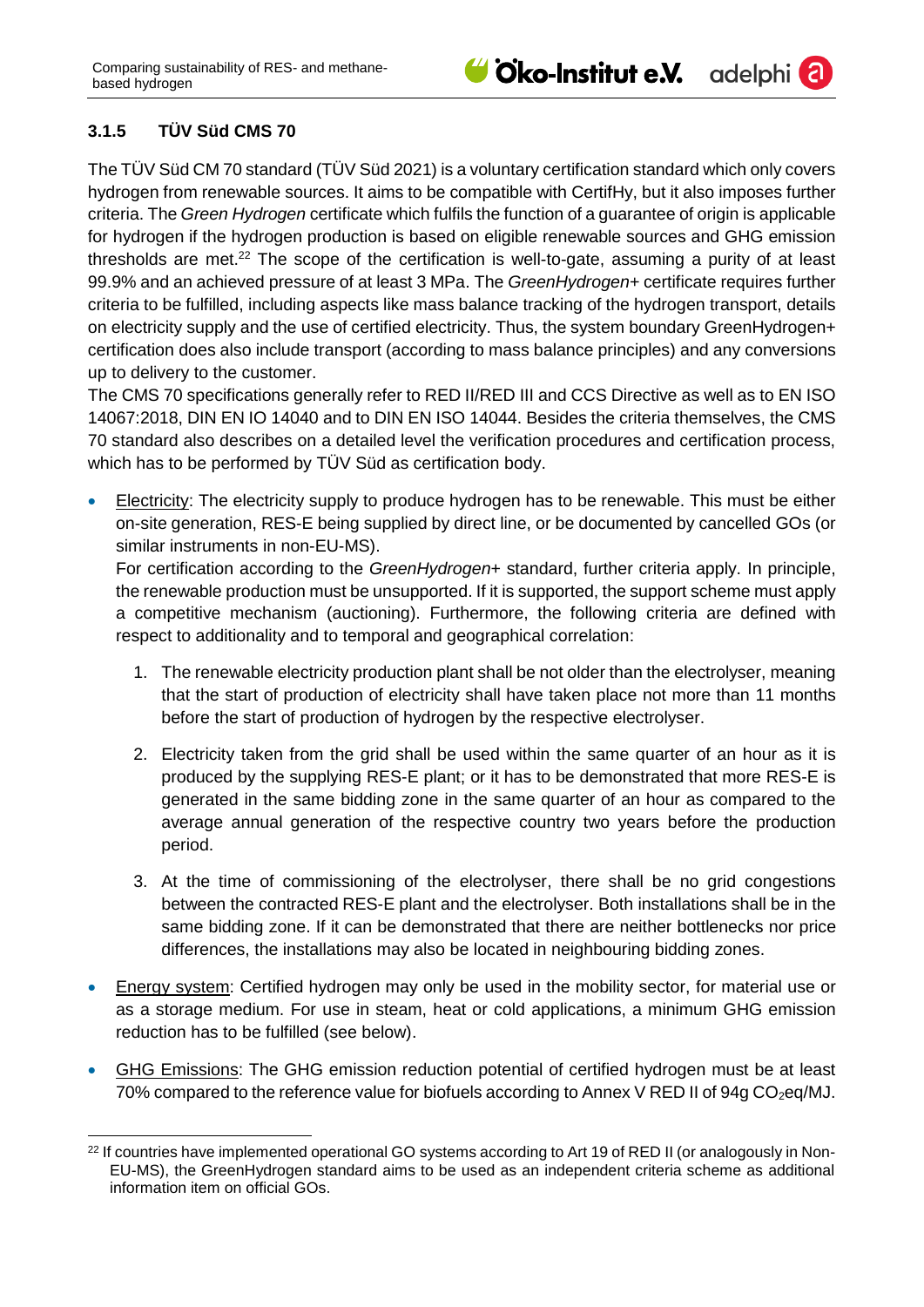### 3.1.5 TÜV Süd CMS 70

The TÜV Süd CM 70 standard (TÜV Süd 2021) is a voluntary certification standard which only covers hydrogen from renewable sources. It aims to be compatible with CertifHy, but it also imposes further criteria. The *Green Hydrogen* certificate which fulfils the function of a guarantee of origin is applicable for hydrogen if the hydrogen production is based on eligible renewable sources and GHG emission thresholds are met.[22] The scope of the certification is well-to-gate, assuming a purity of at least 99.9% and an achieved pressure of at least 3 MPa. The *GreenHydrogen+* certificate requires further criteria to be fulfilled, including aspects like mass balance tracking of the hydrogen transport, details on electricity supply and the use of certified electricity. Thus, the system boundary GreenHydrogen+ certification does also include transport (according to mass balance principles) and any conversions up to delivery to the customer.

The CMS 70 specifications generally refer to RED II/RED III and CCS Directive as well as to EN ISO 14067:2018, DIN EN IO 14040 and to DIN EN ISO 14044. Besides the criteria themselves, the CMS 70 standard also describes on a detailed level the verification procedures and certification process, which has to be performed by TÜV Süd as certification body.

- Electricity: The electricity supply to produce hydrogen has to be renewable. This must be either on-site generation, RES-E being supplied by direct line, or be documented by cancelled GOs (or similar instruments in non-EU-MS).
  For certification according to the *GreenHydrogen+* standard, further criteria apply. In principle, the renewable production must be unsupported. If it is supported, the support scheme must apply a competitive mechanism (auctioning). Furthermore, the following criteria are defined with respect to additionality and to temporal and geographical correlation:

  1. The renewable electricity production plant shall be not older than the electrolyser, meaning that the start of production of electricity shall have taken place not more than 11 months before the start of production of hydrogen by the respective electrolyser.
  2. Electricity taken from the grid shall be used within the same quarter of an hour as it is produced by the supplying RES-E plant; or it has to be demonstrated that more RES-E is generated in the same bidding zone in the same quarter of an hour as compared to the average annual generation of the respective country two years before the production period.
  3. At the time of commissioning of the electrolyser, there shall be no grid congestions between the contracted RES-E plant and the electrolyser. Both installations shall be in the same bidding zone. If it can be demonstrated that there are neither bottlenecks nor price differences, the installations may also be located in neighbouring bidding zones.

- Energy system: Certified hydrogen may only be used in the mobility sector, for material use or as a storage medium. For use in steam, heat or cold applications, a minimum GHG emission reduction has to be fulfilled (see below).
- GHG Emissions: The GHG emission reduction potential of certified hydrogen must be at least 70% compared to the reference value for biofuels according to Annex V RED II of 94g $CO_2$eq/MJ.

[22] If countries have implemented operational GO systems according to Art 19 of RED II (or analogously in Non-EU-MS), the GreenHydrogen standard aims to be used as an independent criteria scheme as additional information item on official GOs.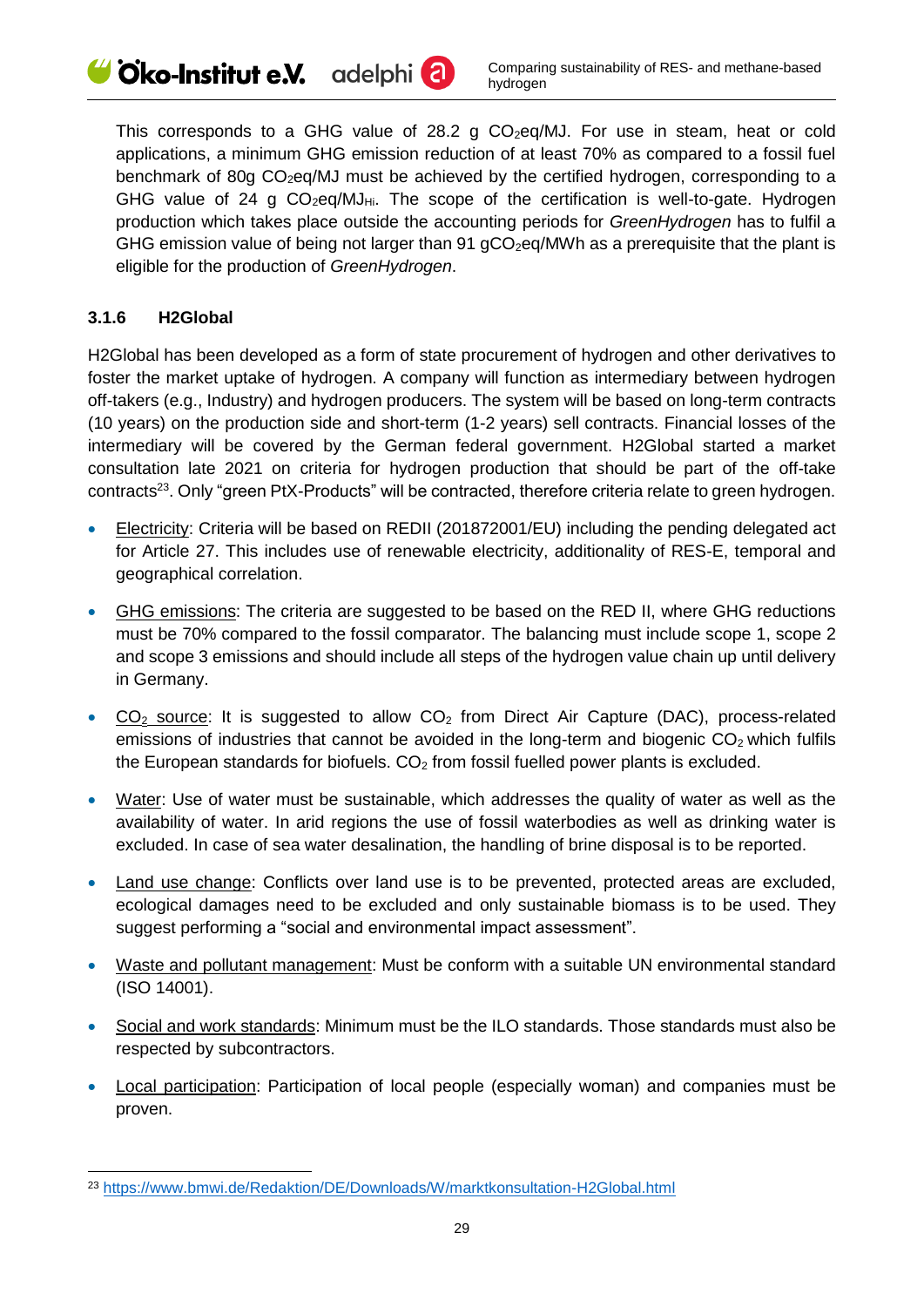This corresponds to a GHG value of 28.2 g $CO_2$eq/MJ. For use in steam, heat or cold applications, a minimum GHG emission reduction of at least 70% as compared to a fossil fuel benchmark of 80g $CO_2$eq/MJ must be achieved by the certified hydrogen, corresponding to a GHG value of 24 g $CO_2$eq/$MJ_{Hi}$. The scope of the certification is well-to-gate. Hydrogen production which takes place outside the accounting periods for *GreenHydrogen* has to fulfil a GHG emission value of being not larger than 91 g$CO_2$eq/MWh as a prerequisite that the plant is eligible for the production of *GreenHydrogen*.

### 3.1.6 H2Global

H2Global has been developed as a form of state procurement of hydrogen and other derivatives to foster the market uptake of hydrogen. A company will function as intermediary between hydrogen off-takers (e.g., Industry) and hydrogen producers. The system will be based on long-term contracts (10 years) on the production side and short-term (1-2 years) sell contracts. Financial losses of the intermediary will be covered by the German federal government. H2Global started a market consultation late 2021 on criteria for hydrogen production that should be part of the off-take contracts[23]. Only "green PtX-Products" will be contracted, therefore criteria relate to green hydrogen.

- Electricity: Criteria will be based on REDII (201872001/EU) including the pending delegated act for Article 27. This includes use of renewable electricity, additionality of RES-E, temporal and geographical correlation.
- GHG emissions: The criteria are suggested to be based on the RED II, where GHG reductions must be 70% compared to the fossil comparator. The balancing must include scope 1, scope 2 and scope 3 emissions and should include all steps of the hydrogen value chain up until delivery in Germany.
- $CO_2$ source: It is suggested to allow $CO_2$ from Direct Air Capture (DAC), process-related emissions of industries that cannot be avoided in the long-term and biogenic $CO_2$ which fulfils the European standards for biofuels. $CO_2$ from fossil fuelled power plants is excluded.
- Water: Use of water must be sustainable, which addresses the quality of water as well as the availability of water. In arid regions the use of fossil waterbodies as well as drinking water is excluded. In case of sea water desalination, the handling of brine disposal is to be reported.
- Land use change: Conflicts over land use is to be prevented, protected areas are excluded, ecological damages need to be excluded and only sustainable biomass is to be used. They suggest performing a "social and environmental impact assessment".
- Waste and pollutant management: Must be conform with a suitable UN environmental standard (ISO 14001).
- Social and work standards: Minimum must be the ILO standards. Those standards must also be respected by subcontractors.
- Local participation: Participation of local people (especially woman) and companies must be proven.

[23] https://www.bmwi.de/Redaktion/DE/Downloads/W/marktkonsultation-H2Global.html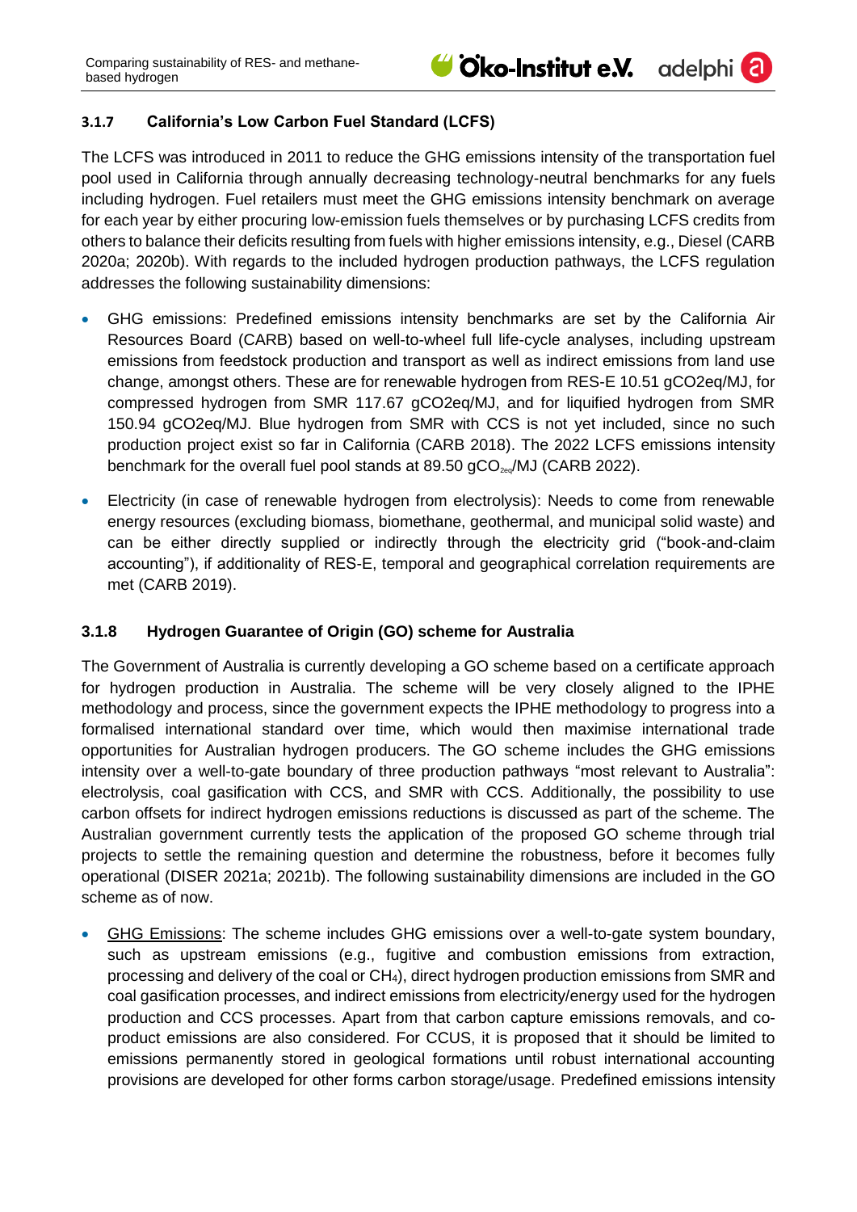### 3.1.7 California's Low Carbon Fuel Standard (LCFS)

The LCFS was introduced in 2011 to reduce the GHG emissions intensity of the transportation fuel pool used in California through annually decreasing technology-neutral benchmarks for any fuels including hydrogen. Fuel retailers must meet the GHG emissions intensity benchmark on average for each year by either procuring low-emission fuels themselves or by purchasing LCFS credits from others to balance their deficits resulting from fuels with higher emissions intensity, e.g., Diesel (CARB 2020a; 2020b). With regards to the included hydrogen production pathways, the LCFS regulation addresses the following sustainability dimensions:

- GHG emissions: Predefined emissions intensity benchmarks are set by the California Air Resources Board (CARB) based on well-to-wheel full life-cycle analyses, including upstream emissions from feedstock production and transport as well as indirect emissions from land use change, amongst others. These are for renewable hydrogen from RES-E 10.51 gCO2eq/MJ, for compressed hydrogen from SMR 117.67 gCO2eq/MJ, and for liquified hydrogen from SMR 150.94 gCO2eq/MJ. Blue hydrogen from SMR with CCS is not yet included, since no such production project exist so far in California (CARB 2018). The 2022 LCFS emissions intensity benchmark for the overall fuel pool stands at 89.50 $gCO_{2eq}$/MJ (CARB 2022).
- Electricity (in case of renewable hydrogen from electrolysis): Needs to come from renewable energy resources (excluding biomass, biomethane, geothermal, and municipal solid waste) and can be either directly supplied or indirectly through the electricity grid ("book-and-claim accounting"), if additionality of RES-E, temporal and geographical correlation requirements are met (CARB 2019).

### 3.1.8 Hydrogen Guarantee of Origin (GO) scheme for Australia

The Government of Australia is currently developing a GO scheme based on a certificate approach for hydrogen production in Australia. The scheme will be very closely aligned to the IPHE methodology and process, since the government expects the IPHE methodology to progress into a formalised international standard over time, which would then maximise international trade opportunities for Australian hydrogen producers. The GO scheme includes the GHG emissions intensity over a well-to-gate boundary of three production pathways "most relevant to Australia": electrolysis, coal gasification with CCS, and SMR with CCS. Additionally, the possibility to use carbon offsets for indirect hydrogen emissions reductions is discussed as part of the scheme. The Australian government currently tests the application of the proposed GO scheme through trial projects to settle the remaining question and determine the robustness, before it becomes fully operational (DISER 2021a; 2021b). The following sustainability dimensions are included in the GO scheme as of now.

- GHG Emissions: The scheme includes GHG emissions over a well-to-gate system boundary, such as upstream emissions (e.g., fugitive and combustion emissions from extraction, processing and delivery of the coal or $CH_4$), direct hydrogen production emissions from SMR and coal gasification processes, and indirect emissions from electricity/energy used for the hydrogen production and CCS processes. Apart from that carbon capture emissions removals, and co-product emissions are also considered. For CCUS, it is proposed that it should be limited to emissions permanently stored in geological formations until robust international accounting provisions are developed for other forms carbon storage/usage. Predefined emissions intensity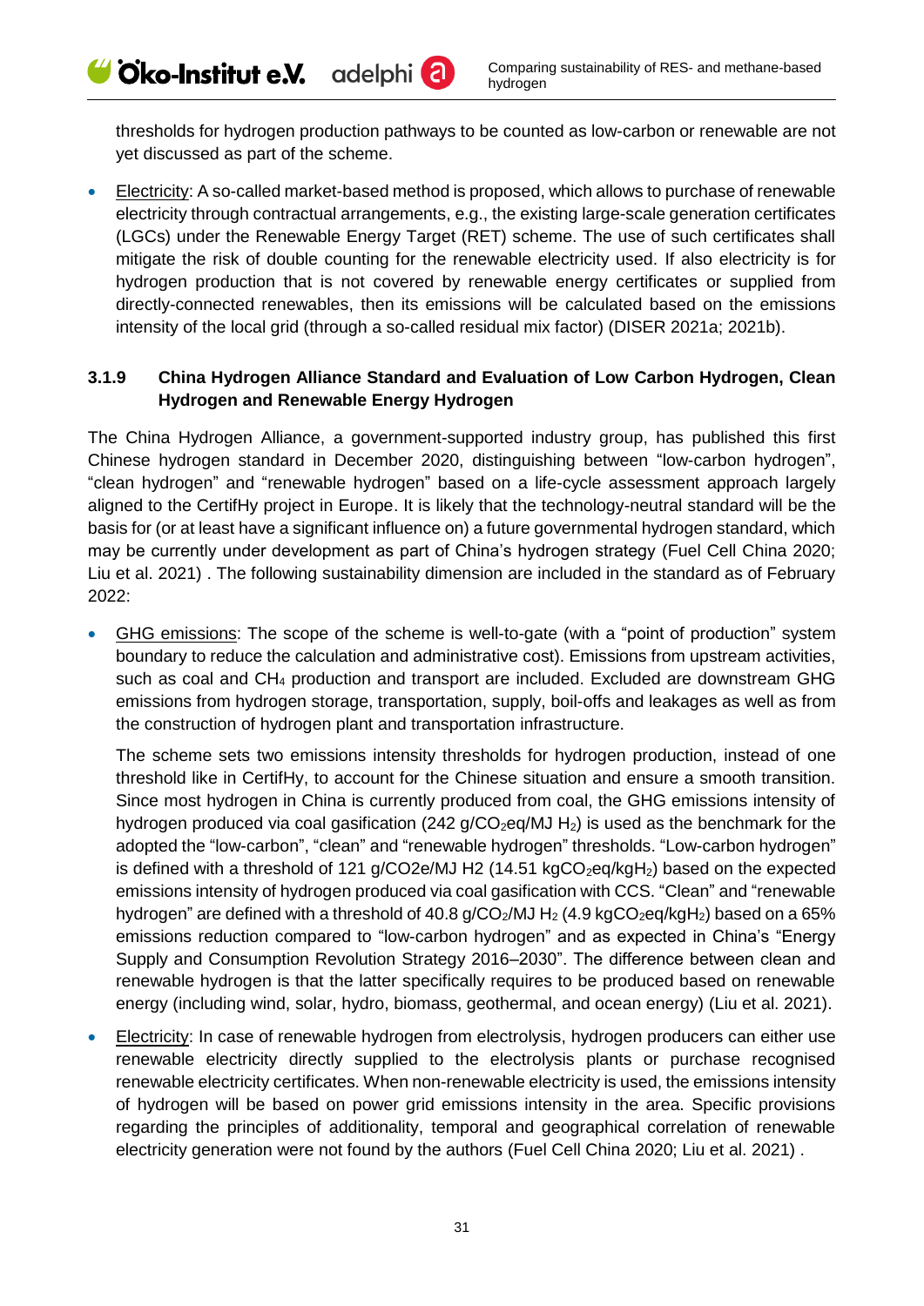thresholds for hydrogen production pathways to be counted as low-carbon or renewable are not yet discussed as part of the scheme.

- Electricity: A so-called market-based method is proposed, which allows to purchase of renewable electricity through contractual arrangements, e.g., the existing large-scale generation certificates (LGCs) under the Renewable Energy Target (RET) scheme. The use of such certificates shall mitigate the risk of double counting for the renewable electricity used. If also electricity is for hydrogen production that is not covered by renewable energy certificates or supplied from directly-connected renewables, then its emissions will be calculated based on the emissions intensity of the local grid (through a so-called residual mix factor) (DISER 2021a; 2021b).

### 3.1.9 China Hydrogen Alliance Standard and Evaluation of Low Carbon Hydrogen, Clean Hydrogen and Renewable Energy Hydrogen

The China Hydrogen Alliance, a government-supported industry group, has published this first Chinese hydrogen standard in December 2020, distinguishing between "low-carbon hydrogen", "clean hydrogen" and "renewable hydrogen" based on a life-cycle assessment approach largely aligned to the CertifHy project in Europe. It is likely that the technology-neutral standard will be the basis for (or at least have a significant influence on) a future governmental hydrogen standard, which may be currently under development as part of China's hydrogen strategy (Fuel Cell China 2020; Liu et al. 2021) . The following sustainability dimension are included in the standard as of February 2022:

- GHG emissions: The scope of the scheme is well-to-gate (with a "point of production" system boundary to reduce the calculation and administrative cost). Emissions from upstream activities, such as coal and $CH_4$ production and transport are included. Excluded are downstream GHG emissions from hydrogen storage, transportation, supply, boil-offs and leakages as well as from the construction of hydrogen plant and transportation infrastructure.

  The scheme sets two emissions intensity thresholds for hydrogen production, instead of one threshold like in CertifHy, to account for the Chinese situation and ensure a smooth transition. Since most hydrogen in China is currently produced from coal, the GHG emissions intensity of hydrogen produced via coal gasification (242 $g/CO_2eq/MJ\ H_2$) is used as the benchmark for the adopted the "low-carbon", "clean" and "renewable hydrogen" thresholds. "Low-carbon hydrogen" is defined with a threshold of 121 $g/CO2e/MJ\ H2$ (14.51 $kgCO_2eq/kgH_2$) based on the expected emissions intensity of hydrogen produced via coal gasification with CCS. "Clean" and "renewable hydrogen" are defined with a threshold of 40.8 $g/CO_2/MJ\ H_2$ (4.9 $kgCO_2eq/kgH_2$) based on a 65% emissions reduction compared to "low-carbon hydrogen" and as expected in China's "Energy Supply and Consumption Revolution Strategy 2016–2030". The difference between clean and renewable hydrogen is that the latter specifically requires to be produced based on renewable energy (including wind, solar, hydro, biomass, geothermal, and ocean energy) (Liu et al. 2021).

- Electricity: In case of renewable hydrogen from electrolysis, hydrogen producers can either use renewable electricity directly supplied to the electrolysis plants or purchase recognised renewable electricity certificates. When non-renewable electricity is used, the emissions intensity of hydrogen will be based on power grid emissions intensity in the area. Specific provisions regarding the principles of additionality, temporal and geographical correlation of renewable electricity generation were not found by the authors (Fuel Cell China 2020; Liu et al. 2021) .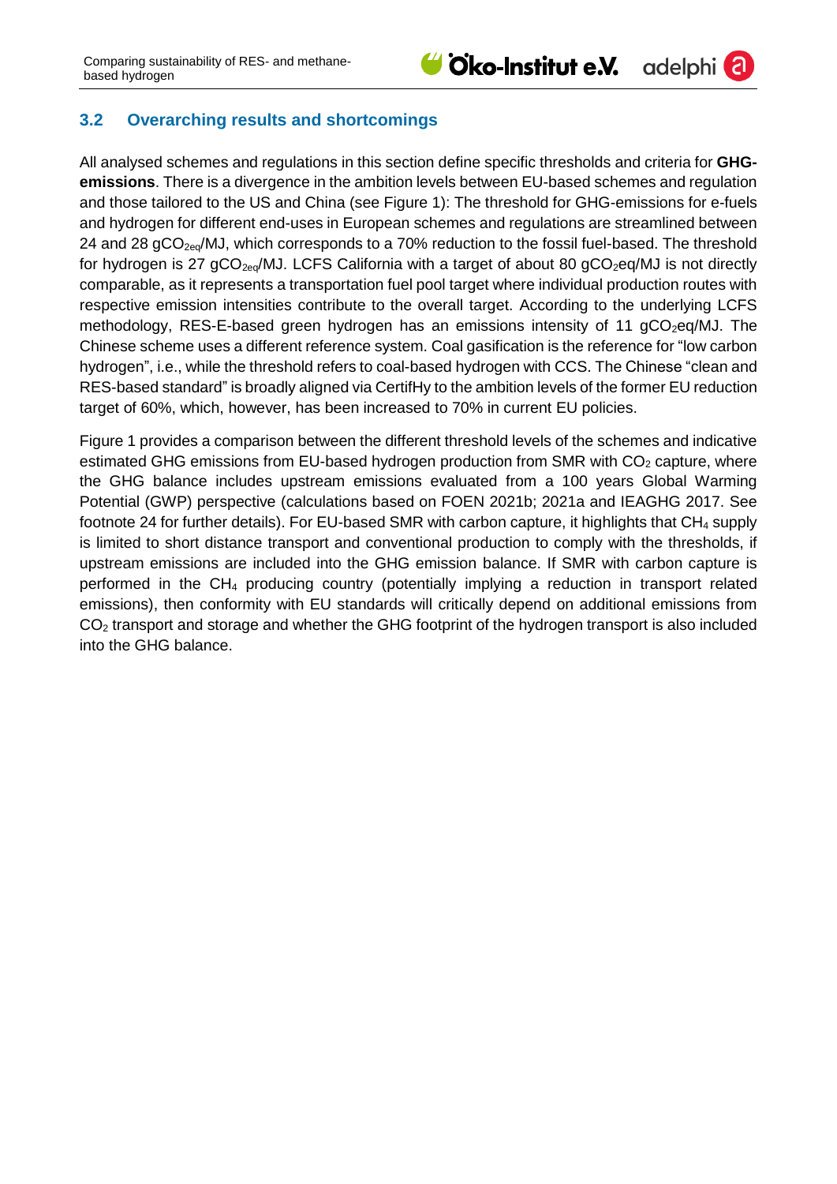## 3.2 Overarching results and shortcomings

All analysed schemes and regulations in this section define specific thresholds and criteria for **GHG-emissions**. There is a divergence in the ambition levels between EU-based schemes and regulation and those tailored to the US and China (see Figure 1): The threshold for GHG-emissions for e-fuels and hydrogen for different end-uses in European schemes and regulations are streamlined between 24 and 28 $gCO_{2eq}$/MJ, which corresponds to a 70% reduction to the fossil fuel-based. The threshold for hydrogen is 27 $gCO_{2eq}$/MJ. LCFS California with a target of about 80 $gCO_2eq$/MJ is not directly comparable, as it represents a transportation fuel pool target where individual production routes with respective emission intensities contribute to the overall target. According to the underlying LCFS methodology, RES-E-based green hydrogen has an emissions intensity of 11 $gCO_2eq$/MJ. The Chinese scheme uses a different reference system. Coal gasification is the reference for "low carbon hydrogen", i.e., while the threshold refers to coal-based hydrogen with CCS. The Chinese "clean and RES-based standard" is broadly aligned via CertifHy to the ambition levels of the former EU reduction target of 60%, which, however, has been increased to 70% in current EU policies.

Figure 1 provides a comparison between the different threshold levels of the schemes and indicative estimated GHG emissions from EU-based hydrogen production from SMR with $CO_2$ capture, where the GHG balance includes upstream emissions evaluated from a 100 years Global Warming Potential (GWP) perspective (calculations based on FOEN 2021b; 2021a and IEAGHG 2017. See footnote 24 for further details). For EU-based SMR with carbon capture, it highlights that $CH_4$ supply is limited to short distance transport and conventional production to comply with the thresholds, if upstream emissions are included into the GHG emission balance. If SMR with carbon capture is performed in the $CH_4$ producing country (potentially implying a reduction in transport related emissions), then conformity with EU standards will critically depend on additional emissions from $CO_2$ transport and storage and whether the GHG footprint of the hydrogen transport is also included into the GHG balance.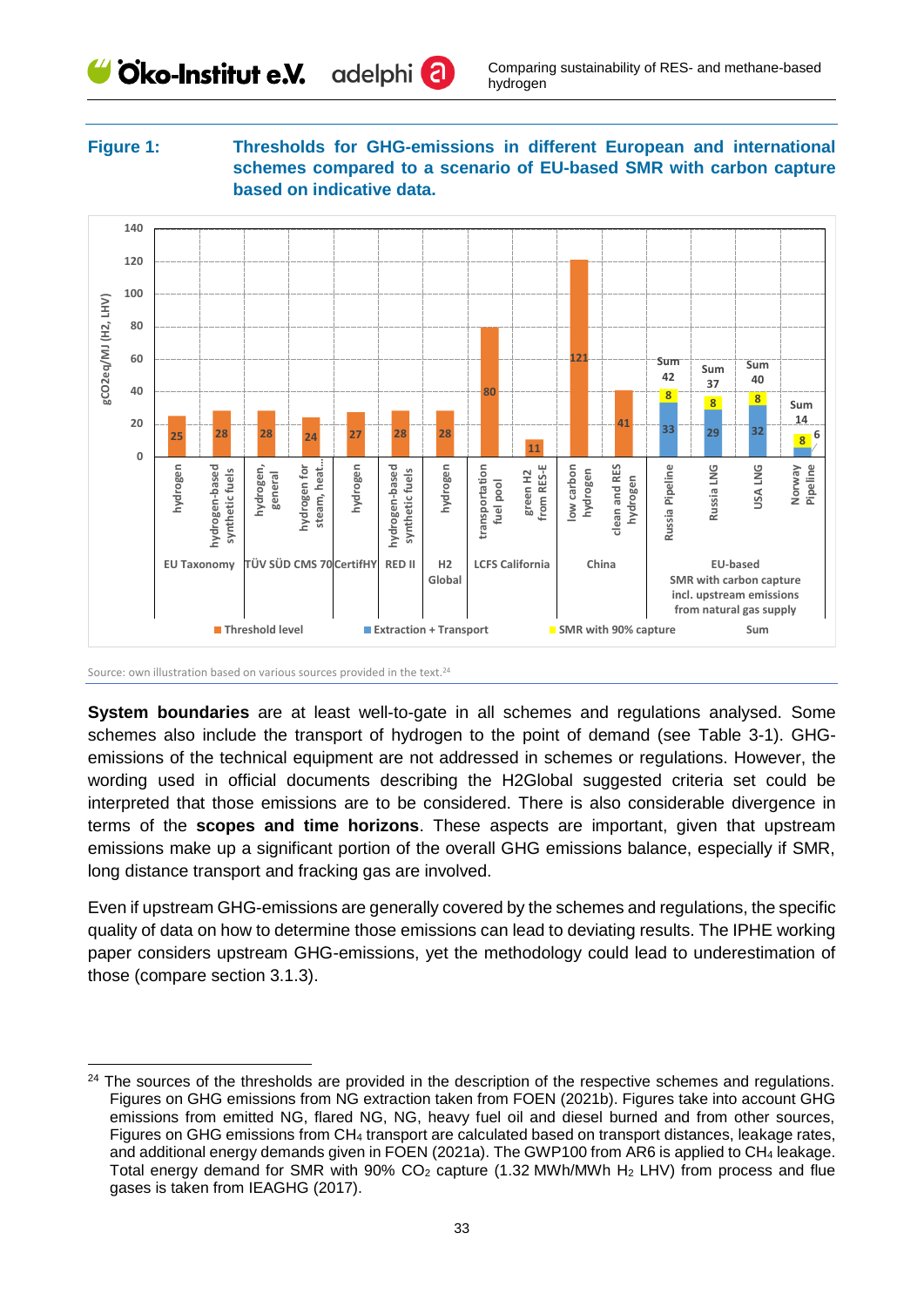**Figure 1: Thresholds for GHG-emissions in different European and international schemes compared to a scenario of EU-based SMR with carbon capture based on indicative data.**

| Scheme | Category | Threshold level (gCO2eq/MJ (H2, LHV)) | Extraction + Transport | SMR with 90% capture | Sum |
|---|---|---|---|---|---|
| EU Taxonomy | hydrogen | 25 | | | |
| EU Taxonomy | hydrogen-based synthetic fuels | 28 | | | |
| TÜV SÜD CMS 70 | hydrogen, general | 28 | | | |
| TÜV SÜD CMS 70 | hydrogen for steam, heat... | 24 | | | |
| CertifHY | hydrogen | 27 | | | |
| RED II | hydrogen-based synthetic fuels | 28 | | | |
| H2 Global | hydrogen | 28 | | | |
| LCFS California | transportation fuel pool | 80 | | | |
| LCFS California | green H2 from RES-E | 11 | | | |
| China | low carbon hydrogen | 121 | | | |
| China | clean and RES hydrogen | 41 | | | |
| EU-based SMR with carbon capture incl. upstream emissions from natural gas supply | Russia Pipeline | | 33 | 8 | 42 |
| EU-based SMR with carbon capture incl. upstream emissions from natural gas supply | Russia LNG | | 29 | 8 | 37 |
| EU-based SMR with carbon capture incl. upstream emissions from natural gas supply | USA LNG | | 32 | 8 | 40 |
| EU-based SMR with carbon capture incl. upstream emissions from natural gas supply | Norway Pipeline | | 6 | 8 | 14 |

Source: own illustration based on various sources provided in the text.[24]

**System boundaries** are at least well-to-gate in all schemes and regulations analysed. Some schemes also include the transport of hydrogen to the point of demand (see Table 3-1). GHG-emissions of the technical equipment are not addressed in schemes or regulations. However, the wording used in official documents describing the H2Global suggested criteria set could be interpreted that those emissions are to be considered. There is also considerable divergence in terms of the **scopes and time horizons**. These aspects are important, given that upstream emissions make up a significant portion of the overall GHG emissions balance, especially if SMR, long distance transport and fracking gas are involved.

Even if upstream GHG-emissions are generally covered by the schemes and regulations, the specific quality of data on how to determine those emissions can lead to deviating results. The IPHE working paper considers upstream GHG-emissions, yet the methodology could lead to underestimation of those (compare section 3.1.3).

---

[24] The sources of the thresholds are provided in the description of the respective schemes and regulations. Figures on GHG emissions from NG extraction taken from FOEN (2021b). Figures take into account GHG emissions from emitted NG, flared NG, NG, heavy fuel oil and diesel burned and from other sources, Figures on GHG emissions from $CH_4$ transport are calculated based on transport distances, leakage rates, and additional energy demands given in FOEN (2021a). The GWP100 from AR6 is applied to $CH_4$ leakage. Total energy demand for SMR with 90% $CO_2$ capture (1.32 MWh/MWh $H_2$ LHV) from process and flue gases is taken from IEAGHG (2017).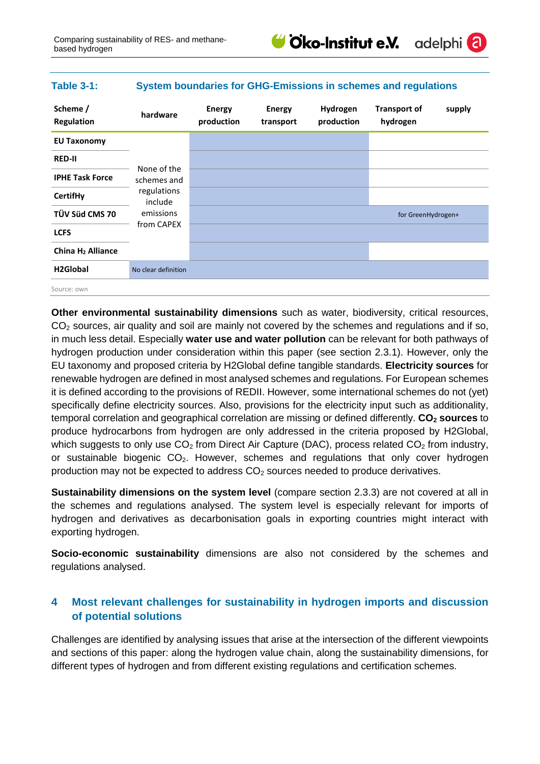**Table 3-1: System boundaries for GHG-Emissions in schemes and regulations**

| Scheme / Regulation | hardware | Energy production | Energy transport | Hydrogen production | Transport of hydrogen | supply |
|---|---|---|---|---|---|---|
| EU Taxonomy | None of the schemes and regulations include emissions from CAPEX | | | | | |
| RED-II | | | | | | |
| IPHE Task Force | | | | | | |
| CertifHy | | | | | | |
| TÜV Süd CMS 70 | | | | | for GreenHydrogen+ | |
| LCFS | | | | | | |
| China $H_2$ Alliance | | | | | | |
| H2Global | No clear definition | | | | | |

Source: own

**Other environmental sustainability dimensions** such as water, biodiversity, critical resources, $CO_2$ sources, air quality and soil are mainly not covered by the schemes and regulations and if so, in much less detail. Especially **water use and water pollution** can be relevant for both pathways of hydrogen production under consideration within this paper (see section 2.3.1). However, only the EU taxonomy and proposed criteria by H2Global define tangible standards. **Electricity sources** for renewable hydrogen are defined in most analysed schemes and regulations. For European schemes it is defined according to the provisions of REDII. However, some international schemes do not (yet) specifically define electricity sources. Also, provisions for the electricity input such as additionality, temporal correlation and geographical correlation are missing or defined differently. **$CO_2$ sources** to produce hydrocarbons from hydrogen are only addressed in the criteria proposed by H2Global, which suggests to only use $CO_2$ from Direct Air Capture (DAC), process related $CO_2$ from industry, or sustainable biogenic $CO_2$. However, schemes and regulations that only cover hydrogen production may not be expected to address $CO_2$ sources needed to produce derivatives.

**Sustainability dimensions on the system level** (compare section 2.3.3) are not covered at all in the schemes and regulations analysed. The system level is especially relevant for imports of hydrogen and derivatives as decarbonisation goals in exporting countries might interact with exporting hydrogen.

**Socio-economic sustainability** dimensions are also not considered by the schemes and regulations analysed.

# 4 Most relevant challenges for sustainability in hydrogen imports and discussion of potential solutions

Challenges are identified by analysing issues that arise at the intersection of the different viewpoints and sections of this paper: along the hydrogen value chain, along the sustainability dimensions, for different types of hydrogen and from different existing regulations and certification schemes.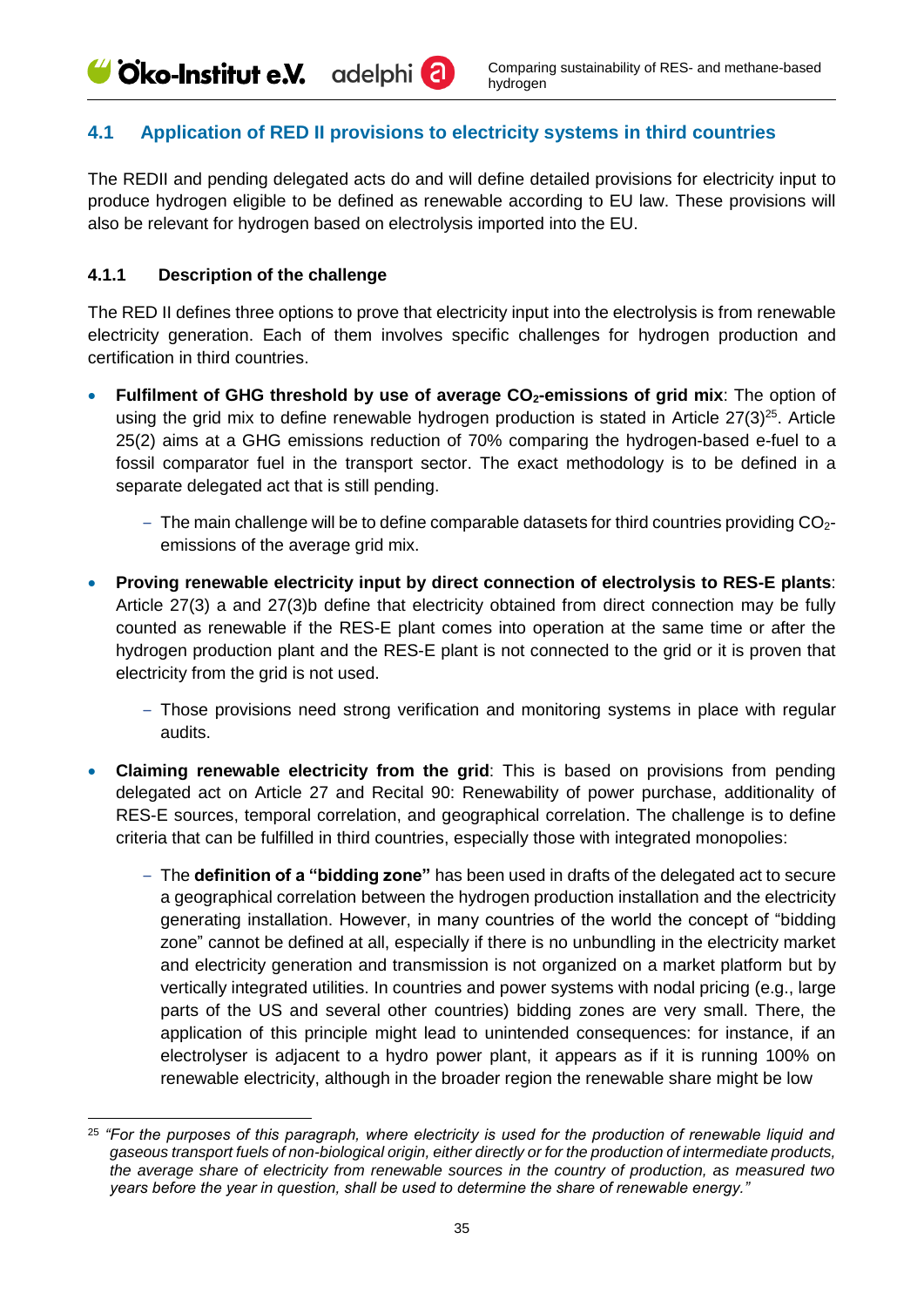## 4.1 Application of RED II provisions to electricity systems in third countries

The REDII and pending delegated acts do and will define detailed provisions for electricity input to produce hydrogen eligible to be defined as renewable according to EU law. These provisions will also be relevant for hydrogen based on electrolysis imported into the EU.

### 4.1.1 Description of the challenge

The RED II defines three options to prove that electricity input into the electrolysis is from renewable electricity generation. Each of them involves specific challenges for hydrogen production and certification in third countries.

- **Fulfilment of GHG threshold by use of average $CO_2$-emissions of grid mix**: The option of using the grid mix to define renewable hydrogen production is stated in Article 27(3)[25]. Article 25(2) aims at a GHG emissions reduction of 70% comparing the hydrogen-based e-fuel to a fossil comparator fuel in the transport sector. The exact methodology is to be defined in a separate delegated act that is still pending.
  - The main challenge will be to define comparable datasets for third countries providing $CO_2$-emissions of the average grid mix.
- **Proving renewable electricity input by direct connection of electrolysis to RES-E plants**: Article 27(3) a and 27(3)b define that electricity obtained from direct connection may be fully counted as renewable if the RES-E plant comes into operation at the same time or after the hydrogen production plant and the RES-E plant is not connected to the grid or it is proven that electricity from the grid is not used.
  - Those provisions need strong verification and monitoring systems in place with regular audits.
- **Claiming renewable electricity from the grid**: This is based on provisions from pending delegated act on Article 27 and Recital 90: Renewability of power purchase, additionality of RES-E sources, temporal correlation, and geographical correlation. The challenge is to define criteria that can be fulfilled in third countries, especially those with integrated monopolies:
  - The **definition of a "bidding zone"** has been used in drafts of the delegated act to secure a geographical correlation between the hydrogen production installation and the electricity generating installation. However, in many countries of the world the concept of "bidding zone" cannot be defined at all, especially if there is no unbundling in the electricity market and electricity generation and transmission is not organized on a market platform but by vertically integrated utilities. In countries and power systems with nodal pricing (e.g., large parts of the US and several other countries) bidding zones are very small. There, the application of this principle might lead to unintended consequences: for instance, if an electrolyser is adjacent to a hydro power plant, it appears as if it is running 100% on renewable electricity, although in the broader region the renewable share might be low

[25] *"For the purposes of this paragraph, where electricity is used for the production of renewable liquid and gaseous transport fuels of non-biological origin, either directly or for the production of intermediate products, the average share of electricity from renewable sources in the country of production, as measured two years before the year in question, shall be used to determine the share of renewable energy."*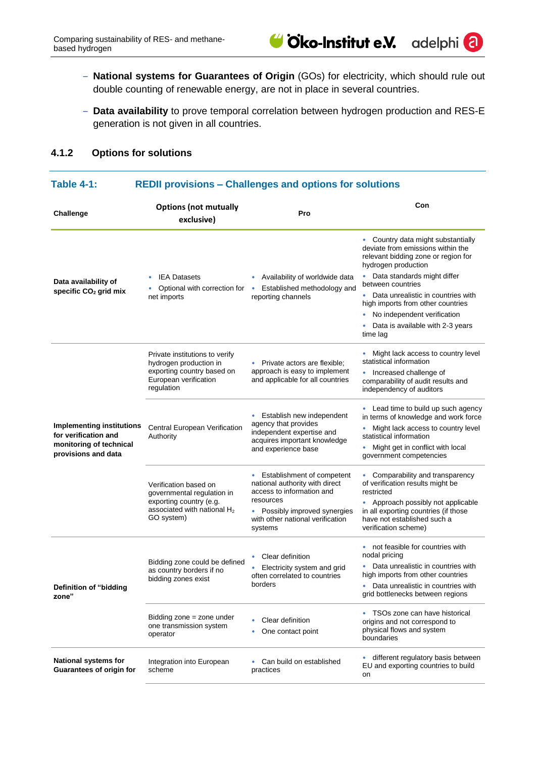- **National systems for Guarantees of Origin** (GOs) for electricity, which should rule out double counting of renewable energy, are not in place in several countries.
- **Data availability** to prove temporal correlation between hydrogen production and RES-E generation is not given in all countries.

### 4.1.2 Options for solutions

**Table 4-1: REDII provisions – Challenges and options for solutions**

| Challenge | Options (not mutually exclusive) | Pro | Con |
|---|---|---|---|
| **Data availability of specific $CO_2$ grid mix** | • IEA Datasets<br>• Optional with correction for net imports | • Availability of worldwide data<br>• Established methodology and reporting channels | • Country data might substantially deviate from emissions within the relevant bidding zone or region for hydrogen production<br>• Data standards might differ between countries<br>• Data unrealistic in countries with high imports from other countries<br>• No independent verification<br>• Data is available with 2-3 years time lag |
| **Implementing institutions for verification and monitoring of technical provisions and data** | Private institutions to verify hydrogen production in exporting country based on European verification regulation | • Private actors are flexible; approach is easy to implement and applicable for all countries | • Might lack access to country level statistical information<br>• Increased challenge of comparability of audit results and independency of auditors |
| | Central European Verification Authority | • Establish new independent agency that provides independent expertise and acquires important knowledge and experience base | • Lead time to build up such agency in terms of knowledge and work force<br>• Might lack access to country level statistical information<br>• Might get in conflict with local government competencies |
| | Verification based on governmental regulation in exporting country (e.g. associated with national $H_2$ GO system) | • Establishment of competent national authority with direct access to information and resources<br>• Possibly improved synergies with other national verification systems | • Comparability and transparency of verification results might be restricted<br>• Approach possibly not applicable in all exporting countries (if those have not established such a verification scheme) |
| **Definition of "bidding zone"** | Bidding zone could be defined as country borders if no bidding zones exist | • Clear definition<br>• Electricity system and grid often correlated to countries borders | • not feasible for countries with nodal pricing<br>• Data unrealistic in countries with high imports from other countries<br>• Data unrealistic in countries with grid bottlenecks between regions |
| | Bidding zone = zone under one transmission system operator | • Clear definition<br>• One contact point | • TSOs zone can have historical origins and not correspond to physical flows and system boundaries |
| **National systems for Guarantees of origin for** | Integration into European scheme | • Can build on established practices | • different regulatory basis between EU and exporting countries to build on |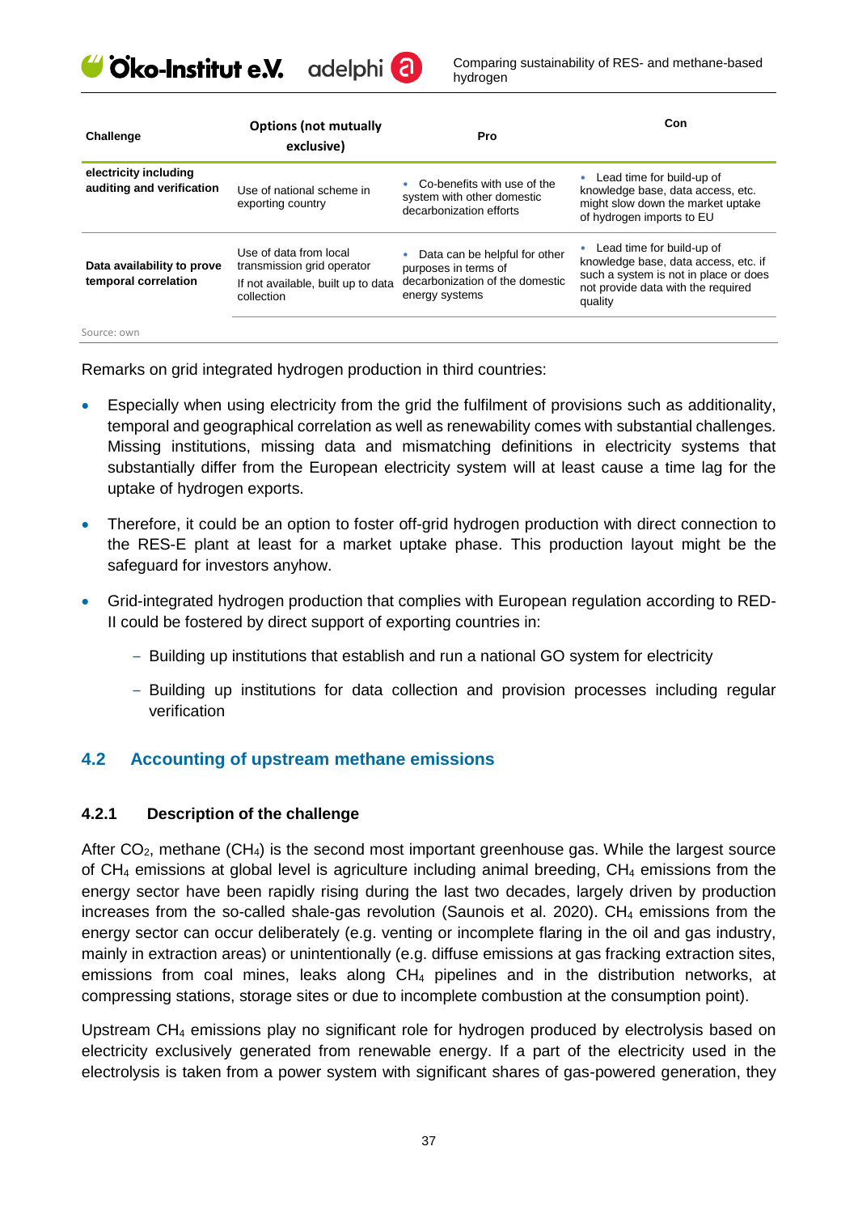| Challenge | Options (not mutually exclusive) | Pro | Con |
|---|---|---|---|
| electricity including auditing and verification | Use of national scheme in exporting country | • Co-benefits with use of the system with other domestic decarbonization efforts | • Lead time for build-up of knowledge base, data access, etc. might slow down the market uptake of hydrogen imports to EU |
| Data availability to prove temporal correlation | Use of data from local transmission grid operator<br>If not available, built up to data collection | • Data can be helpful for other purposes in terms of decarbonization of the domestic energy systems | • Lead time for build-up of knowledge base, data access, etc. if such a system is not in place or does not provide data with the required quality |

Source: own

Remarks on grid integrated hydrogen production in third countries:

- Especially when using electricity from the grid the fulfilment of provisions such as additionality, temporal and geographical correlation as well as renewability comes with substantial challenges. Missing institutions, missing data and mismatching definitions in electricity systems that substantially differ from the European electricity system will at least cause a time lag for the uptake of hydrogen exports.
- Therefore, it could be an option to foster off-grid hydrogen production with direct connection to the RES-E plant at least for a market uptake phase. This production layout might be the safeguard for investors anyhow.
- Grid-integrated hydrogen production that complies with European regulation according to RED-II could be fostered by direct support of exporting countries in:
  - Building up institutions that establish and run a national GO system for electricity
  - Building up institutions for data collection and provision processes including regular verification

## 4.2 Accounting of upstream methane emissions

### 4.2.1 Description of the challenge

After $CO_2$, methane ($CH_4$) is the second most important greenhouse gas. While the largest source of $CH_4$ emissions at global level is agriculture including animal breeding, $CH_4$ emissions from the energy sector have been rapidly rising during the last two decades, largely driven by production increases from the so-called shale-gas revolution (Saunois et al. 2020). $CH_4$ emissions from the energy sector can occur deliberately (e.g. venting or incomplete flaring in the oil and gas industry, mainly in extraction areas) or unintentionally (e.g. diffuse emissions at gas fracking extraction sites, emissions from coal mines, leaks along $CH_4$ pipelines and in the distribution networks, at compressing stations, storage sites or due to incomplete combustion at the consumption point).

Upstream $CH_4$ emissions play no significant role for hydrogen produced by electrolysis based on electricity exclusively generated from renewable energy. If a part of the electricity used in the electrolysis is taken from a power system with significant shares of gas-powered generation, they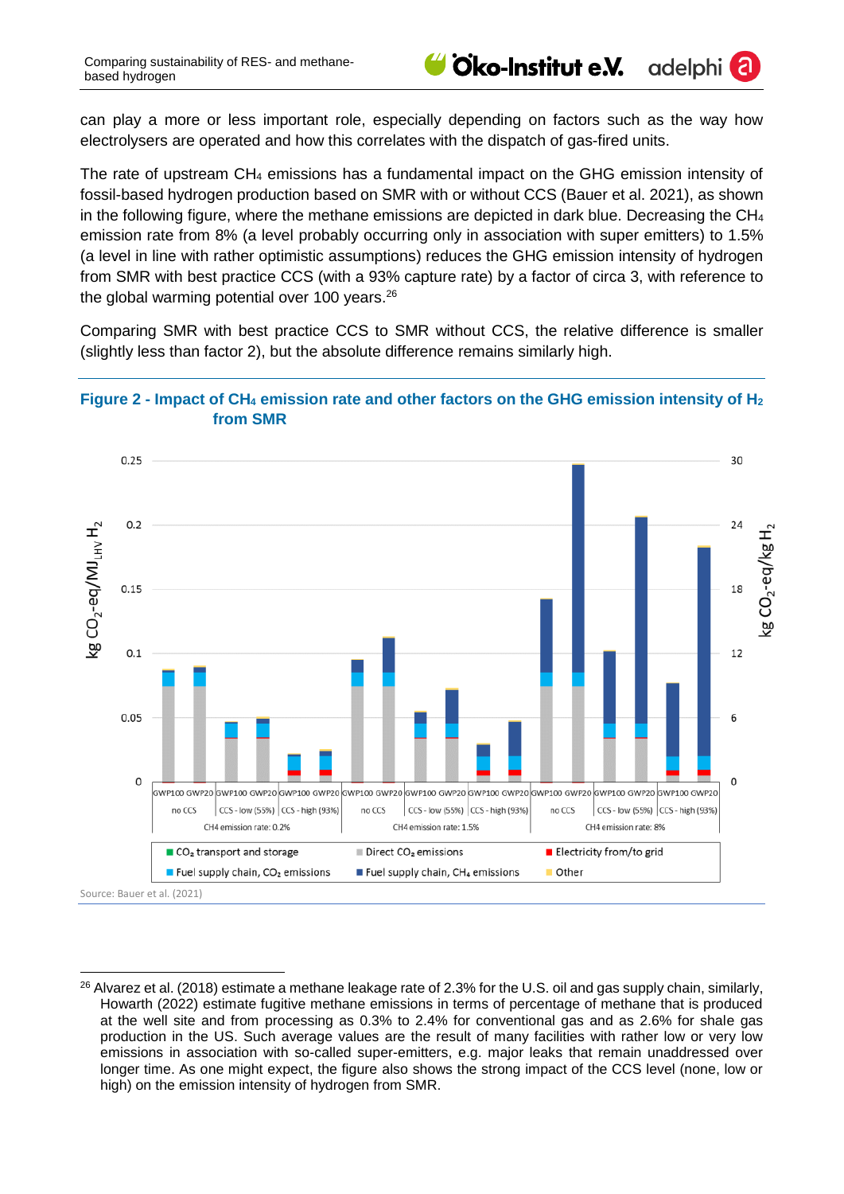can play a more or less important role, especially depending on factors such as the way how electrolysers are operated and how this correlates with the dispatch of gas-fired units.

The rate of upstream $CH_4$ emissions has a fundamental impact on the GHG emission intensity of fossil-based hydrogen production based on SMR with or without CCS (Bauer et al. 2021), as shown in the following figure, where the methane emissions are depicted in dark blue. Decreasing the $CH_4$ emission rate from 8% (a level probably occurring only in association with super emitters) to 1.5% (a level in line with rather optimistic assumptions) reduces the GHG emission intensity of hydrogen from SMR with best practice CCS (with a 93% capture rate) by a factor of circa 3, with reference to the global warming potential over 100 years.[26]

Comparing SMR with best practice CCS to SMR without CCS, the relative difference is smaller (slightly less than factor 2), but the absolute difference remains similarly high.

**Figure 2 - Impact of $CH_4$ emission rate and other factors on the GHG emission intensity of $H_2$ from SMR**

Source: Bauer et al. (2021)

[26] Alvarez et al. (2018) estimate a methane leakage rate of 2.3% for the U.S. oil and gas supply chain, similarly, Howarth (2022) estimate fugitive methane emissions in terms of percentage of methane that is produced at the well site and from processing as 0.3% to 2.4% for conventional gas and as 2.6% for shale gas production in the US. Such average values are the result of many facilities with rather low or very low emissions in association with so-called super-emitters, e.g. major leaks that remain unaddressed over longer time. As one might expect, the figure also shows the strong impact of the CCS level (none, low or high) on the emission intensity of hydrogen from SMR.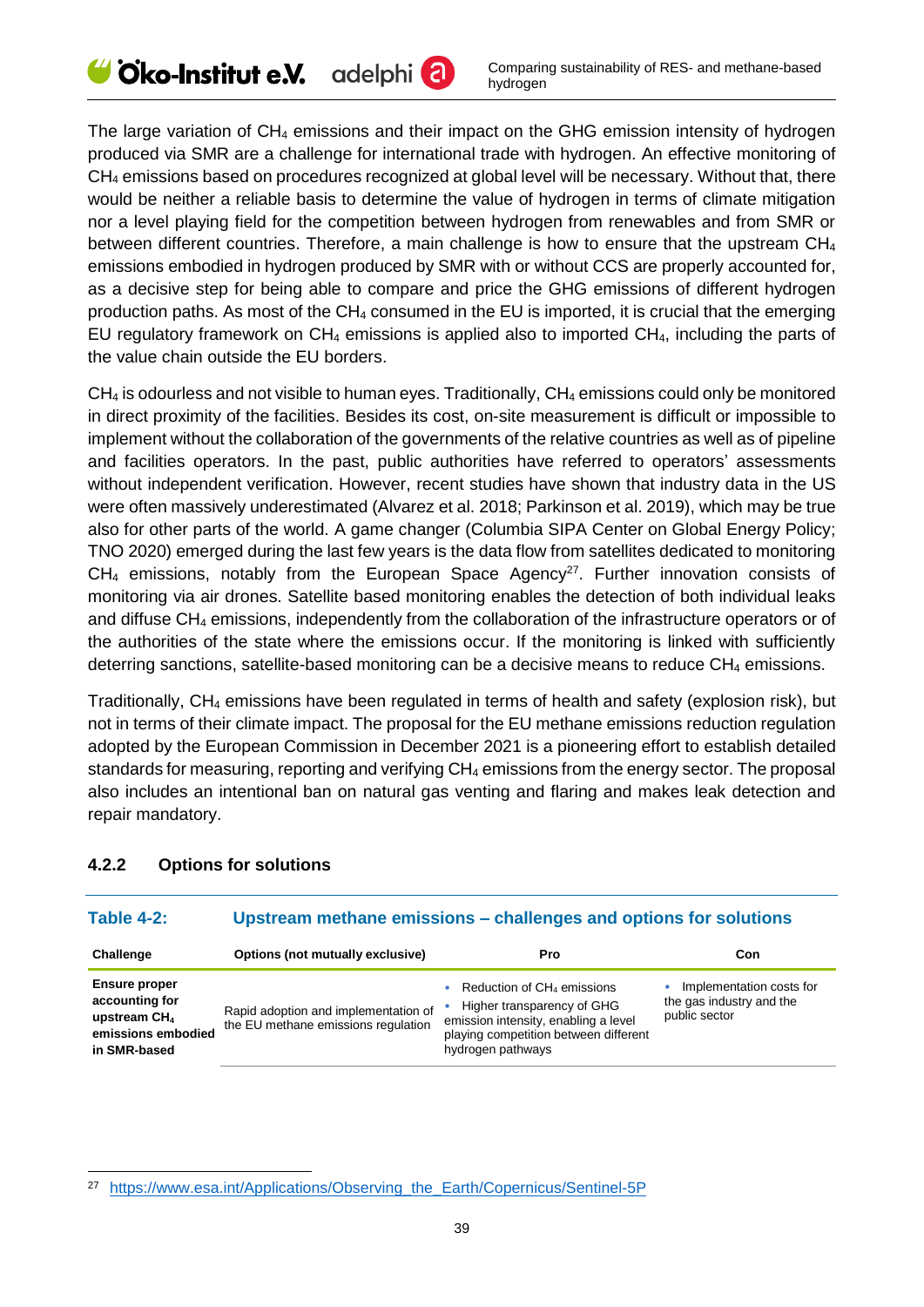The large variation of $CH_4$ emissions and their impact on the GHG emission intensity of hydrogen produced via SMR are a challenge for international trade with hydrogen. An effective monitoring of $CH_4$ emissions based on procedures recognized at global level will be necessary. Without that, there would be neither a reliable basis to determine the value of hydrogen in terms of climate mitigation nor a level playing field for the competition between hydrogen from renewables and from SMR or between different countries. Therefore, a main challenge is how to ensure that the upstream $CH_4$ emissions embodied in hydrogen produced by SMR with or without CCS are properly accounted for, as a decisive step for being able to compare and price the GHG emissions of different hydrogen production paths. As most of the $CH_4$ consumed in the EU is imported, it is crucial that the emerging EU regulatory framework on $CH_4$ emissions is applied also to imported $CH_4$, including the parts of the value chain outside the EU borders.

$CH_4$ is odourless and not visible to human eyes. Traditionally, $CH_4$ emissions could only be monitored in direct proximity of the facilities. Besides its cost, on-site measurement is difficult or impossible to implement without the collaboration of the governments of the relative countries as well as of pipeline and facilities operators. In the past, public authorities have referred to operators' assessments without independent verification. However, recent studies have shown that industry data in the US were often massively underestimated (Alvarez et al. 2018; Parkinson et al. 2019), which may be true also for other parts of the world. A game changer (Columbia SIPA Center on Global Energy Policy; TNO 2020) emerged during the last few years is the data flow from satellites dedicated to monitoring $CH_4$ emissions, notably from the European Space Agency[27]. Further innovation consists of monitoring via air drones. Satellite based monitoring enables the detection of both individual leaks and diffuse $CH_4$ emissions, independently from the collaboration of the infrastructure operators or of the authorities of the state where the emissions occur. If the monitoring is linked with sufficiently deterring sanctions, satellite-based monitoring can be a decisive means to reduce $CH_4$ emissions.

Traditionally, $CH_4$ emissions have been regulated in terms of health and safety (explosion risk), but not in terms of their climate impact. The proposal for the EU methane emissions reduction regulation adopted by the European Commission in December 2021 is a pioneering effort to establish detailed standards for measuring, reporting and verifying $CH_4$ emissions from the energy sector. The proposal also includes an intentional ban on natural gas venting and flaring and makes leak detection and repair mandatory.

### 4.2.2 Options for solutions

**Table 4-2: Upstream methane emissions – challenges and options for solutions**

| Challenge | Options (not mutually exclusive) | Pro | Con |
|---|---|---|---|
| **Ensure proper accounting for upstream $CH_4$ emissions embodied in SMR-based** | Rapid adoption and implementation of the EU methane emissions regulation | • Reduction of $CH_4$ emissions<br>• Higher transparency of GHG emission intensity, enabling a level playing competition between different hydrogen pathways | • Implementation costs for the gas industry and the public sector |

[27] https://www.esa.int/Applications/Observing_the_Earth/Copernicus/Sentinel-5P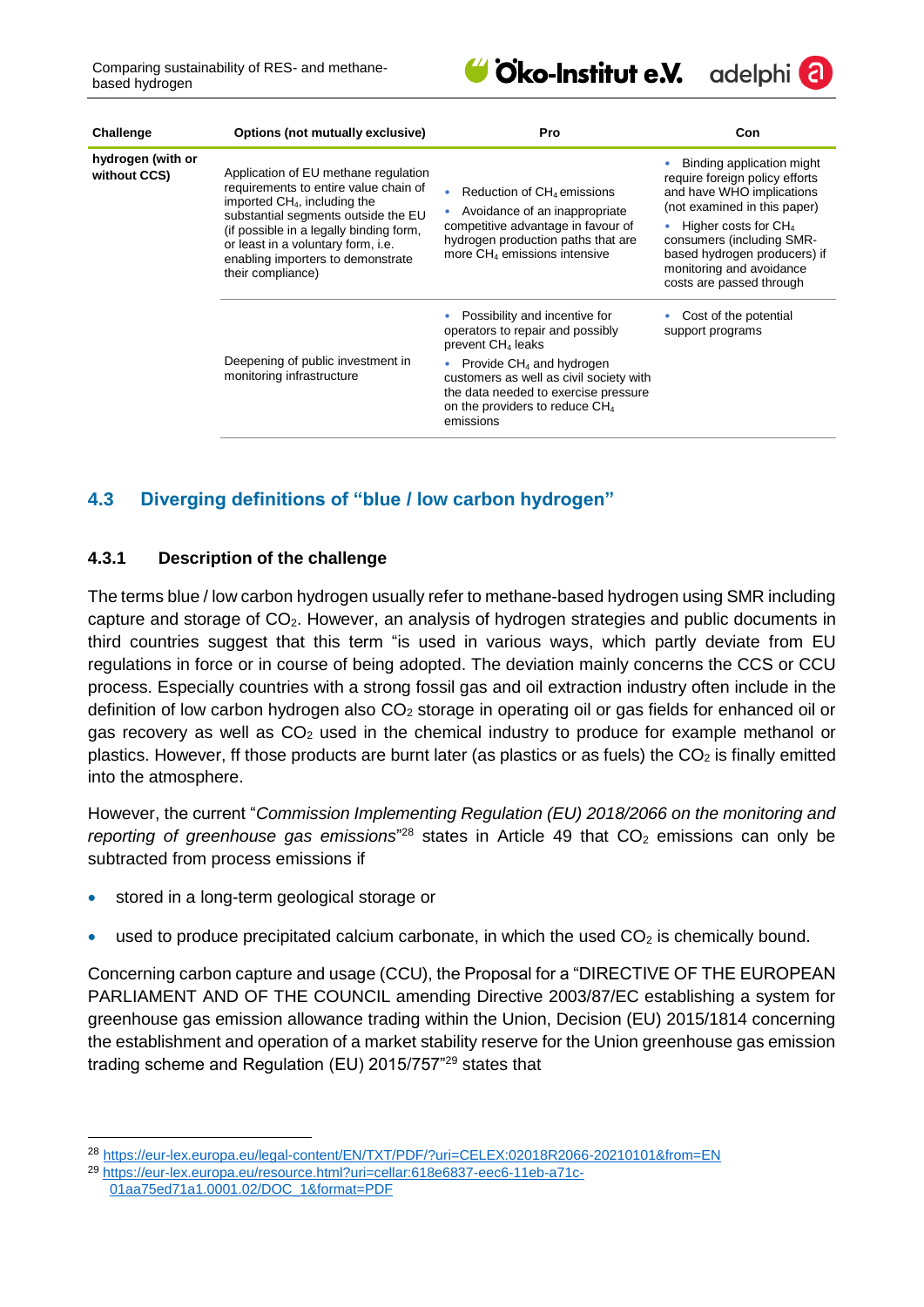| Challenge | Options (not mutually exclusive) | Pro | Con |
|---|---|---|---|
| hydrogen (with or without CCS) | Application of EU methane regulation requirements to entire value chain of imported $CH_4$, including the substantial segments outside the EU (if possible in a legally binding form, or least in a voluntary form, i.e. enabling importers to demonstrate their compliance) | • Reduction of $CH_4$ emissions<br>• Avoidance of an inappropriate competitive advantage in favour of hydrogen production paths that are more $CH_4$ emissions intensive | • Binding application might require foreign policy efforts and have WHO implications (not examined in this paper)<br>• Higher costs for $CH_4$ consumers (including SMR-based hydrogen producers) if monitoring and avoidance costs are passed through |
| | Deepening of public investment in monitoring infrastructure | • Possibility and incentive for operators to repair and possibly prevent $CH_4$ leaks<br>• Provide $CH_4$ and hydrogen customers as well as civil society with the data needed to exercise pressure on the providers to reduce $CH_4$ emissions | • Cost of the potential support programs |

## 4.3 Diverging definitions of "blue / low carbon hydrogen"

### 4.3.1 Description of the challenge

The terms blue / low carbon hydrogen usually refer to methane-based hydrogen using SMR including capture and storage of $CO_2$. However, an analysis of hydrogen strategies and public documents in third countries suggest that this term "is used in various ways, which partly deviate from EU regulations in force or in course of being adopted. The deviation mainly concerns the CCS or CCU process. Especially countries with a strong fossil gas and oil extraction industry often include in the definition of low carbon hydrogen also $CO_2$ storage in operating oil or gas fields for enhanced oil or gas recovery as well as $CO_2$ used in the chemical industry to produce for example methanol or plastics. However, ff those products are burnt later (as plastics or as fuels) the $CO_2$ is finally emitted into the atmosphere.

However, the current "*Commission Implementing Regulation (EU) 2018/2066 on the monitoring and reporting of greenhouse gas emissions*"[28] states in Article 49 that $CO_2$ emissions can only be subtracted from process emissions if

- stored in a long-term geological storage or
- used to produce precipitated calcium carbonate, in which the used $CO_2$ is chemically bound.

Concerning carbon capture and usage (CCU), the Proposal for a "DIRECTIVE OF THE EUROPEAN PARLIAMENT AND OF THE COUNCIL amending Directive 2003/87/EC establishing a system for greenhouse gas emission allowance trading within the Union, Decision (EU) 2015/1814 concerning the establishment and operation of a market stability reserve for the Union greenhouse gas emission trading scheme and Regulation (EU) 2015/757"[29] states that

[28] https://eur-lex.europa.eu/legal-content/EN/TXT/PDF/?uri=CELEX:02018R2066-20210101&from=EN

[29] https://eur-lex.europa.eu/resource.html?uri=cellar:618e6837-eec6-11eb-a71c-01aa75ed71a1.0001.02/DOC_1&format=PDF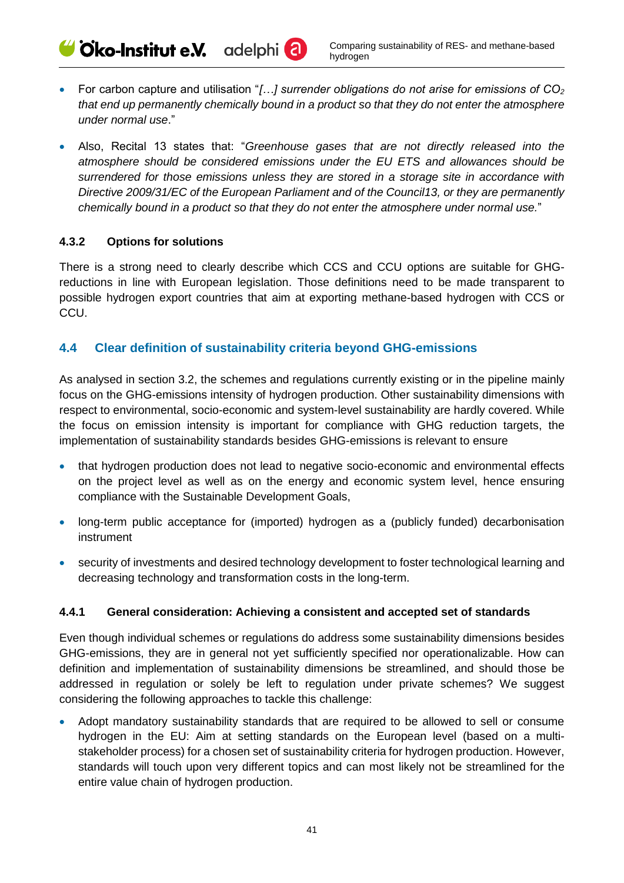- For carbon capture and utilisation "*[…] surrender obligations do not arise for emissions of $CO_2$ that end up permanently chemically bound in a product so that they do not enter the atmosphere under normal use*."
- Also, Recital 13 states that: "*Greenhouse gases that are not directly released into the atmosphere should be considered emissions under the EU ETS and allowances should be surrendered for those emissions unless they are stored in a storage site in accordance with Directive 2009/31/EC of the European Parliament and of the Council13, or they are permanently chemically bound in a product so that they do not enter the atmosphere under normal use.*"

#### 4.3.2 Options for solutions

There is a strong need to clearly describe which CCS and CCU options are suitable for GHG-reductions in line with European legislation. Those definitions need to be made transparent to possible hydrogen export countries that aim at exporting methane-based hydrogen with CCS or CCU.

### 4.4 Clear definition of sustainability criteria beyond GHG-emissions

As analysed in section 3.2, the schemes and regulations currently existing or in the pipeline mainly focus on the GHG-emissions intensity of hydrogen production. Other sustainability dimensions with respect to environmental, socio-economic and system-level sustainability are hardly covered. While the focus on emission intensity is important for compliance with GHG reduction targets, the implementation of sustainability standards besides GHG-emissions is relevant to ensure

- that hydrogen production does not lead to negative socio-economic and environmental effects on the project level as well as on the energy and economic system level, hence ensuring compliance with the Sustainable Development Goals,
- long-term public acceptance for (imported) hydrogen as a (publicly funded) decarbonisation instrument
- security of investments and desired technology development to foster technological learning and decreasing technology and transformation costs in the long-term.

#### 4.4.1 General consideration: Achieving a consistent and accepted set of standards

Even though individual schemes or regulations do address some sustainability dimensions besides GHG-emissions, they are in general not yet sufficiently specified nor operationalizable. How can definition and implementation of sustainability dimensions be streamlined, and should those be addressed in regulation or solely be left to regulation under private schemes? We suggest considering the following approaches to tackle this challenge:

- Adopt mandatory sustainability standards that are required to be allowed to sell or consume hydrogen in the EU: Aim at setting standards on the European level (based on a multi-stakeholder process) for a chosen set of sustainability criteria for hydrogen production. However, standards will touch upon very different topics and can most likely not be streamlined for the entire value chain of hydrogen production.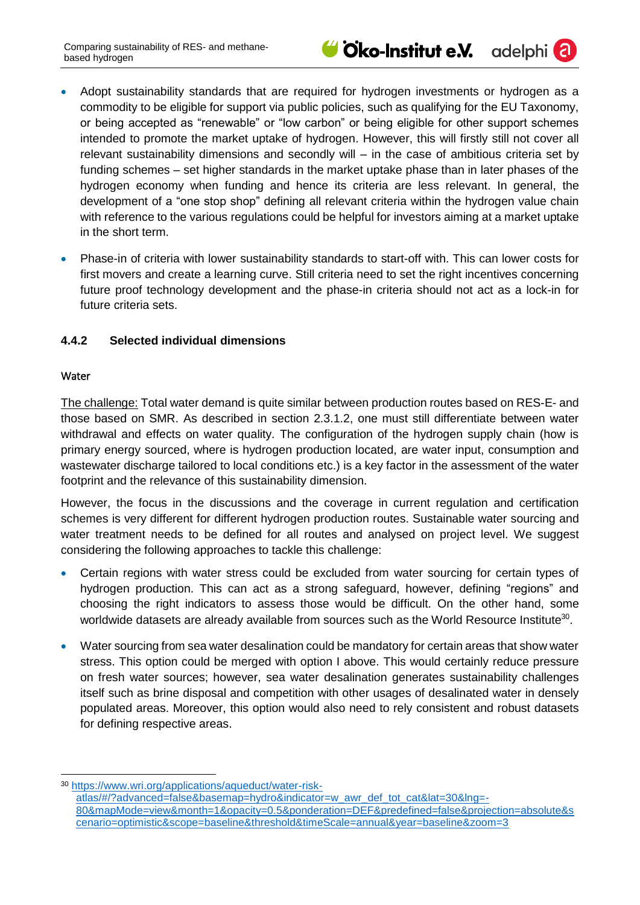- Adopt sustainability standards that are required for hydrogen investments or hydrogen as a commodity to be eligible for support via public policies, such as qualifying for the EU Taxonomy, or being accepted as “renewable” or “low carbon” or being eligible for other support schemes intended to promote the market uptake of hydrogen. However, this will firstly still not cover all relevant sustainability dimensions and secondly will – in the case of ambitious criteria set by funding schemes – set higher standards in the market uptake phase than in later phases of the hydrogen economy when funding and hence its criteria are less relevant. In general, the development of a “one stop shop” defining all relevant criteria within the hydrogen value chain with reference to the various regulations could be helpful for investors aiming at a market uptake in the short term.

- Phase-in of criteria with lower sustainability standards to start-off with. This can lower costs for first movers and create a learning curve. Still criteria need to set the right incentives concerning future proof technology development and the phase-in criteria should not act as a lock-in for future criteria sets.

### 4.4.2 Selected individual dimensions

#### Water

The challenge: Total water demand is quite similar between production routes based on RES-E- and those based on SMR. As described in section 2.3.1.2, one must still differentiate between water withdrawal and effects on water quality. The configuration of the hydrogen supply chain (how is primary energy sourced, where is hydrogen production located, are water input, consumption and wastewater discharge tailored to local conditions etc.) is a key factor in the assessment of the water footprint and the relevance of this sustainability dimension.

However, the focus in the discussions and the coverage in current regulation and certification schemes is very different for different hydrogen production routes. Sustainable water sourcing and water treatment needs to be defined for all routes and analysed on project level. We suggest considering the following approaches to tackle this challenge:

- Certain regions with water stress could be excluded from water sourcing for certain types of hydrogen production. This can act as a strong safeguard, however, defining “regions” and choosing the right indicators to assess those would be difficult. On the other hand, some worldwide datasets are already available from sources such as the World Resource Institute[30].

- Water sourcing from sea water desalination could be mandatory for certain areas that show water stress. This option could be merged with option I above. This would certainly reduce pressure on fresh water sources; however, sea water desalination generates sustainability challenges itself such as brine disposal and competition with other usages of desalinated water in densely populated areas. Moreover, this option would also need to rely consistent and robust datasets for defining respective areas.

---

[30] https://www.wri.org/applications/aqueduct/water-risk-atlas/#/?advanced=false&basemap=hydro&indicator=w_awr_def_tot_cat&lat=30&lng=-80&mapMode=view&month=1&opacity=0.5&ponderation=DEF&predefined=false&projection=absolute&scenario=optimistic&scope=baseline&threshold&timeScale=annual&year=baseline&zoom=3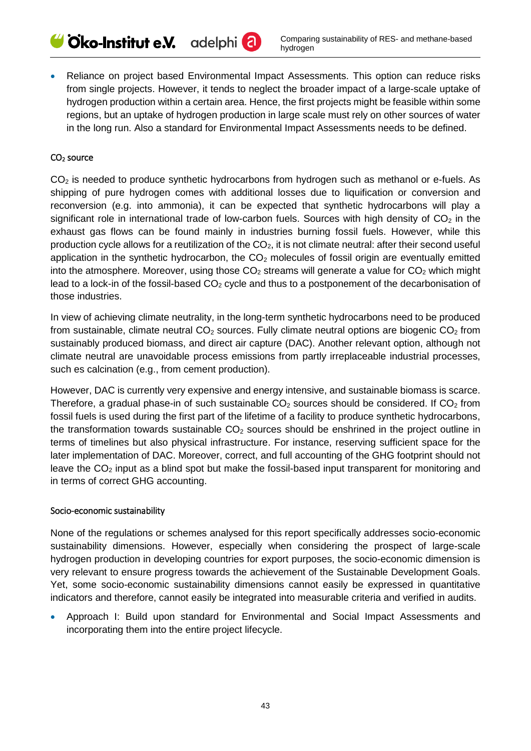- Reliance on project based Environmental Impact Assessments. This option can reduce risks from single projects. However, it tends to neglect the broader impact of a large-scale uptake of hydrogen production within a certain area. Hence, the first projects might be feasible within some regions, but an uptake of hydrogen production in large scale must rely on other sources of water in the long run. Also a standard for Environmental Impact Assessments needs to be defined.

#### $CO_2$ source

$CO_2$ is needed to produce synthetic hydrocarbons from hydrogen such as methanol or e-fuels. As shipping of pure hydrogen comes with additional losses due to liquification or conversion and reconversion (e.g. into ammonia), it can be expected that synthetic hydrocarbons will play a significant role in international trade of low-carbon fuels. Sources with high density of $CO_2$ in the exhaust gas flows can be found mainly in industries burning fossil fuels. However, while this production cycle allows for a reutilization of the $CO_2$, it is not climate neutral: after their second useful application in the synthetic hydrocarbon, the $CO_2$ molecules of fossil origin are eventually emitted into the atmosphere. Moreover, using those $CO_2$ streams will generate a value for $CO_2$ which might lead to a lock-in of the fossil-based $CO_2$ cycle and thus to a postponement of the decarbonisation of those industries.

In view of achieving climate neutrality, in the long-term synthetic hydrocarbons need to be produced from sustainable, climate neutral $CO_2$ sources. Fully climate neutral options are biogenic $CO_2$ from sustainably produced biomass, and direct air capture (DAC). Another relevant option, although not climate neutral are unavoidable process emissions from partly irreplaceable industrial processes, such es calcination (e.g., from cement production).

However, DAC is currently very expensive and energy intensive, and sustainable biomass is scarce. Therefore, a gradual phase-in of such sustainable $CO_2$ sources should be considered. If $CO_2$ from fossil fuels is used during the first part of the lifetime of a facility to produce synthetic hydrocarbons, the transformation towards sustainable $CO_2$ sources should be enshrined in the project outline in terms of timelines but also physical infrastructure. For instance, reserving sufficient space for the later implementation of DAC. Moreover, correct, and full accounting of the GHG footprint should not leave the $CO_2$ input as a blind spot but make the fossil-based input transparent for monitoring and in terms of correct GHG accounting.

#### Socio-economic sustainability

None of the regulations or schemes analysed for this report specifically addresses socio-economic sustainability dimensions. However, especially when considering the prospect of large-scale hydrogen production in developing countries for export purposes, the socio-economic dimension is very relevant to ensure progress towards the achievement of the Sustainable Development Goals. Yet, some socio-economic sustainability dimensions cannot easily be expressed in quantitative indicators and therefore, cannot easily be integrated into measurable criteria and verified in audits.

- Approach I: Build upon standard for Environmental and Social Impact Assessments and incorporating them into the entire project lifecycle.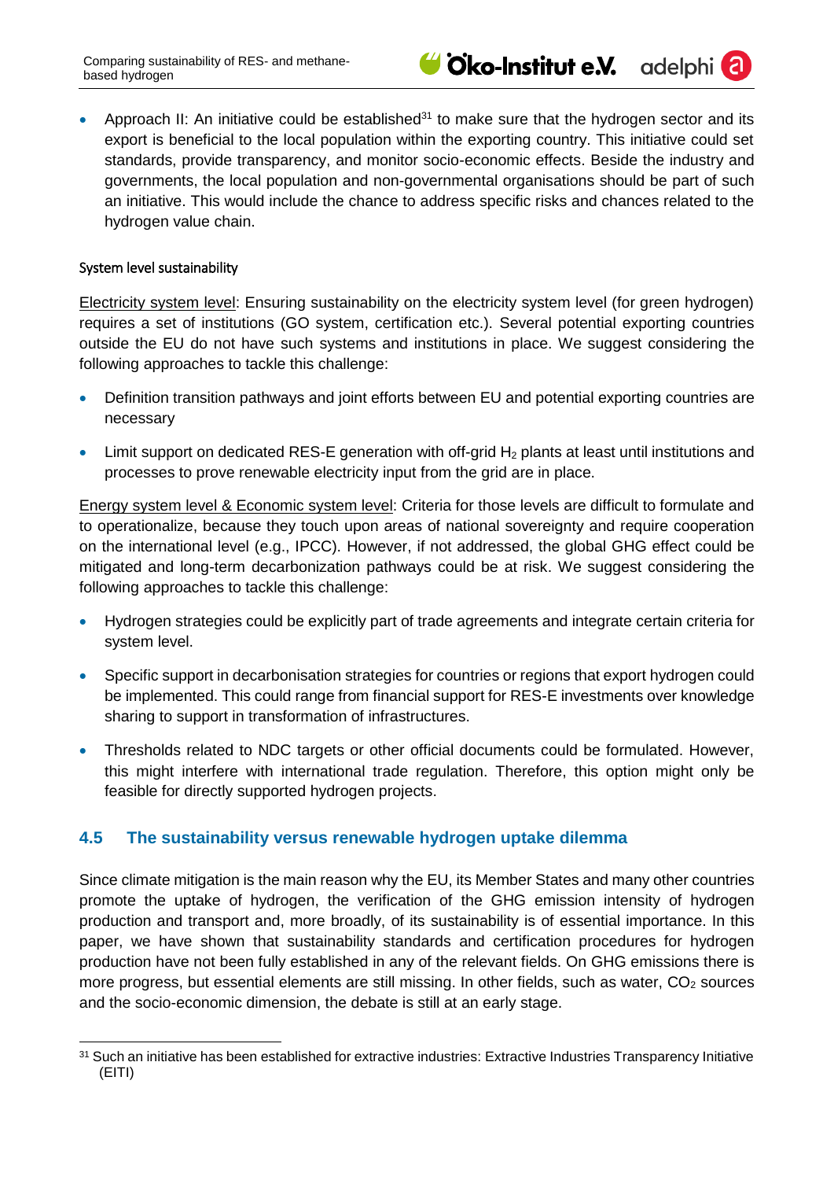- Approach II: An initiative could be established[31] to make sure that the hydrogen sector and its export is beneficial to the local population within the exporting country. This initiative could set standards, provide transparency, and monitor socio-economic effects. Beside the industry and governments, the local population and non-governmental organisations should be part of such an initiative. This would include the chance to address specific risks and chances related to the hydrogen value chain.

System level sustainability

Electricity system level: Ensuring sustainability on the electricity system level (for green hydrogen) requires a set of institutions (GO system, certification etc.). Several potential exporting countries outside the EU do not have such systems and institutions in place. We suggest considering the following approaches to tackle this challenge:

- Definition transition pathways and joint efforts between EU and potential exporting countries are necessary
- Limit support on dedicated RES-E generation with off-grid $H_2$ plants at least until institutions and processes to prove renewable electricity input from the grid are in place.

Energy system level & Economic system level: Criteria for those levels are difficult to formulate and to operationalize, because they touch upon areas of national sovereignty and require cooperation on the international level (e.g., IPCC). However, if not addressed, the global GHG effect could be mitigated and long-term decarbonization pathways could be at risk. We suggest considering the following approaches to tackle this challenge:

- Hydrogen strategies could be explicitly part of trade agreements and integrate certain criteria for system level.
- Specific support in decarbonisation strategies for countries or regions that export hydrogen could be implemented. This could range from financial support for RES-E investments over knowledge sharing to support in transformation of infrastructures.
- Thresholds related to NDC targets or other official documents could be formulated. However, this might interfere with international trade regulation. Therefore, this option might only be feasible for directly supported hydrogen projects.

## 4.5 The sustainability versus renewable hydrogen uptake dilemma

Since climate mitigation is the main reason why the EU, its Member States and many other countries promote the uptake of hydrogen, the verification of the GHG emission intensity of hydrogen production and transport and, more broadly, of its sustainability is of essential importance. In this paper, we have shown that sustainability standards and certification procedures for hydrogen production have not been fully established in any of the relevant fields. On GHG emissions there is more progress, but essential elements are still missing. In other fields, such as water, $CO_2$ sources and the socio-economic dimension, the debate is still at an early stage.

[31] Such an initiative has been established for extractive industries: Extractive Industries Transparency Initiative (EITI)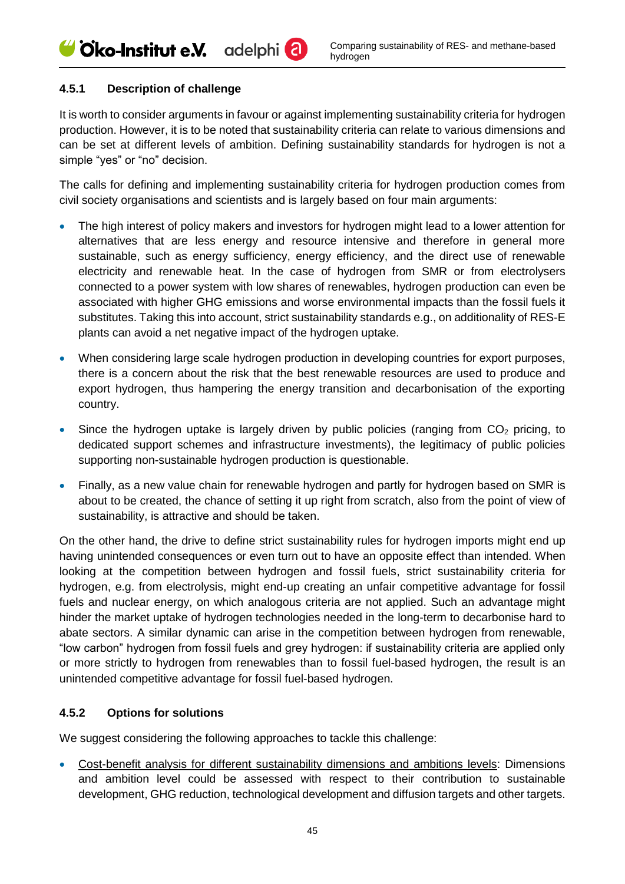### 4.5.1 Description of challenge

It is worth to consider arguments in favour or against implementing sustainability criteria for hydrogen production. However, it is to be noted that sustainability criteria can relate to various dimensions and can be set at different levels of ambition. Defining sustainability standards for hydrogen is not a simple "yes" or "no" decision.

The calls for defining and implementing sustainability criteria for hydrogen production comes from civil society organisations and scientists and is largely based on four main arguments:

- The high interest of policy makers and investors for hydrogen might lead to a lower attention for alternatives that are less energy and resource intensive and therefore in general more sustainable, such as energy sufficiency, energy efficiency, and the direct use of renewable electricity and renewable heat. In the case of hydrogen from SMR or from electrolysers connected to a power system with low shares of renewables, hydrogen production can even be associated with higher GHG emissions and worse environmental impacts than the fossil fuels it substitutes. Taking this into account, strict sustainability standards e.g., on additionality of RES-E plants can avoid a net negative impact of the hydrogen uptake.
- When considering large scale hydrogen production in developing countries for export purposes, there is a concern about the risk that the best renewable resources are used to produce and export hydrogen, thus hampering the energy transition and decarbonisation of the exporting country.
- Since the hydrogen uptake is largely driven by public policies (ranging from $CO_2$ pricing, to dedicated support schemes and infrastructure investments), the legitimacy of public policies supporting non-sustainable hydrogen production is questionable.
- Finally, as a new value chain for renewable hydrogen and partly for hydrogen based on SMR is about to be created, the chance of setting it up right from scratch, also from the point of view of sustainability, is attractive and should be taken.

On the other hand, the drive to define strict sustainability rules for hydrogen imports might end up having unintended consequences or even turn out to have an opposite effect than intended. When looking at the competition between hydrogen and fossil fuels, strict sustainability criteria for hydrogen, e.g. from electrolysis, might end-up creating an unfair competitive advantage for fossil fuels and nuclear energy, on which analogous criteria are not applied. Such an advantage might hinder the market uptake of hydrogen technologies needed in the long-term to decarbonise hard to abate sectors. A similar dynamic can arise in the competition between hydrogen from renewable, "low carbon" hydrogen from fossil fuels and grey hydrogen: if sustainability criteria are applied only or more strictly to hydrogen from renewables than to fossil fuel-based hydrogen, the result is an unintended competitive advantage for fossil fuel-based hydrogen.

### 4.5.2 Options for solutions

We suggest considering the following approaches to tackle this challenge:

- Cost-benefit analysis for different sustainability dimensions and ambitions levels: Dimensions and ambition level could be assessed with respect to their contribution to sustainable development, GHG reduction, technological development and diffusion targets and other targets.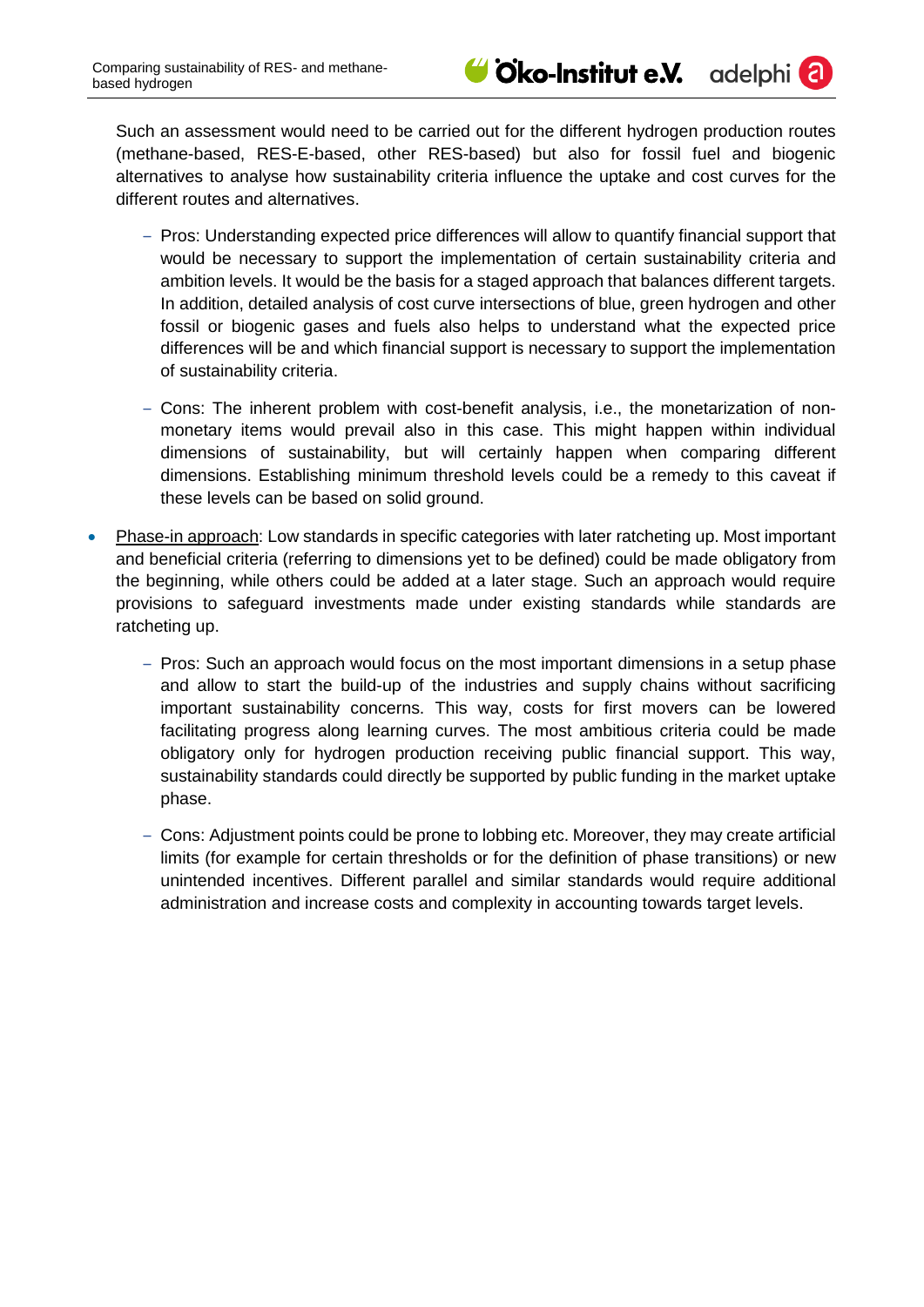Such an assessment would need to be carried out for the different hydrogen production routes (methane-based, RES-E-based, other RES-based) but also for fossil fuel and biogenic alternatives to analyse how sustainability criteria influence the uptake and cost curves for the different routes and alternatives.

  - Pros: Understanding expected price differences will allow to quantify financial support that would be necessary to support the implementation of certain sustainability criteria and ambition levels. It would be the basis for a staged approach that balances different targets. In addition, detailed analysis of cost curve intersections of blue, green hydrogen and other fossil or biogenic gases and fuels also helps to understand what the expected price differences will be and which financial support is necessary to support the implementation of sustainability criteria.
  - Cons: The inherent problem with cost-benefit analysis, i.e., the monetarization of non-monetary items would prevail also in this case. This might happen within individual dimensions of sustainability, but will certainly happen when comparing different dimensions. Establishing minimum threshold levels could be a remedy to this caveat if these levels can be based on solid ground.

- Phase-in approach: Low standards in specific categories with later ratcheting up. Most important and beneficial criteria (referring to dimensions yet to be defined) could be made obligatory from the beginning, while others could be added at a later stage. Such an approach would require provisions to safeguard investments made under existing standards while standards are ratcheting up.
  - Pros: Such an approach would focus on the most important dimensions in a setup phase and allow to start the build-up of the industries and supply chains without sacrificing important sustainability concerns. This way, costs for first movers can be lowered facilitating progress along learning curves. The most ambitious criteria could be made obligatory only for hydrogen production receiving public financial support. This way, sustainability standards could directly be supported by public funding in the market uptake phase.
  - Cons: Adjustment points could be prone to lobbing etc. Moreover, they may create artificial limits (for example for certain thresholds or for the definition of phase transitions) or new unintended incentives. Different parallel and similar standards would require additional administration and increase costs and complexity in accounting towards target levels.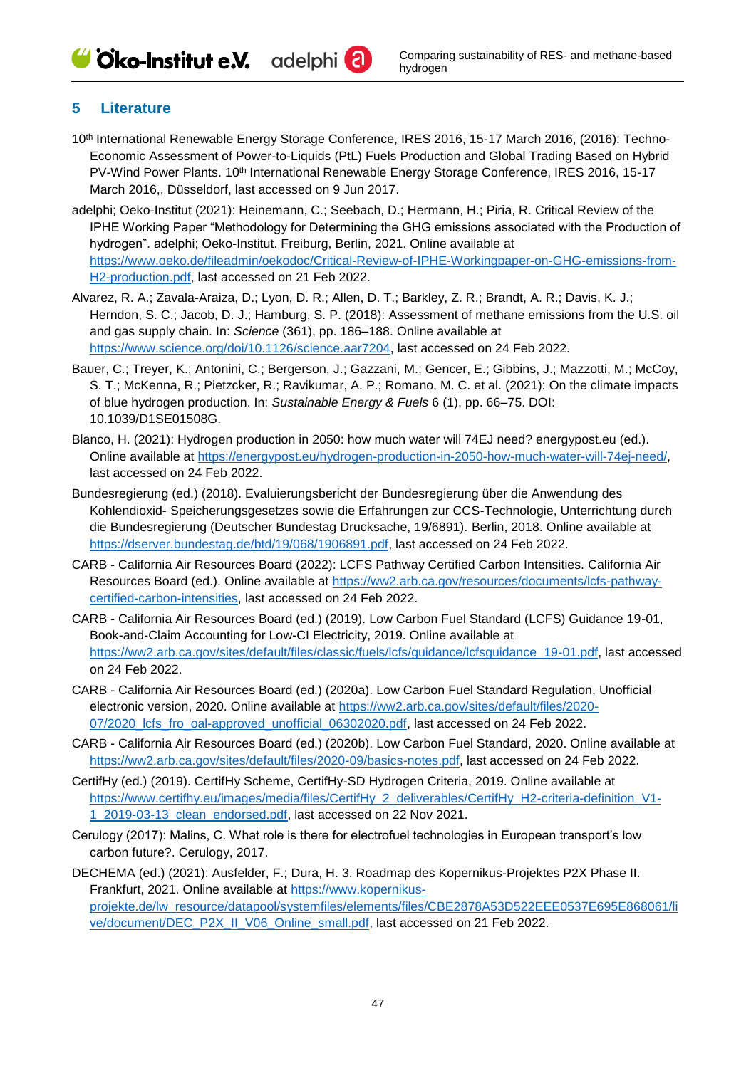## 5 Literature

10th International Renewable Energy Storage Conference, IRES 2016, 15-17 March 2016, (2016): Techno-Economic Assessment of Power-to-Liquids (PtL) Fuels Production and Global Trading Based on Hybrid PV-Wind Power Plants. 10th International Renewable Energy Storage Conference, IRES 2016, 15-17 March 2016,, Düsseldorf, last accessed on 9 Jun 2017.

adelphi; Oeko-Institut (2021): Heinemann, C.; Seebach, D.; Hermann, H.; Piria, R. Critical Review of the IPHE Working Paper "Methodology for Determining the GHG emissions associated with the Production of hydrogen". adelphi; Oeko-Institut. Freiburg, Berlin, 2021. Online available at https://www.oeko.de/fileadmin/oekodoc/Critical-Review-of-IPHE-Workingpaper-on-GHG-emissions-from-H2-production.pdf, last accessed on 21 Feb 2022.

Alvarez, R. A.; Zavala-Araiza, D.; Lyon, D. R.; Allen, D. T.; Barkley, Z. R.; Brandt, A. R.; Davis, K. J.; Herndon, S. C.; Jacob, D. J.; Hamburg, S. P. (2018): Assessment of methane emissions from the U.S. oil and gas supply chain. In: *Science* (361), pp. 186–188. Online available at https://www.science.org/doi/10.1126/science.aar7204, last accessed on 24 Feb 2022.

Bauer, C.; Treyer, K.; Antonini, C.; Bergerson, J.; Gazzani, M.; Gencer, E.; Gibbins, J.; Mazzotti, M.; McCoy, S. T.; McKenna, R.; Pietzcker, R.; Ravikumar, A. P.; Romano, M. C. et al. (2021): On the climate impacts of blue hydrogen production. In: *Sustainable Energy & Fuels* 6 (1), pp. 66–75. DOI: 10.1039/D1SE01508G.

Blanco, H. (2021): Hydrogen production in 2050: how much water will 74EJ need? energypost.eu (ed.). Online available at https://energypost.eu/hydrogen-production-in-2050-how-much-water-will-74ej-need/, last accessed on 24 Feb 2022.

Bundesregierung (ed.) (2018). Evaluierungsbericht der Bundesregierung über die Anwendung des Kohlendioxid- Speicherungsgesetzes sowie die Erfahrungen zur CCS-Technologie, Unterrichtung durch die Bundesregierung (Deutscher Bundestag Drucksache, 19/6891). Berlin, 2018. Online available at https://dserver.bundestag.de/btd/19/068/1906891.pdf, last accessed on 24 Feb 2022.

CARB - California Air Resources Board (2022): LCFS Pathway Certified Carbon Intensities. California Air Resources Board (ed.). Online available at https://ww2.arb.ca.gov/resources/documents/lcfs-pathway-certified-carbon-intensities, last accessed on 24 Feb 2022.

CARB - California Air Resources Board (ed.) (2019). Low Carbon Fuel Standard (LCFS) Guidance 19-01, Book-and-Claim Accounting for Low-CI Electricity, 2019. Online available at https://ww2.arb.ca.gov/sites/default/files/classic/fuels/lcfs/guidance/lcfsguidance_19-01.pdf, last accessed on 24 Feb 2022.

CARB - California Air Resources Board (ed.) (2020a). Low Carbon Fuel Standard Regulation, Unofficial electronic version, 2020. Online available at https://ww2.arb.ca.gov/sites/default/files/2020-07/2020_lcfs_fro_oal-approved_unofficial_06302020.pdf, last accessed on 24 Feb 2022.

CARB - California Air Resources Board (ed.) (2020b). Low Carbon Fuel Standard, 2020. Online available at https://ww2.arb.ca.gov/sites/default/files/2020-09/basics-notes.pdf, last accessed on 24 Feb 2022.

CertifHy (ed.) (2019). CertifHy Scheme, CertifHy-SD Hydrogen Criteria, 2019. Online available at https://www.certifhy.eu/images/media/files/CertifHy_2_deliverables/CertifHy_H2-criteria-definition_V1-1_2019-03-13_clean_endorsed.pdf, last accessed on 22 Nov 2021.

Cerulogy (2017): Malins, C. What role is there for electrofuel technologies in European transport's low carbon future?. Cerulogy, 2017.

DECHEMA (ed.) (2021): Ausfelder, F.; Dura, H. 3. Roadmap des Kopernikus-Projektes P2X Phase II. Frankfurt, 2021. Online available at https://www.kopernikus-projekte.de/lw_resource/datapool/systemfiles/elements/files/CBE2878A53D522EEE0537E695E868061/live/document/DEC_P2X_II_V06_Online_small.pdf, last accessed on 21 Feb 2022.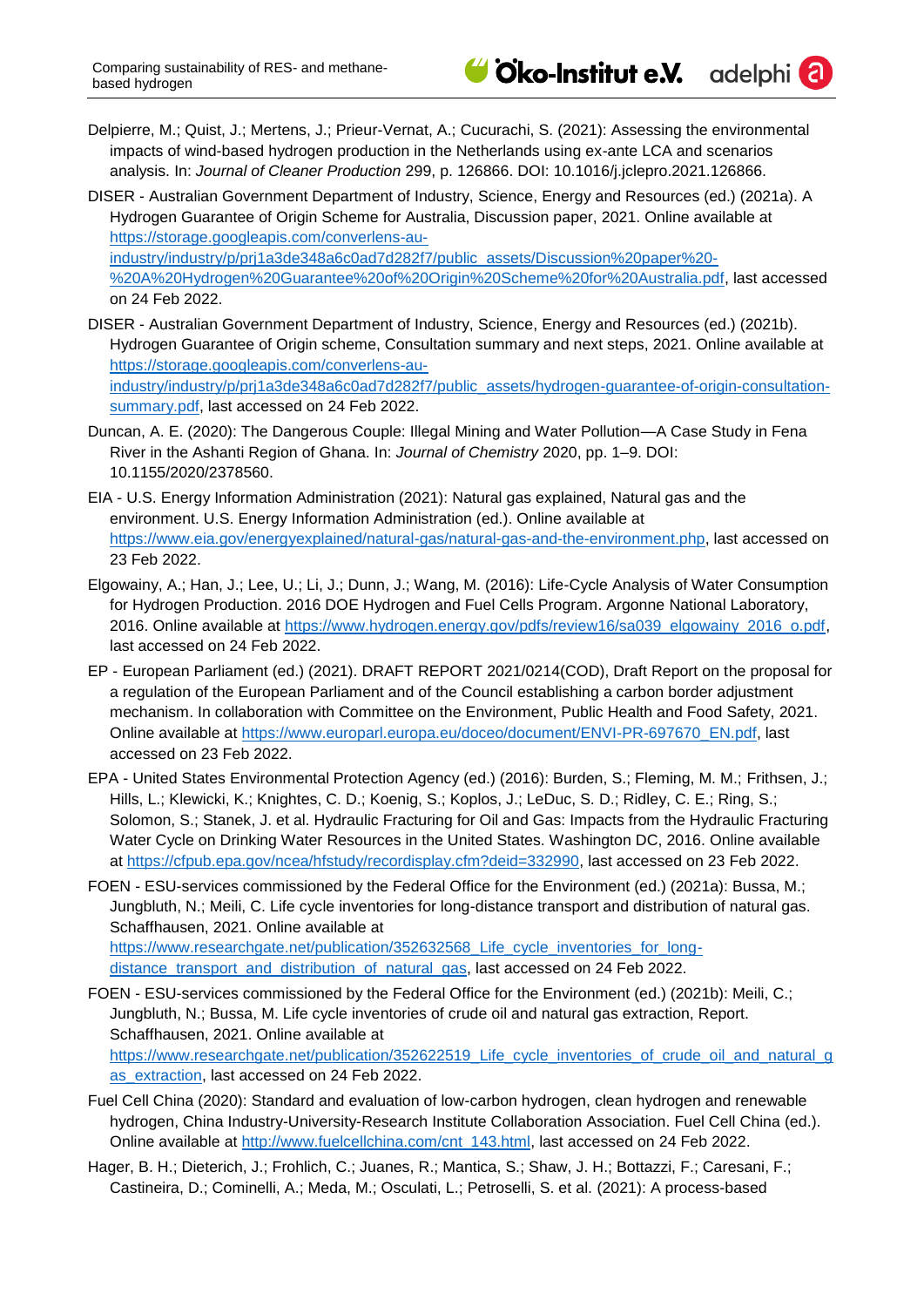Delpierre, M.; Quist, J.; Mertens, J.; Prieur-Vernat, A.; Cucurachi, S. (2021): Assessing the environmental impacts of wind-based hydrogen production in the Netherlands using ex-ante LCA and scenarios analysis. In: *Journal of Cleaner Production* 299, p. 126866. DOI: 10.1016/j.jclepro.2021.126866.

DISER - Australian Government Department of Industry, Science, Energy and Resources (ed.) (2021a). A Hydrogen Guarantee of Origin Scheme for Australia, Discussion paper, 2021. Online available at https://storage.googleapis.com/converlens-au-industry/industry/p/prj1a3de348a6c0ad7d282f7/public_assets/Discussion%20paper%20-%20A%20Hydrogen%20Guarantee%20of%20Origin%20Scheme%20for%20Australia.pdf, last accessed on 24 Feb 2022.

DISER - Australian Government Department of Industry, Science, Energy and Resources (ed.) (2021b). Hydrogen Guarantee of Origin scheme, Consultation summary and next steps, 2021. Online available at https://storage.googleapis.com/converlens-au-industry/industry/p/prj1a3de348a6c0ad7d282f7/public_assets/hydrogen-guarantee-of-origin-consultation-summary.pdf, last accessed on 24 Feb 2022.

Duncan, A. E. (2020): The Dangerous Couple: Illegal Mining and Water Pollution—A Case Study in Fena River in the Ashanti Region of Ghana. In: *Journal of Chemistry* 2020, pp. 1–9. DOI: 10.1155/2020/2378560.

EIA - U.S. Energy Information Administration (2021): Natural gas explained, Natural gas and the environment. U.S. Energy Information Administration (ed.). Online available at https://www.eia.gov/energyexplained/natural-gas/natural-gas-and-the-environment.php, last accessed on 23 Feb 2022.

Elgowainy, A.; Han, J.; Lee, U.; Li, J.; Dunn, J.; Wang, M. (2016): Life-Cycle Analysis of Water Consumption for Hydrogen Production. 2016 DOE Hydrogen and Fuel Cells Program. Argonne National Laboratory, 2016. Online available at https://www.hydrogen.energy.gov/pdfs/review16/sa039_elgowainy_2016_o.pdf, last accessed on 24 Feb 2022.

EP - European Parliament (ed.) (2021). DRAFT REPORT 2021/0214(COD), Draft Report on the proposal for a regulation of the European Parliament and of the Council establishing a carbon border adjustment mechanism. In collaboration with Committee on the Environment, Public Health and Food Safety, 2021. Online available at https://www.europarl.europa.eu/doceo/document/ENVI-PR-697670_EN.pdf, last accessed on 23 Feb 2022.

EPA - United States Environmental Protection Agency (ed.) (2016): Burden, S.; Fleming, M. M.; Frithsen, J.; Hills, L.; Klewicki, K.; Knightes, C. D.; Koenig, S.; Koplos, J.; LeDuc, S. D.; Ridley, C. E.; Ring, S.; Solomon, S.; Stanek, J. et al. Hydraulic Fracturing for Oil and Gas: Impacts from the Hydraulic Fracturing Water Cycle on Drinking Water Resources in the United States. Washington DC, 2016. Online available at https://cfpub.epa.gov/ncea/hfstudy/recordisplay.cfm?deid=332990, last accessed on 23 Feb 2022.

FOEN - ESU-services commissioned by the Federal Office for the Environment (ed.) (2021a): Bussa, M.; Jungbluth, N.; Meili, C. Life cycle inventories for long-distance transport and distribution of natural gas. Schaffhausen, 2021. Online available at https://www.researchgate.net/publication/352632568_Life_cycle_inventories_for_long-distance_transport_and_distribution_of_natural_gas, last accessed on 24 Feb 2022.

FOEN - ESU-services commissioned by the Federal Office for the Environment (ed.) (2021b): Meili, C.; Jungbluth, N.; Bussa, M. Life cycle inventories of crude oil and natural gas extraction, Report. Schaffhausen, 2021. Online available at https://www.researchgate.net/publication/352622519_Life_cycle_inventories_of_crude_oil_and_natural_gas_extraction, last accessed on 24 Feb 2022.

Fuel Cell China (2020): Standard and evaluation of low-carbon hydrogen, clean hydrogen and renewable hydrogen, China Industry-University-Research Institute Collaboration Association. Fuel Cell China (ed.). Online available at http://www.fuelcellchina.com/cnt_143.html, last accessed on 24 Feb 2022.

Hager, B. H.; Dieterich, J.; Frohlich, C.; Juanes, R.; Mantica, S.; Shaw, J. H.; Bottazzi, F.; Caresani, F.; Castineira, D.; Cominelli, A.; Meda, M.; Osculati, L.; Petroselli, S. et al. (2021): A process-based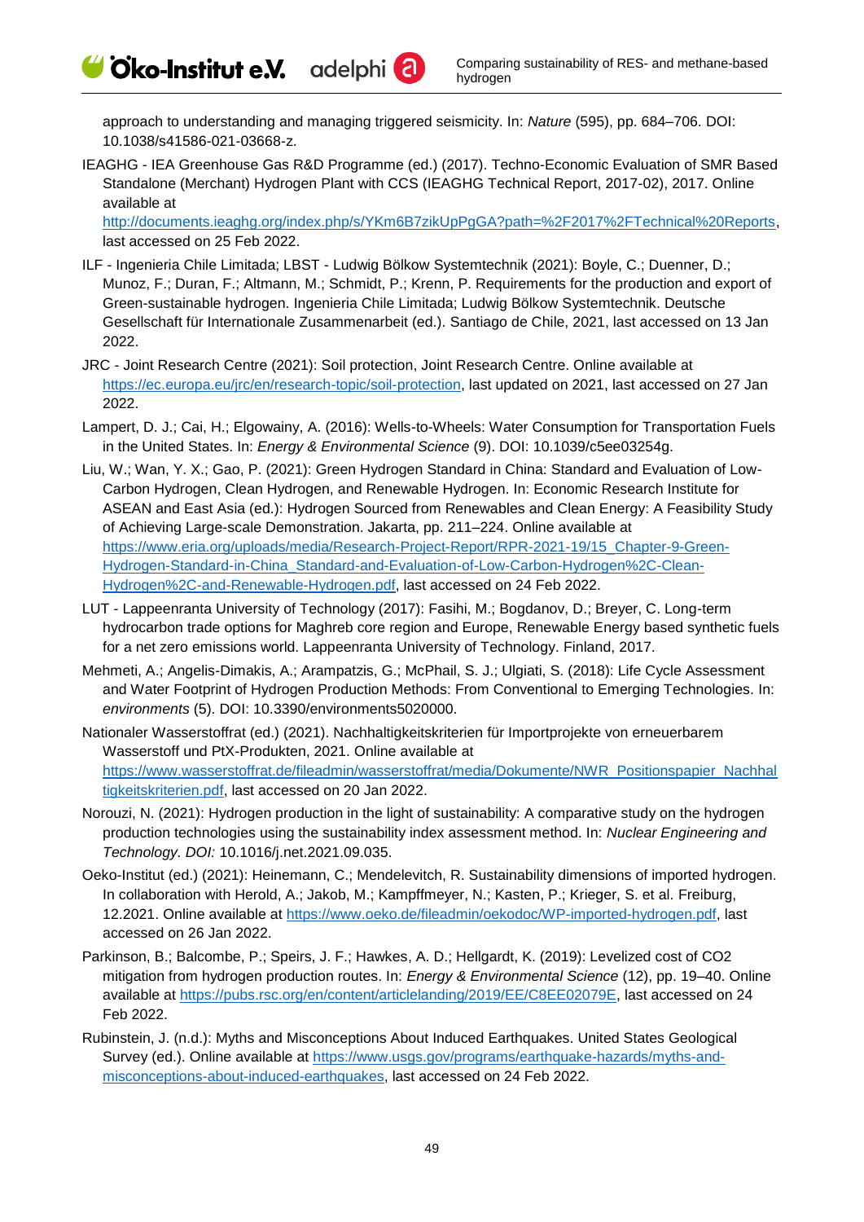approach to understanding and managing triggered seismicity. In: *Nature* (595), pp. 684–706. DOI: 10.1038/s41586-021-03668-z.

IEAGHG - IEA Greenhouse Gas R&D Programme (ed.) (2017). Techno-Economic Evaluation of SMR Based Standalone (Merchant) Hydrogen Plant with CCS (IEAGHG Technical Report, 2017-02), 2017. Online available at http://documents.ieaghg.org/index.php/s/YKm6B7zikUpPgGA?path=%2F2017%2FTechnical%20Reports, last accessed on 25 Feb 2022.

ILF - Ingenieria Chile Limitada; LBST - Ludwig Bölkow Systemtechnik (2021): Boyle, C.; Duenner, D.; Munoz, F.; Duran, F.; Altmann, M.; Schmidt, P.; Krenn, P. Requirements for the production and export of Green-sustainable hydrogen. Ingenieria Chile Limitada; Ludwig Bölkow Systemtechnik. Deutsche Gesellschaft für Internationale Zusammenarbeit (ed.). Santiago de Chile, 2021, last accessed on 13 Jan 2022.

JRC - Joint Research Centre (2021): Soil protection, Joint Research Centre. Online available at https://ec.europa.eu/jrc/en/research-topic/soil-protection, last updated on 2021, last accessed on 27 Jan 2022.

Lampert, D. J.; Cai, H.; Elgowainy, A. (2016): Wells-to-Wheels: Water Consumption for Transportation Fuels in the United States. In: *Energy & Environmental Science* (9). DOI: 10.1039/c5ee03254g.

Liu, W.; Wan, Y. X.; Gao, P. (2021): Green Hydrogen Standard in China: Standard and Evaluation of Low-Carbon Hydrogen, Clean Hydrogen, and Renewable Hydrogen. In: Economic Research Institute for ASEAN and East Asia (ed.): Hydrogen Sourced from Renewables and Clean Energy: A Feasibility Study of Achieving Large-scale Demonstration. Jakarta, pp. 211–224. Online available at https://www.eria.org/uploads/media/Research-Project-Report/RPR-2021-19/15_Chapter-9-Green-Hydrogen-Standard-in-China_Standard-and-Evaluation-of-Low-Carbon-Hydrogen%2C-Clean-Hydrogen%2C-and-Renewable-Hydrogen.pdf, last accessed on 24 Feb 2022.

LUT - Lappeenranta University of Technology (2017): Fasihi, M.; Bogdanov, D.; Breyer, C. Long-term hydrocarbon trade options for Maghreb core region and Europe, Renewable Energy based synthetic fuels for a net zero emissions world. Lappeenranta University of Technology. Finland, 2017.

Mehmeti, A.; Angelis-Dimakis, A.; Arampatzis, G.; McPhail, S. J.; Ulgiati, S. (2018): Life Cycle Assessment and Water Footprint of Hydrogen Production Methods: From Conventional to Emerging Technologies. In: *environments* (5). DOI: 10.3390/environments5020000.

Nationaler Wasserstoffrat (ed.) (2021). Nachhaltigkeitskriterien für Importprojekte von erneuerbarem Wasserstoff und PtX-Produkten, 2021. Online available at https://www.wasserstoffrat.de/fileadmin/wasserstoffrat/media/Dokumente/NWR_Positionspapier_Nachhaltigkeitskriterien.pdf, last accessed on 20 Jan 2022.

Norouzi, N. (2021): Hydrogen production in the light of sustainability: A comparative study on the hydrogen production technologies using the sustainability index assessment method. In: *Nuclear Engineering and Technology. DOI:* 10.1016/j.net.2021.09.035.

Oeko-Institut (ed.) (2021): Heinemann, C.; Mendelevitch, R. Sustainability dimensions of imported hydrogen. In collaboration with Herold, A.; Jakob, M.; Kampffmeyer, N.; Kasten, P.; Krieger, S. et al. Freiburg, 12.2021. Online available at https://www.oeko.de/fileadmin/oekodoc/WP-imported-hydrogen.pdf, last accessed on 26 Jan 2022.

Parkinson, B.; Balcombe, P.; Speirs, J. F.; Hawkes, A. D.; Hellgardt, K. (2019): Levelized cost of CO2 mitigation from hydrogen production routes. In: *Energy & Environmental Science* (12), pp. 19–40. Online available at https://pubs.rsc.org/en/content/articlelanding/2019/EE/C8EE02079E, last accessed on 24 Feb 2022.

Rubinstein, J. (n.d.): Myths and Misconceptions About Induced Earthquakes. United States Geological Survey (ed.). Online available at https://www.usgs.gov/programs/earthquake-hazards/myths-and-misconceptions-about-induced-earthquakes, last accessed on 24 Feb 2022.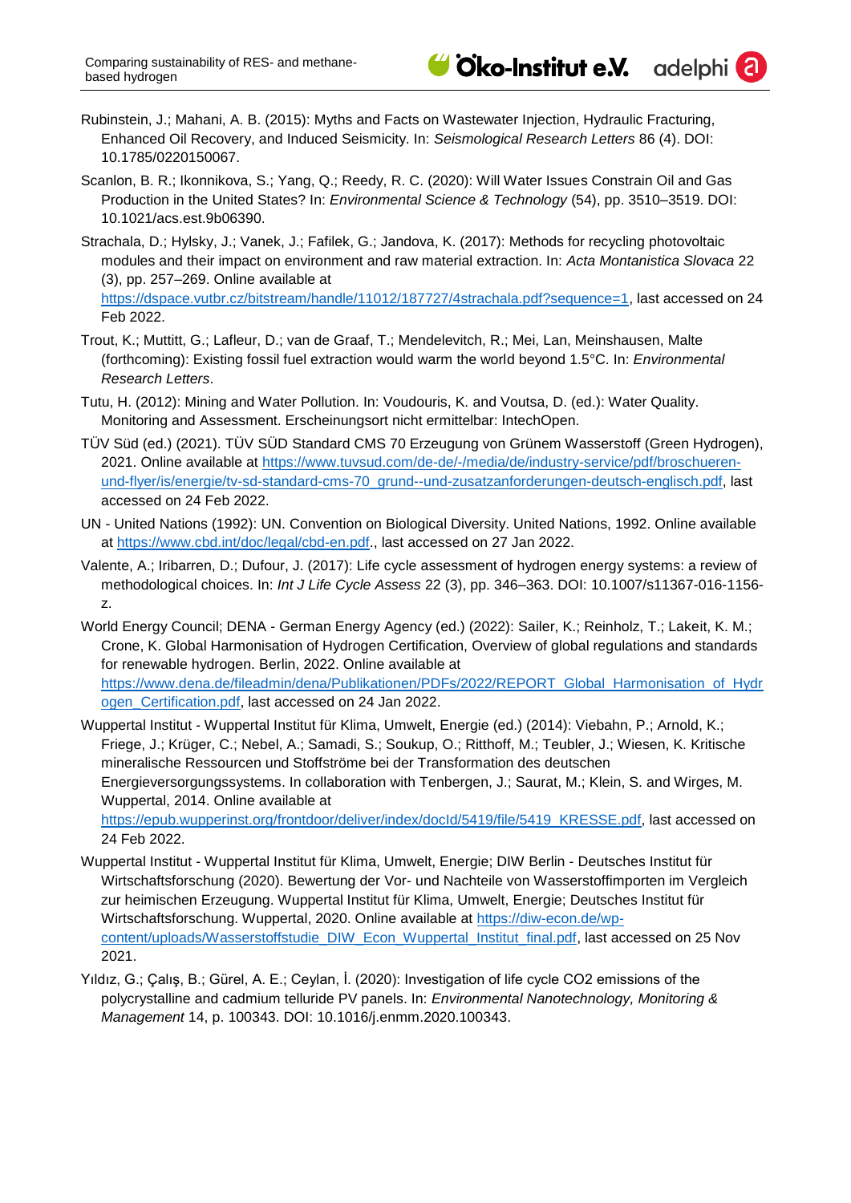Rubinstein, J.; Mahani, A. B. (2015): Myths and Facts on Wastewater Injection, Hydraulic Fracturing, Enhanced Oil Recovery, and Induced Seismicity. In: *Seismological Research Letters* 86 (4). DOI: 10.1785/0220150067.

Scanlon, B. R.; Ikonnikova, S.; Yang, Q.; Reedy, R. C. (2020): Will Water Issues Constrain Oil and Gas Production in the United States? In: *Environmental Science & Technology* (54), pp. 3510–3519. DOI: 10.1021/acs.est.9b06390.

Strachala, D.; Hylsky, J.; Vanek, J.; Fafilek, G.; Jandova, K. (2017): Methods for recycling photovoltaic modules and their impact on environment and raw material extraction. In: *Acta Montanistica Slovaca* 22 (3), pp. 257–269. Online available at https://dspace.vutbr.cz/bitstream/handle/11012/187727/4strachala.pdf?sequence=1, last accessed on 24 Feb 2022.

Trout, K.; Muttitt, G.; Lafleur, D.; van de Graaf, T.; Mendelevitch, R.; Mei, Lan, Meinshausen, Malte (forthcoming): Existing fossil fuel extraction would warm the world beyond 1.5°C. In: *Environmental Research Letters*.

Tutu, H. (2012): Mining and Water Pollution. In: Voudouris, K. and Voutsa, D. (ed.): Water Quality. Monitoring and Assessment. Erscheinungsort nicht ermittelbar: IntechOpen.

TÜV Süd (ed.) (2021). TÜV SÜD Standard CMS 70 Erzeugung von Grünem Wasserstoff (Green Hydrogen), 2021. Online available at https://www.tuvsud.com/de-de/-/media/de/industry-service/pdf/broschueren-und-flyer/is/energie/tv-sd-standard-cms-70_grund--und-zusatzanforderungen-deutsch-englisch.pdf, last accessed on 24 Feb 2022.

UN - United Nations (1992): UN. Convention on Biological Diversity. United Nations, 1992. Online available at https://www.cbd.int/doc/legal/cbd-en.pdf., last accessed on 27 Jan 2022.

Valente, A.; Iribarren, D.; Dufour, J. (2017): Life cycle assessment of hydrogen energy systems: a review of methodological choices. In: *Int J Life Cycle Assess* 22 (3), pp. 346–363. DOI: 10.1007/s11367-016-1156-z.

World Energy Council; DENA - German Energy Agency (ed.) (2022): Sailer, K.; Reinholz, T.; Lakeit, K. M.; Crone, K. Global Harmonisation of Hydrogen Certification, Overview of global regulations and standards for renewable hydrogen. Berlin, 2022. Online available at https://www.dena.de/fileadmin/dena/Publikationen/PDFs/2022/REPORT_Global_Harmonisation_of_Hydrogen_Certification.pdf, last accessed on 24 Jan 2022.

Wuppertal Institut - Wuppertal Institut für Klima, Umwelt, Energie (ed.) (2014): Viebahn, P.; Arnold, K.; Friege, J.; Krüger, C.; Nebel, A.; Samadi, S.; Soukup, O.; Ritthoff, M.; Teubler, J.; Wiesen, K. Kritische mineralische Ressourcen und Stoffströme bei der Transformation des deutschen Energieversorgungssystems. In collaboration with Tenbergen, J.; Saurat, M.; Klein, S. and Wirges, M. Wuppertal, 2014. Online available at https://epub.wupperinst.org/frontdoor/deliver/index/docId/5419/file/5419_KRESSE.pdf, last accessed on 24 Feb 2022.

Wuppertal Institut - Wuppertal Institut für Klima, Umwelt, Energie; DIW Berlin - Deutsches Institut für Wirtschaftsforschung (2020). Bewertung der Vor- und Nachteile von Wasserstoffimporten im Vergleich zur heimischen Erzeugung. Wuppertal Institut für Klima, Umwelt, Energie; Deutsches Institut für Wirtschaftsforschung. Wuppertal, 2020. Online available at https://diw-econ.de/wp-content/uploads/Wasserstoffstudie_DIW_Econ_Wuppertal_Institut_final.pdf, last accessed on 25 Nov 2021.

Yıldız, G.; Çalış, B.; Gürel, A. E.; Ceylan, İ. (2020): Investigation of life cycle CO2 emissions of the polycrystalline and cadmium telluride PV panels. In: *Environmental Nanotechnology, Monitoring & Management* 14, p. 100343. DOI: 10.1016/j.enmm.2020.100343.